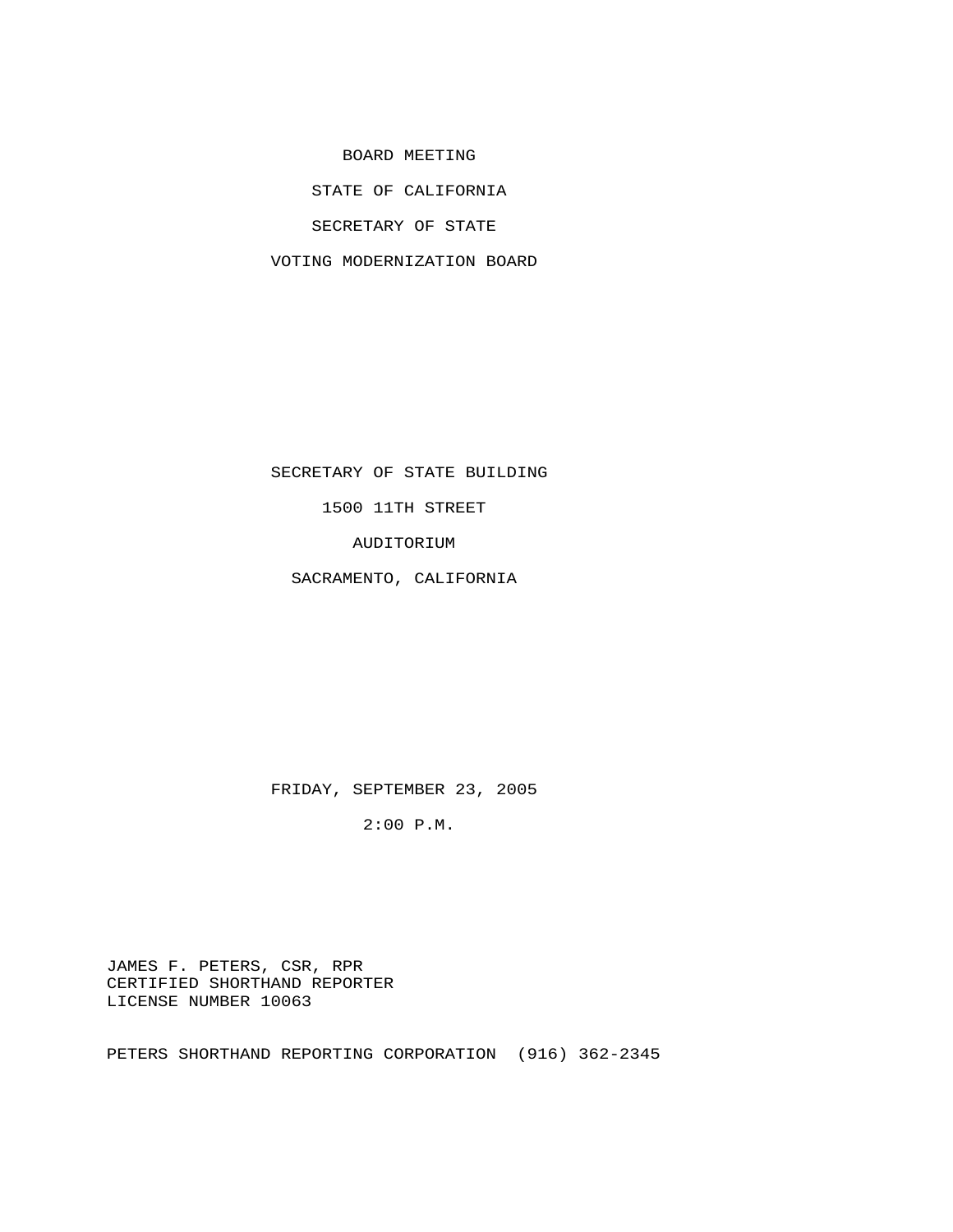# BOARD MEETING

## STATE OF CALIFORNIA

## SECRETARY OF STATE

## VOTING MODERNIZATION BOARD

SECRETARY OF STATE BUILDING

1500 11TH STREET

AUDITORIUM

SACRAMENTO, CALIFORNIA

FRIDAY, SEPTEMBER 23, 2005

2:00 P.M.

JAMES F. PETERS, CSR, RPR
CERTIFIED SHORTHAND REPORTER
LICENSE NUMBER 10063

PETERS SHORTHAND REPORTING CORPORATION (916) 362-2345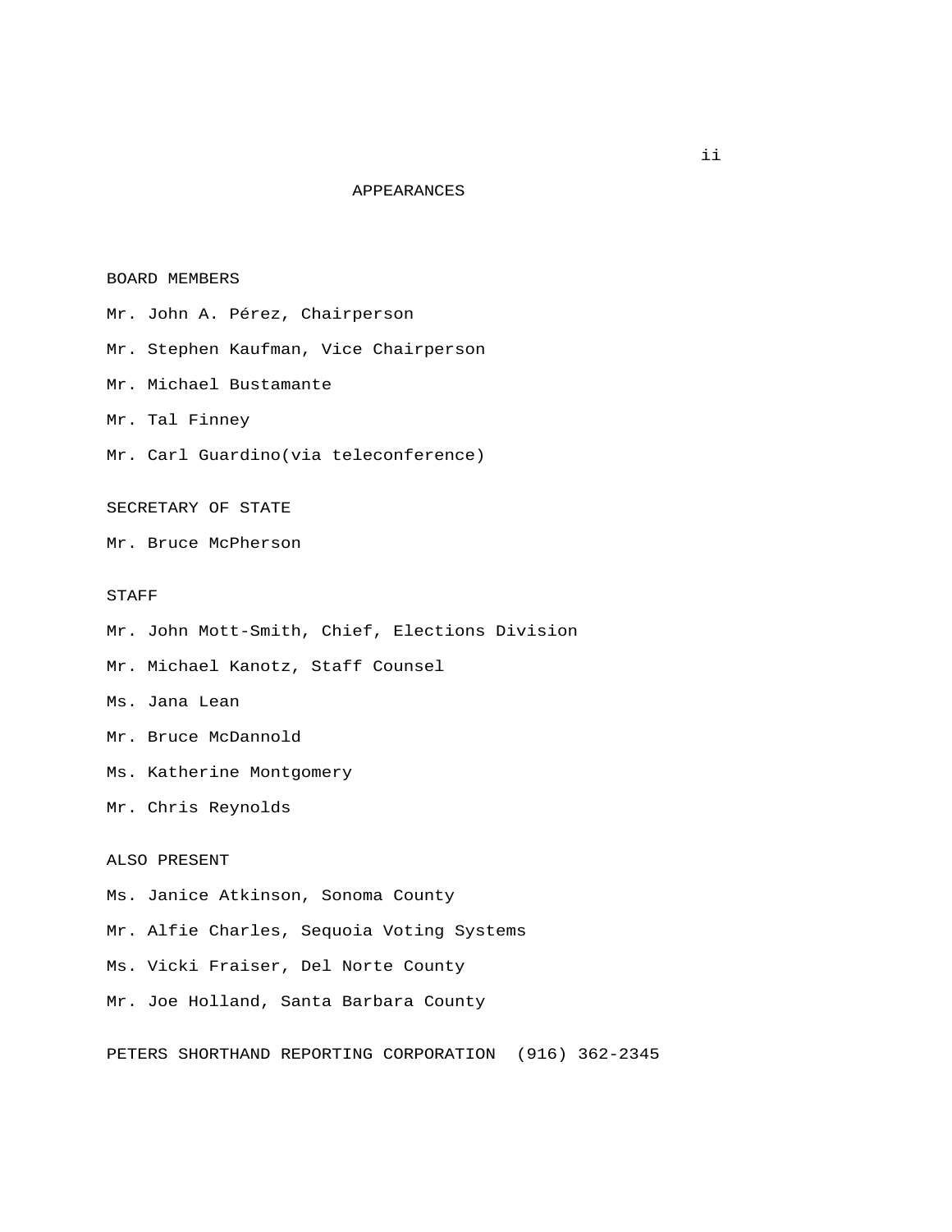# APPEARANCES

## BOARD MEMBERS

Mr. John A. Pérez, Chairperson

Mr. Stephen Kaufman, Vice Chairperson

Mr. Michael Bustamante

Mr. Tal Finney

Mr. Carl Guardino(via teleconference)

## SECRETARY OF STATE

Mr. Bruce McPherson

## STAFF

Mr. John Mott-Smith, Chief, Elections Division

Mr. Michael Kanotz, Staff Counsel

Ms. Jana Lean

Mr. Bruce McDannold

Ms. Katherine Montgomery

Mr. Chris Reynolds

## ALSO PRESENT

Ms. Janice Atkinson, Sonoma County

Mr. Alfie Charles, Sequoia Voting Systems

Ms. Vicki Fraiser, Del Norte County

Mr. Joe Holland, Santa Barbara County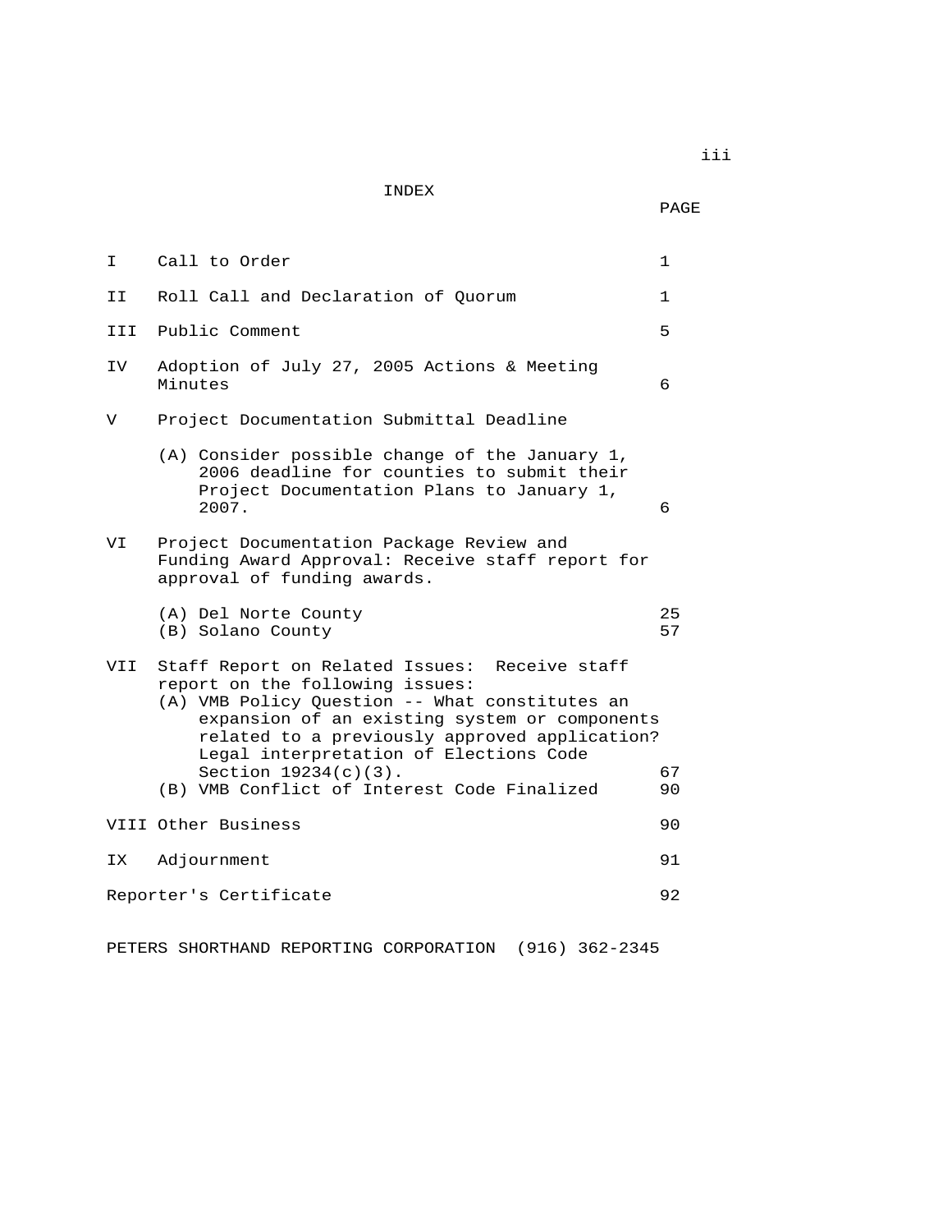# INDEX

| | | PAGE |
|---|---|---|
| I | Call to Order | 1 |
| II | Roll Call and Declaration of Quorum | 1 |
| III | Public Comment | 5 |
| IV | Adoption of July 27, 2005 Actions & Meeting Minutes | 6 |
| V | Project Documentation Submittal Deadline | |
| | (A) Consider possible change of the January 1, 2006 deadline for counties to submit their Project Documentation Plans to January 1, 2007. | 6 |
| VI | Project Documentation Package Review and Funding Award Approval: Receive staff report for approval of funding awards. | |
| | (A) Del Norte County | 25 |
| | (B) Solano County | 57 |
| VII | Staff Report on Related Issues: Receive staff report on the following issues: | |
| | (A) VMB Policy Question -- What constitutes an expansion of an existing system or components related to a previously approved application? Legal interpretation of Elections Code Section 19234(c)(3). | 67 |
| | (B) VMB Conflict of Interest Code Finalized | 90 |
| VIII | Other Business | 90 |
| IX | Adjournment | 91 |
| | Reporter's Certificate | 92 |

PETERS SHORTHAND REPORTING CORPORATION (916) 362-2345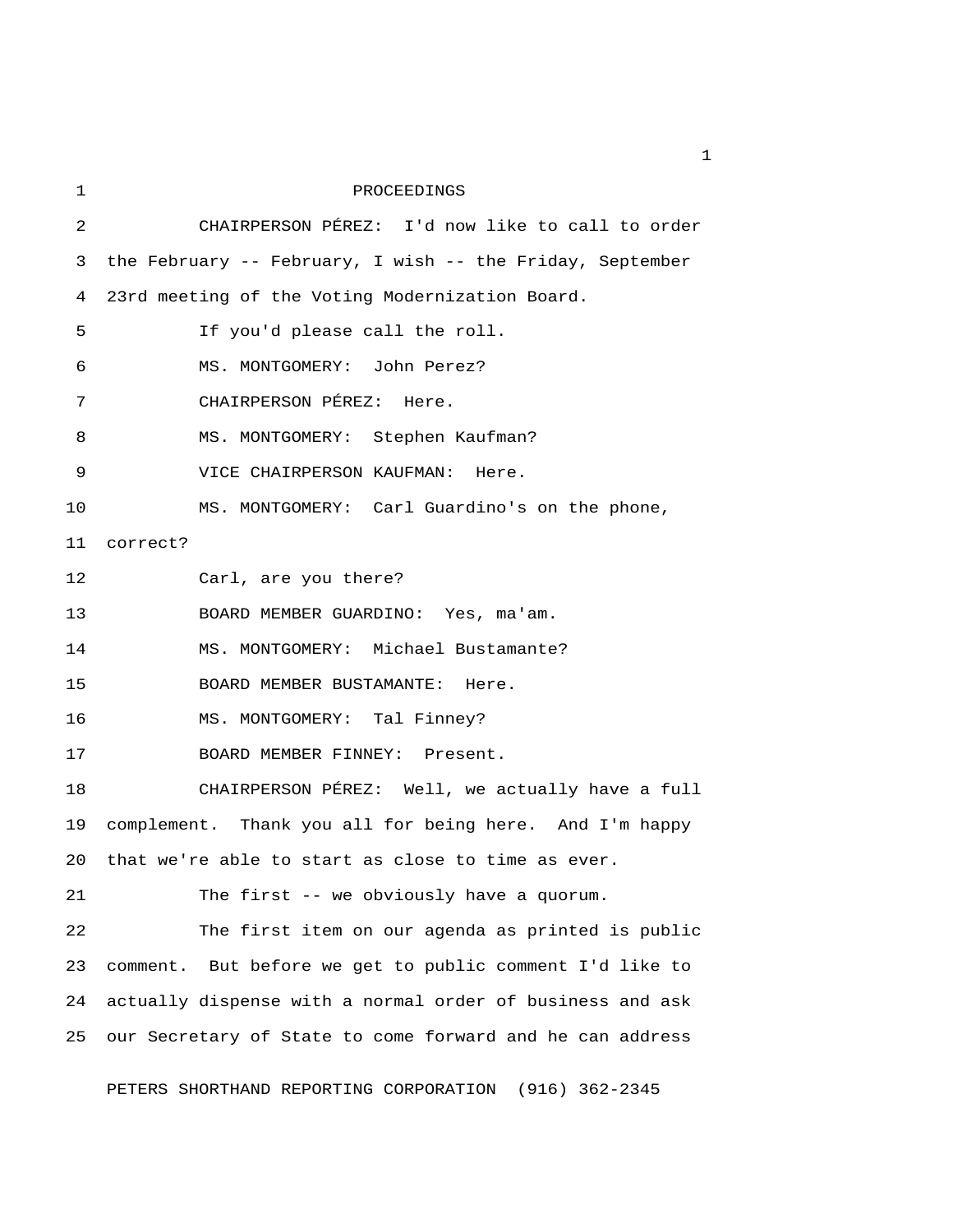PROCEEDINGS

CHAIRPERSON PÉREZ: I'd now like to call to order the February -- February, I wish -- the Friday, September 23rd meeting of the Voting Modernization Board.

If you'd please call the roll.

MS. MONTGOMERY: John Perez?

CHAIRPERSON PÉREZ: Here.

MS. MONTGOMERY: Stephen Kaufman?

VICE CHAIRPERSON KAUFMAN: Here.

MS. MONTGOMERY: Carl Guardino's on the phone, correct?

Carl, are you there?

BOARD MEMBER GUARDINO: Yes, ma'am.

MS. MONTGOMERY: Michael Bustamante?

BOARD MEMBER BUSTAMANTE: Here.

MS. MONTGOMERY: Tal Finney?

BOARD MEMBER FINNEY: Present.

CHAIRPERSON PÉREZ: Well, we actually have a full complement. Thank you all for being here. And I'm happy that we're able to start as close to time as ever.

The first -- we obviously have a quorum.

The first item on our agenda as printed is public comment. But before we get to public comment I'd like to actually dispense with a normal order of business and ask our Secretary of State to come forward and he can address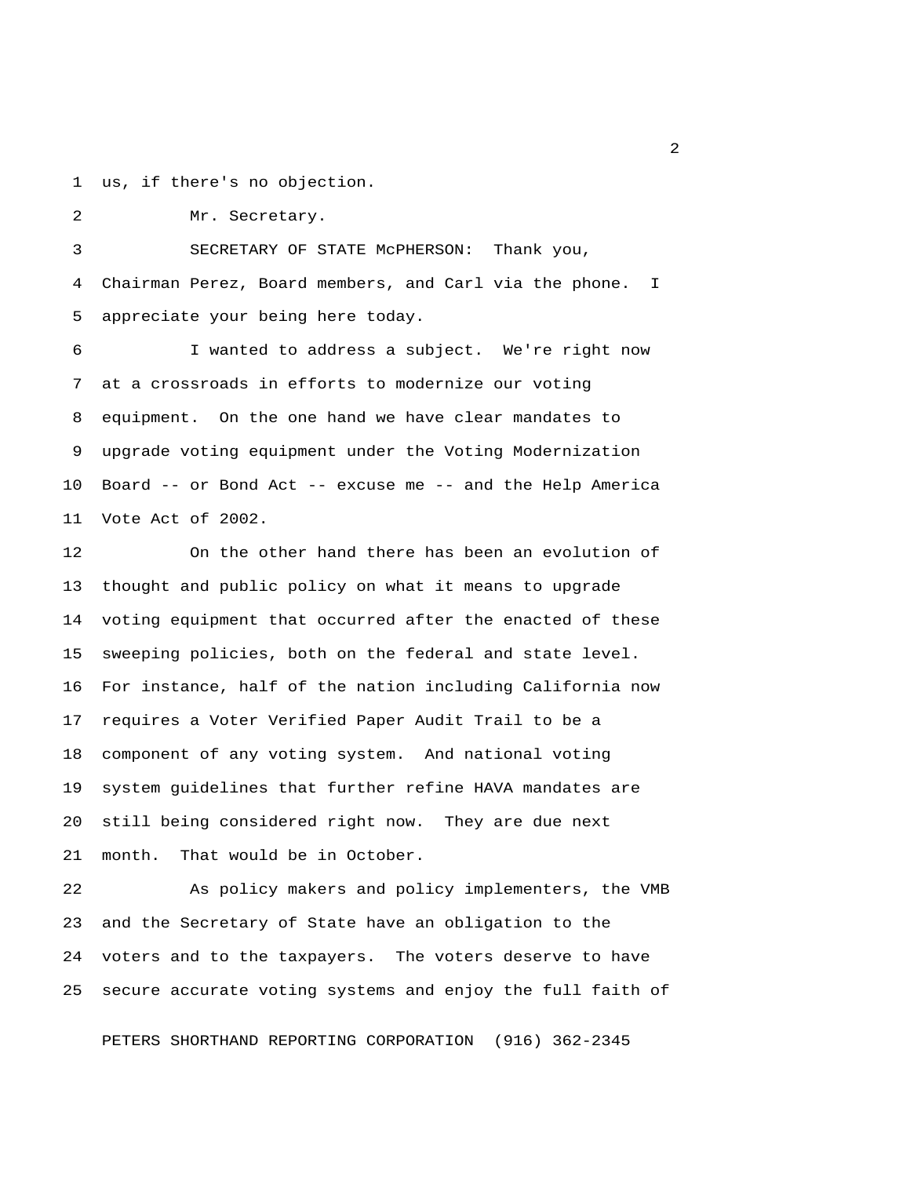us, if there's no objection.

Mr. Secretary.

SECRETARY OF STATE McPHERSON: Thank you, Chairman Perez, Board members, and Carl via the phone. I appreciate your being here today.

I wanted to address a subject. We're right now at a crossroads in efforts to modernize our voting equipment. On the one hand we have clear mandates to upgrade voting equipment under the Voting Modernization Board -- or Bond Act -- excuse me -- and the Help America Vote Act of 2002.

On the other hand there has been an evolution of thought and public policy on what it means to upgrade voting equipment that occurred after the enacted of these sweeping policies, both on the federal and state level. For instance, half of the nation including California now requires a Voter Verified Paper Audit Trail to be a component of any voting system. And national voting system guidelines that further refine HAVA mandates are still being considered right now. They are due next month. That would be in October.

As policy makers and policy implementers, the VMB and the Secretary of State have an obligation to the voters and to the taxpayers. The voters deserve to have secure accurate voting systems and enjoy the full faith of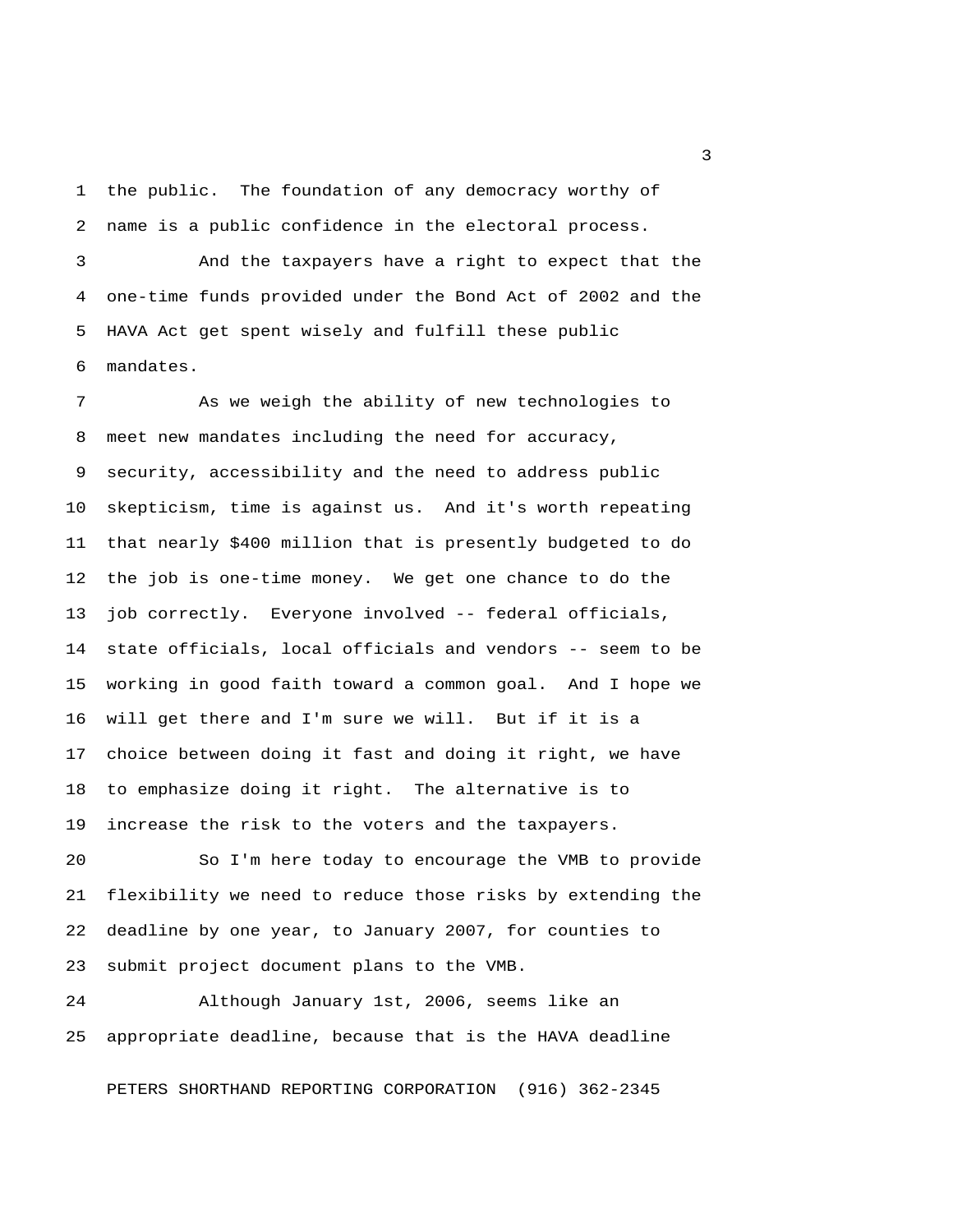the public. The foundation of any democracy worthy of name is a public confidence in the electoral process.

And the taxpayers have a right to expect that the one-time funds provided under the Bond Act of 2002 and the HAVA Act get spent wisely and fulfill these public mandates.

As we weigh the ability of new technologies to meet new mandates including the need for accuracy, security, accessibility and the need to address public skepticism, time is against us. And it's worth repeating that nearly $400 million that is presently budgeted to do the job is one-time money. We get one chance to do the job correctly. Everyone involved -- federal officials, state officials, local officials and vendors -- seem to be working in good faith toward a common goal. And I hope we will get there and I'm sure we will. But if it is a choice between doing it fast and doing it right, we have to emphasize doing it right. The alternative is to increase the risk to the voters and the taxpayers.

So I'm here today to encourage the VMB to provide flexibility we need to reduce those risks by extending the deadline by one year, to January 2007, for counties to submit project document plans to the VMB.

Although January 1st, 2006, seems like an appropriate deadline, because that is the HAVA deadline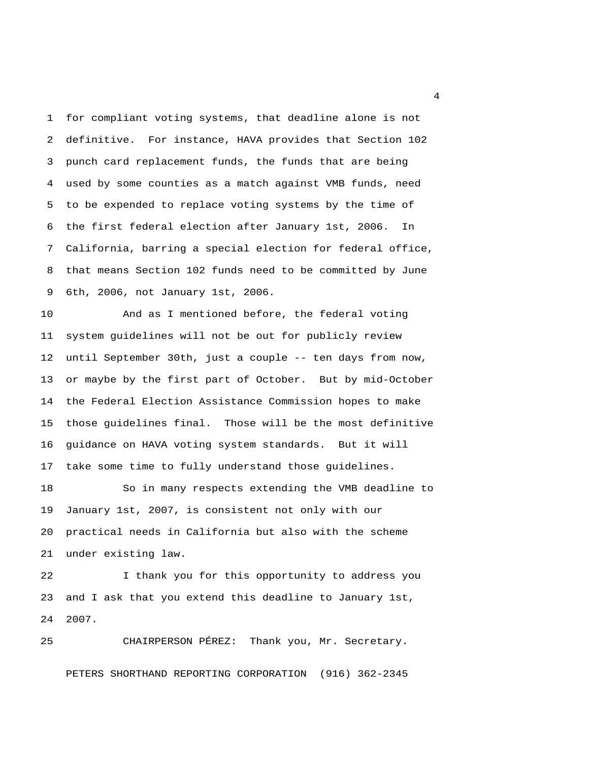for compliant voting systems, that deadline alone is not definitive. For instance, HAVA provides that Section 102 punch card replacement funds, the funds that are being used by some counties as a match against VMB funds, need to be expended to replace voting systems by the time of the first federal election after January 1st, 2006. In California, barring a special election for federal office, that means Section 102 funds need to be committed by June 6th, 2006, not January 1st, 2006.

And as I mentioned before, the federal voting system guidelines will not be out for publicly review until September 30th, just a couple -- ten days from now, or maybe by the first part of October. But by mid-October the Federal Election Assistance Commission hopes to make those guidelines final. Those will be the most definitive guidance on HAVA voting system standards. But it will take some time to fully understand those guidelines.

So in many respects extending the VMB deadline to January 1st, 2007, is consistent not only with our practical needs in California but also with the scheme under existing law.

I thank you for this opportunity to address you and I ask that you extend this deadline to January 1st, 2007.

CHAIRPERSON PÉREZ: Thank you, Mr. Secretary.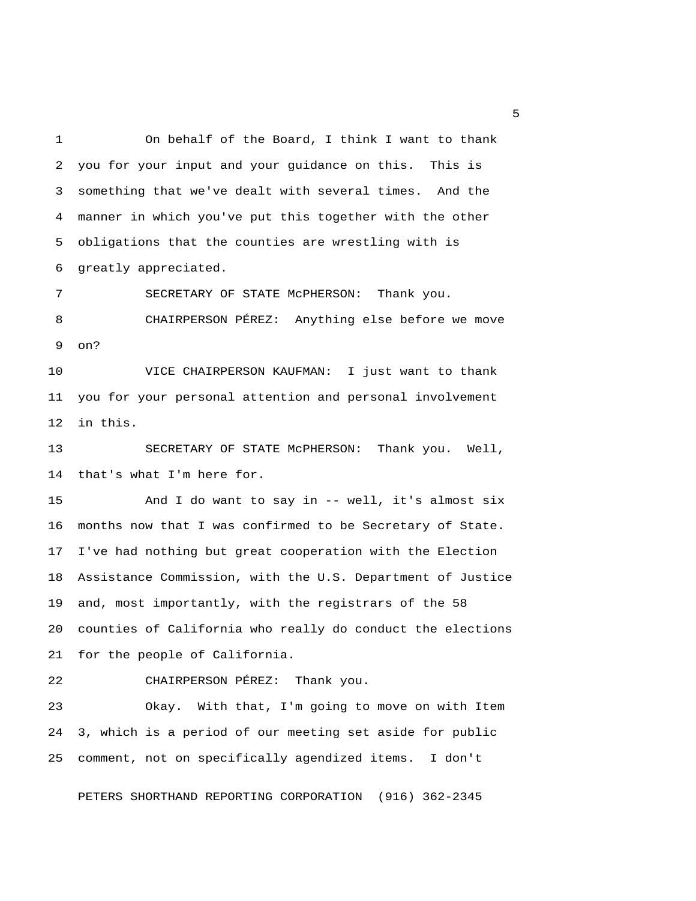On behalf of the Board, I think I want to thank you for your input and your guidance on this. This is something that we've dealt with several times. And the manner in which you've put this together with the other obligations that the counties are wrestling with is greatly appreciated.

SECRETARY OF STATE McPHERSON: Thank you.

CHAIRPERSON PÉREZ: Anything else before we move on?

VICE CHAIRPERSON KAUFMAN: I just want to thank you for your personal attention and personal involvement in this.

SECRETARY OF STATE McPHERSON: Thank you. Well, that's what I'm here for.

And I do want to say in -- well, it's almost six months now that I was confirmed to be Secretary of State. I've had nothing but great cooperation with the Election Assistance Commission, with the U.S. Department of Justice and, most importantly, with the registrars of the 58 counties of California who really do conduct the elections for the people of California.

CHAIRPERSON PÉREZ: Thank you.

Okay. With that, I'm going to move on with Item 3, which is a period of our meeting set aside for public comment, not on specifically agendized items. I don't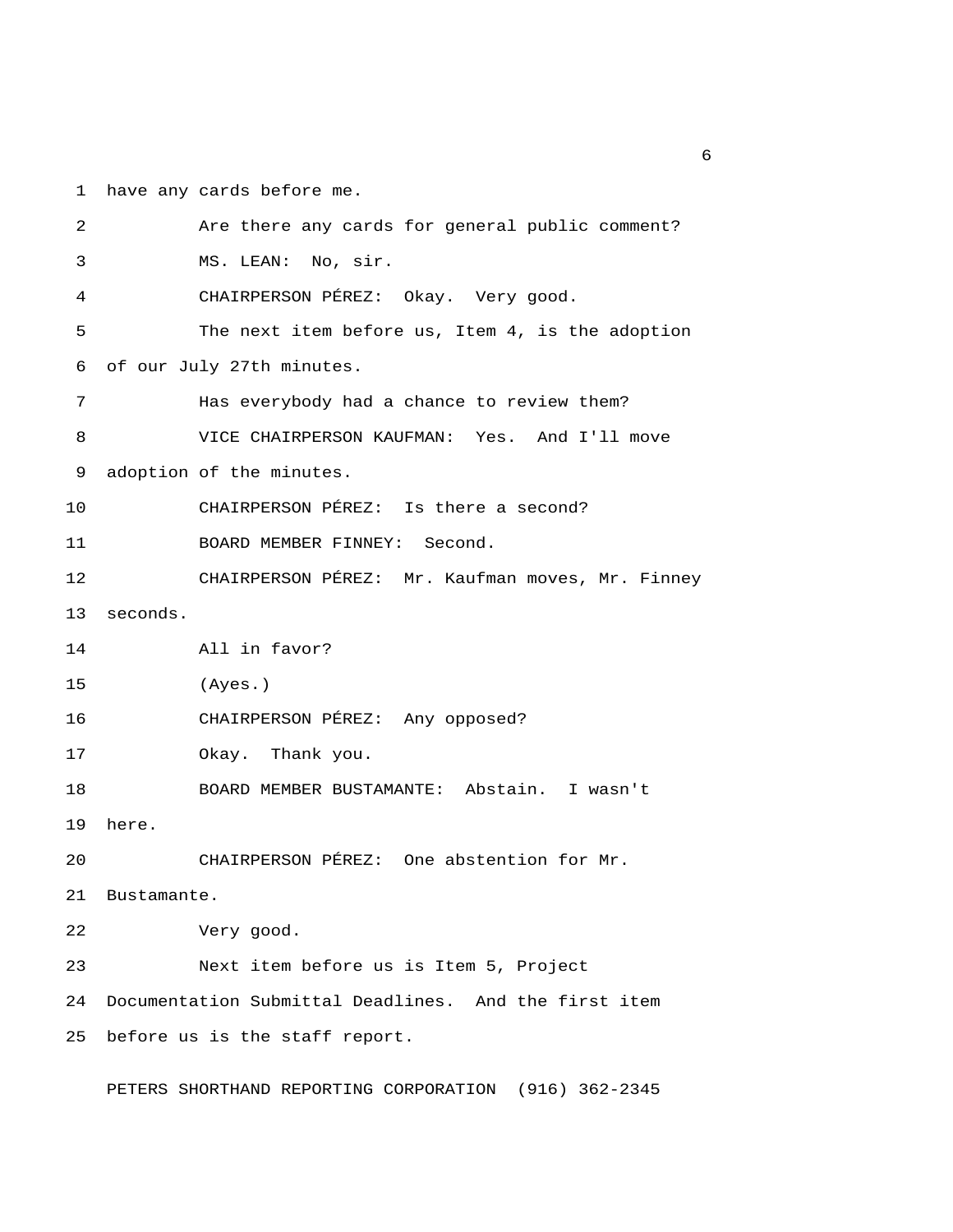have any cards before me.

Are there any cards for general public comment?

MS. LEAN: No, sir.

CHAIRPERSON PÉREZ: Okay. Very good.

The next item before us, Item 4, is the adoption of our July 27th minutes.

Has everybody had a chance to review them?

VICE CHAIRPERSON KAUFMAN: Yes. And I'll move adoption of the minutes.

CHAIRPERSON PÉREZ: Is there a second?

BOARD MEMBER FINNEY: Second.

CHAIRPERSON PÉREZ: Mr. Kaufman moves, Mr. Finney seconds.

All in favor?

(Ayes.)

CHAIRPERSON PÉREZ: Any opposed?

Okay. Thank you.

BOARD MEMBER BUSTAMANTE: Abstain. I wasn't here.

CHAIRPERSON PÉREZ: One abstention for Mr. Bustamante.

Very good.

Next item before us is Item 5, Project Documentation Submittal Deadlines. And the first item before us is the staff report.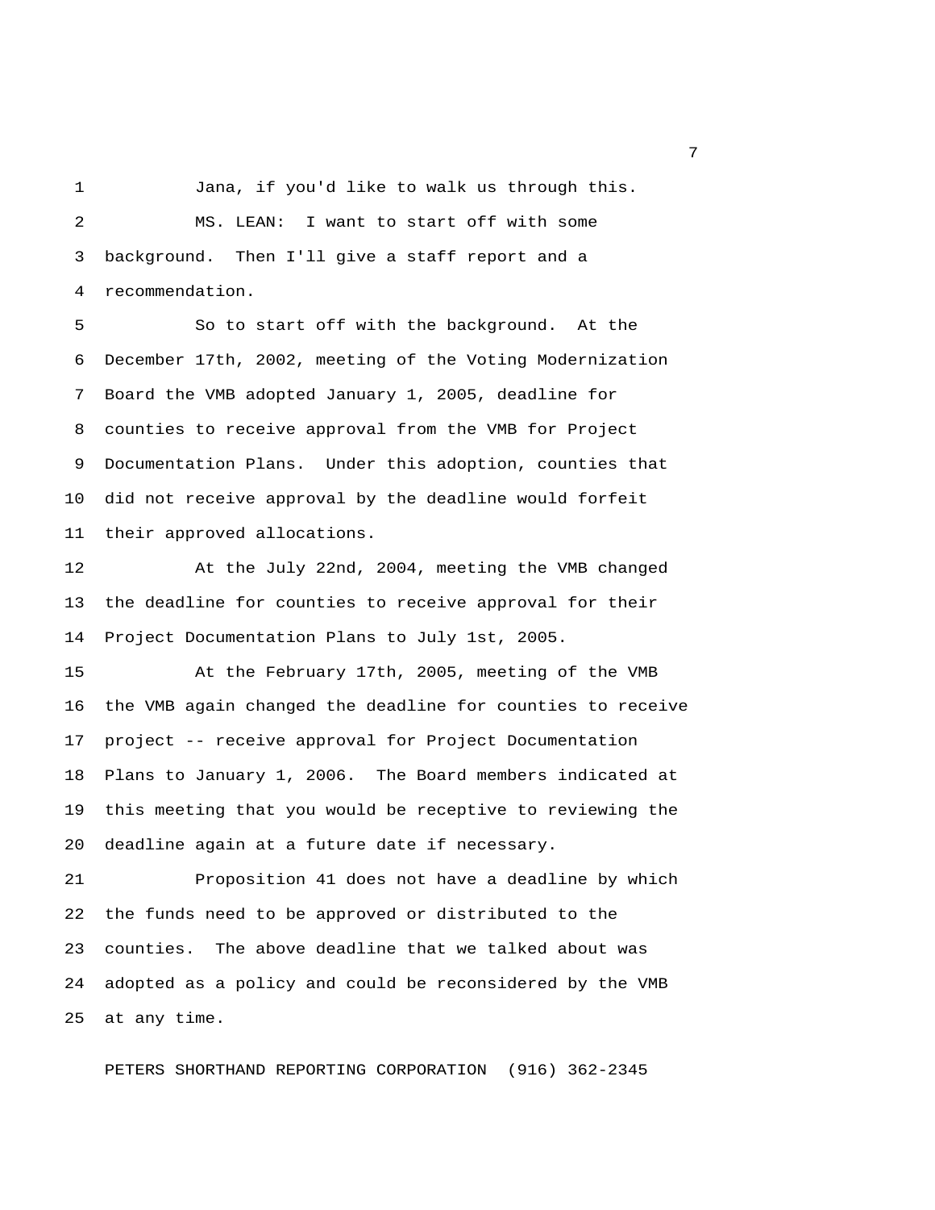Jana, if you'd like to walk us through this.

MS. LEAN: I want to start off with some background. Then I'll give a staff report and a recommendation.

So to start off with the background. At the December 17th, 2002, meeting of the Voting Modernization Board the VMB adopted January 1, 2005, deadline for counties to receive approval from the VMB for Project Documentation Plans. Under this adoption, counties that did not receive approval by the deadline would forfeit their approved allocations.

At the July 22nd, 2004, meeting the VMB changed the deadline for counties to receive approval for their Project Documentation Plans to July 1st, 2005.

At the February 17th, 2005, meeting of the VMB the VMB again changed the deadline for counties to receive project -- receive approval for Project Documentation Plans to January 1, 2006. The Board members indicated at this meeting that you would be receptive to reviewing the deadline again at a future date if necessary.

Proposition 41 does not have a deadline by which the funds need to be approved or distributed to the counties. The above deadline that we talked about was adopted as a policy and could be reconsidered by the VMB at any time.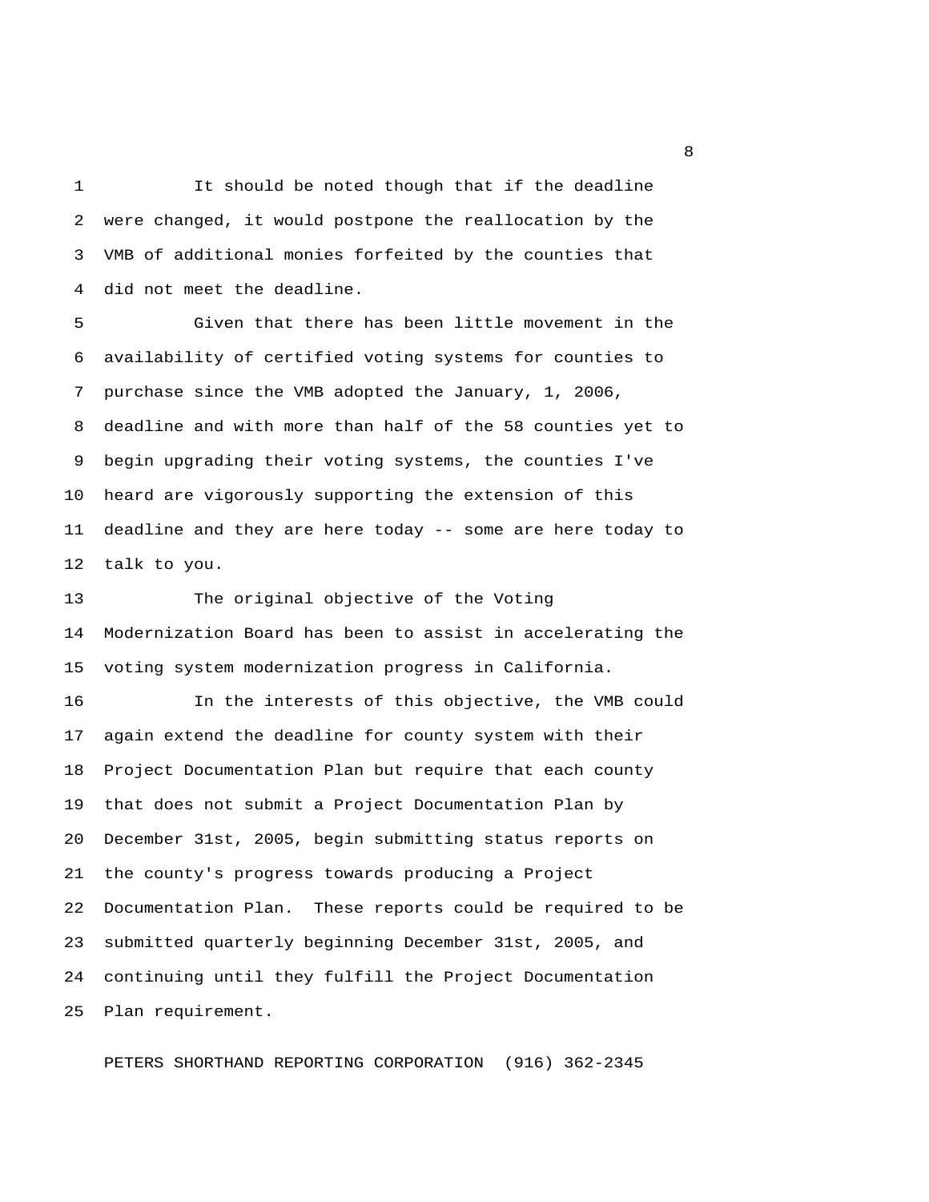It should be noted though that if the deadline were changed, it would postpone the reallocation by the VMB of additional monies forfeited by the counties that did not meet the deadline.

Given that there has been little movement in the availability of certified voting systems for counties to purchase since the VMB adopted the January, 1, 2006, deadline and with more than half of the 58 counties yet to begin upgrading their voting systems, the counties I've heard are vigorously supporting the extension of this deadline and they are here today -- some are here today to talk to you.

The original objective of the Voting Modernization Board has been to assist in accelerating the voting system modernization progress in California.

In the interests of this objective, the VMB could again extend the deadline for county system with their Project Documentation Plan but require that each county that does not submit a Project Documentation Plan by December 31st, 2005, begin submitting status reports on the county's progress towards producing a Project Documentation Plan. These reports could be required to be submitted quarterly beginning December 31st, 2005, and continuing until they fulfill the Project Documentation Plan requirement.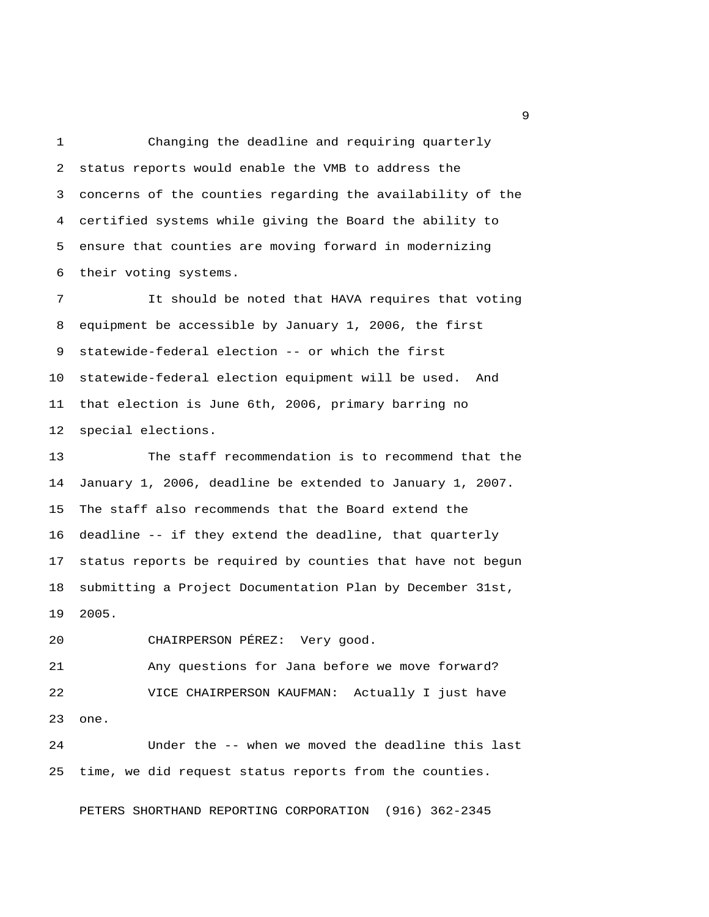Changing the deadline and requiring quarterly status reports would enable the VMB to address the concerns of the counties regarding the availability of the certified systems while giving the Board the ability to ensure that counties are moving forward in modernizing their voting systems.

It should be noted that HAVA requires that voting equipment be accessible by January 1, 2006, the first statewide-federal election -- or which the first statewide-federal election equipment will be used. And that election is June 6th, 2006, primary barring no special elections.

The staff recommendation is to recommend that the January 1, 2006, deadline be extended to January 1, 2007. The staff also recommends that the Board extend the deadline -- if they extend the deadline, that quarterly status reports be required by counties that have not begun submitting a Project Documentation Plan by December 31st, 2005.

CHAIRPERSON PÉREZ: Very good.

Any questions for Jana before we move forward?

VICE CHAIRPERSON KAUFMAN: Actually I just have one.

Under the -- when we moved the deadline this last time, we did request status reports from the counties.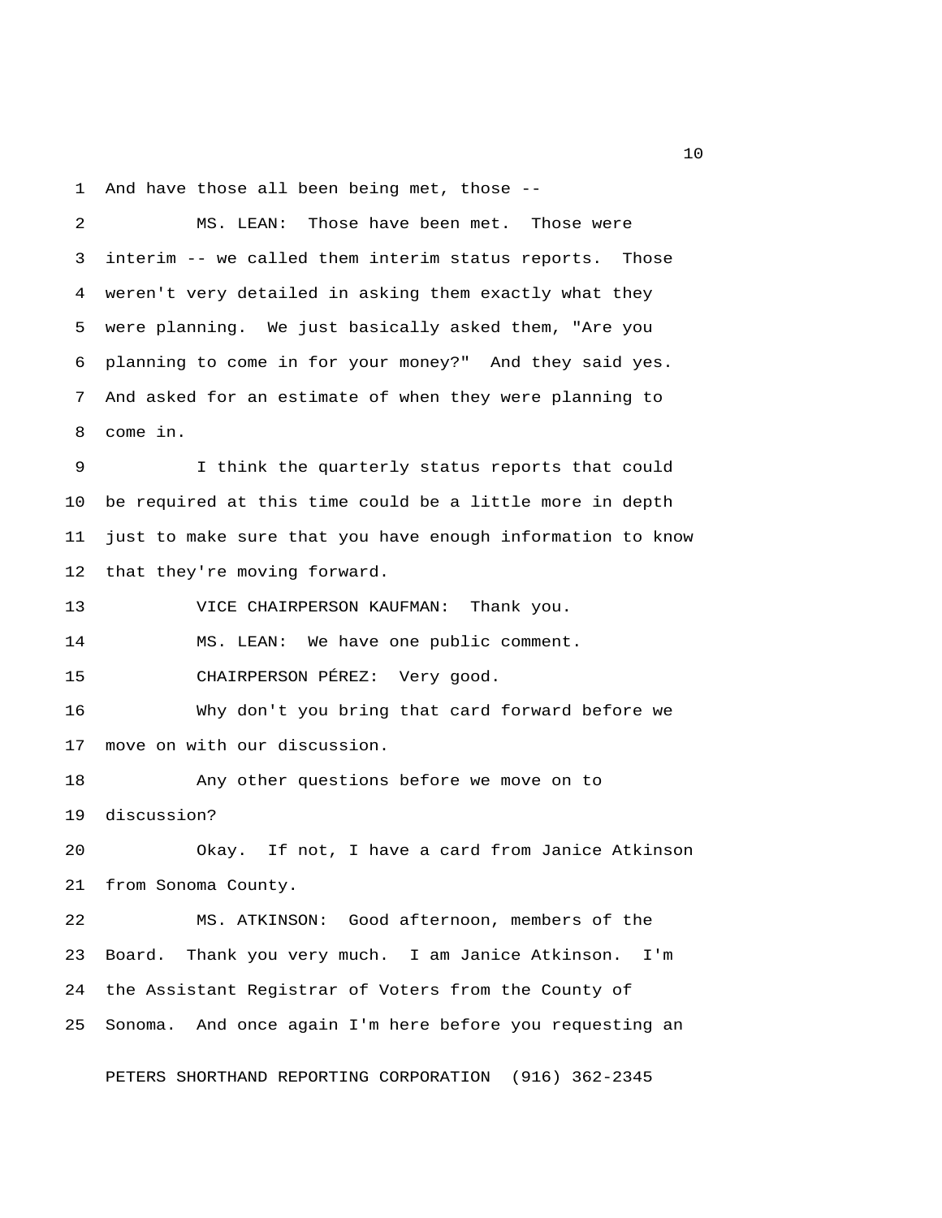And have those all been being met, those --

MS. LEAN: Those have been met. Those were interim -- we called them interim status reports. Those weren't very detailed in asking them exactly what they were planning. We just basically asked them, "Are you planning to come in for your money?" And they said yes. And asked for an estimate of when they were planning to come in.

I think the quarterly status reports that could be required at this time could be a little more in depth just to make sure that you have enough information to know that they're moving forward.

VICE CHAIRPERSON KAUFMAN: Thank you.

MS. LEAN: We have one public comment.

CHAIRPERSON PÉREZ: Very good.

Why don't you bring that card forward before we move on with our discussion.

Any other questions before we move on to discussion?

Okay. If not, I have a card from Janice Atkinson from Sonoma County.

MS. ATKINSON: Good afternoon, members of the Board. Thank you very much. I am Janice Atkinson. I'm the Assistant Registrar of Voters from the County of Sonoma. And once again I'm here before you requesting an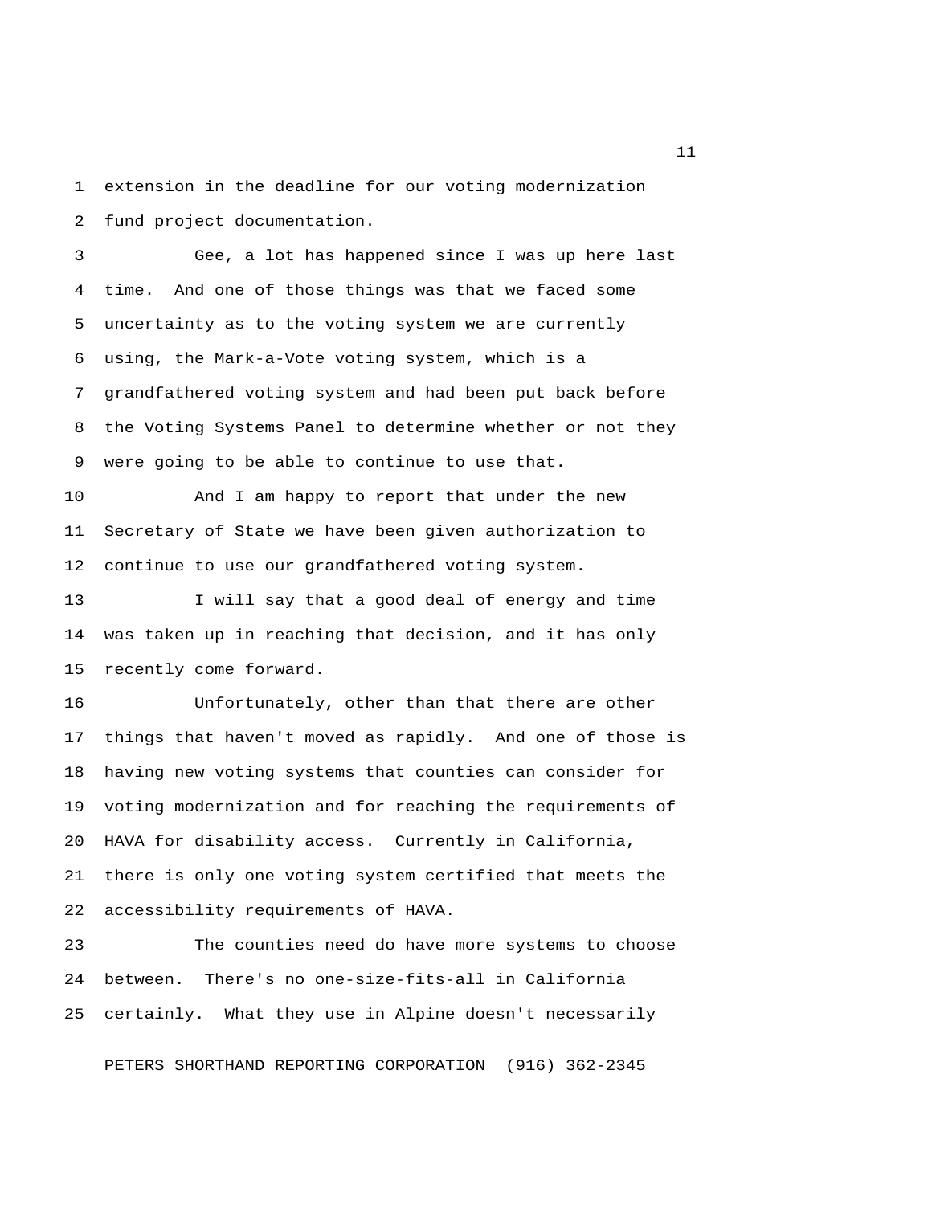extension in the deadline for our voting modernization fund project documentation.

Gee, a lot has happened since I was up here last time. And one of those things was that we faced some uncertainty as to the voting system we are currently using, the Mark-a-Vote voting system, which is a grandfathered voting system and had been put back before the Voting Systems Panel to determine whether or not they were going to be able to continue to use that.

And I am happy to report that under the new Secretary of State we have been given authorization to continue to use our grandfathered voting system.

I will say that a good deal of energy and time was taken up in reaching that decision, and it has only recently come forward.

Unfortunately, other than that there are other things that haven't moved as rapidly. And one of those is having new voting systems that counties can consider for voting modernization and for reaching the requirements of HAVA for disability access. Currently in California, there is only one voting system certified that meets the accessibility requirements of HAVA.

The counties need do have more systems to choose between. There's no one-size-fits-all in California certainly. What they use in Alpine doesn't necessarily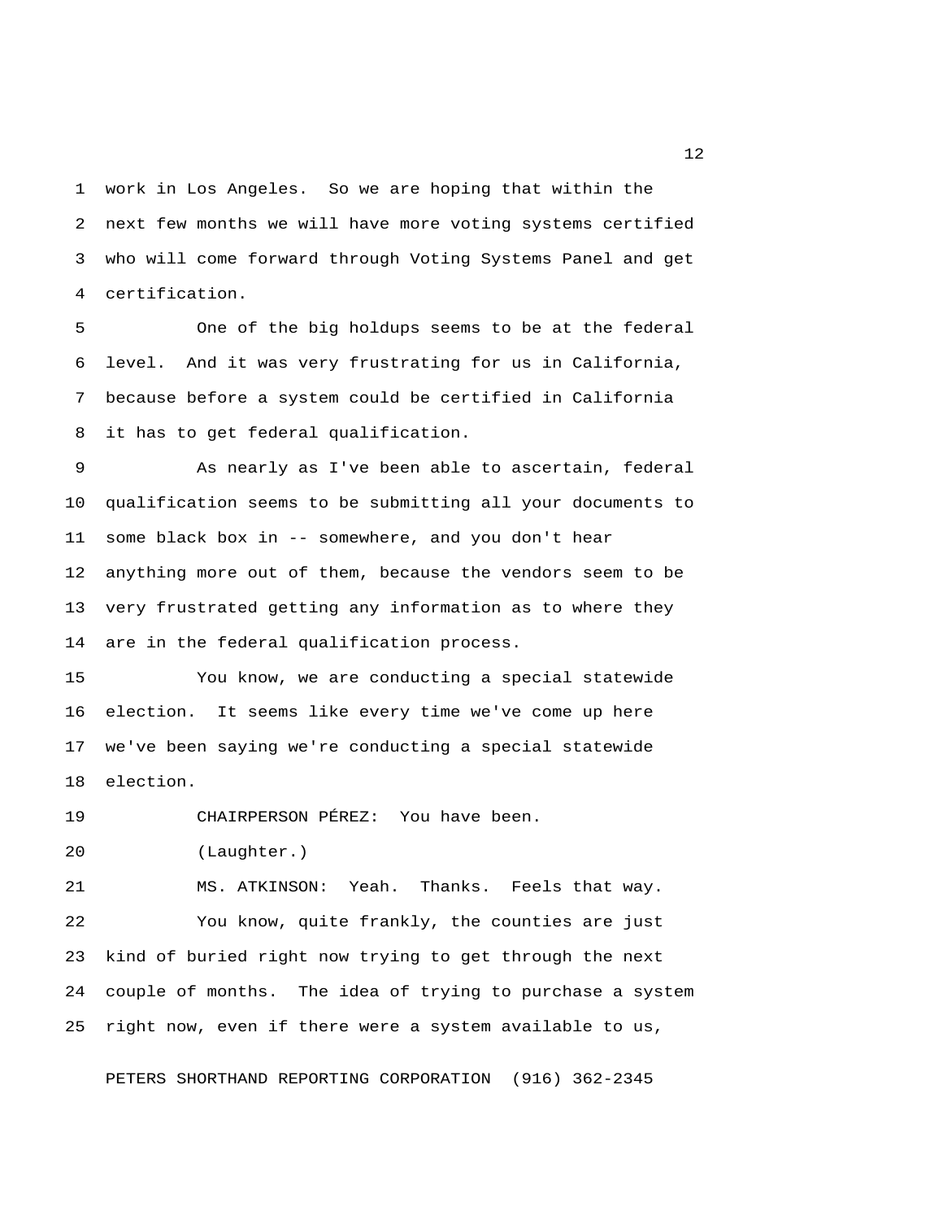work in Los Angeles. So we are hoping that within the next few months we will have more voting systems certified who will come forward through Voting Systems Panel and get certification.

One of the big holdups seems to be at the federal level. And it was very frustrating for us in California, because before a system could be certified in California it has to get federal qualification.

As nearly as I've been able to ascertain, federal qualification seems to be submitting all your documents to some black box in -- somewhere, and you don't hear anything more out of them, because the vendors seem to be very frustrated getting any information as to where they are in the federal qualification process.

You know, we are conducting a special statewide election. It seems like every time we've come up here we've been saying we're conducting a special statewide election.

CHAIRPERSON PÉREZ: You have been.

(Laughter.)

MS. ATKINSON: Yeah. Thanks. Feels that way.

You know, quite frankly, the counties are just kind of buried right now trying to get through the next couple of months. The idea of trying to purchase a system right now, even if there were a system available to us,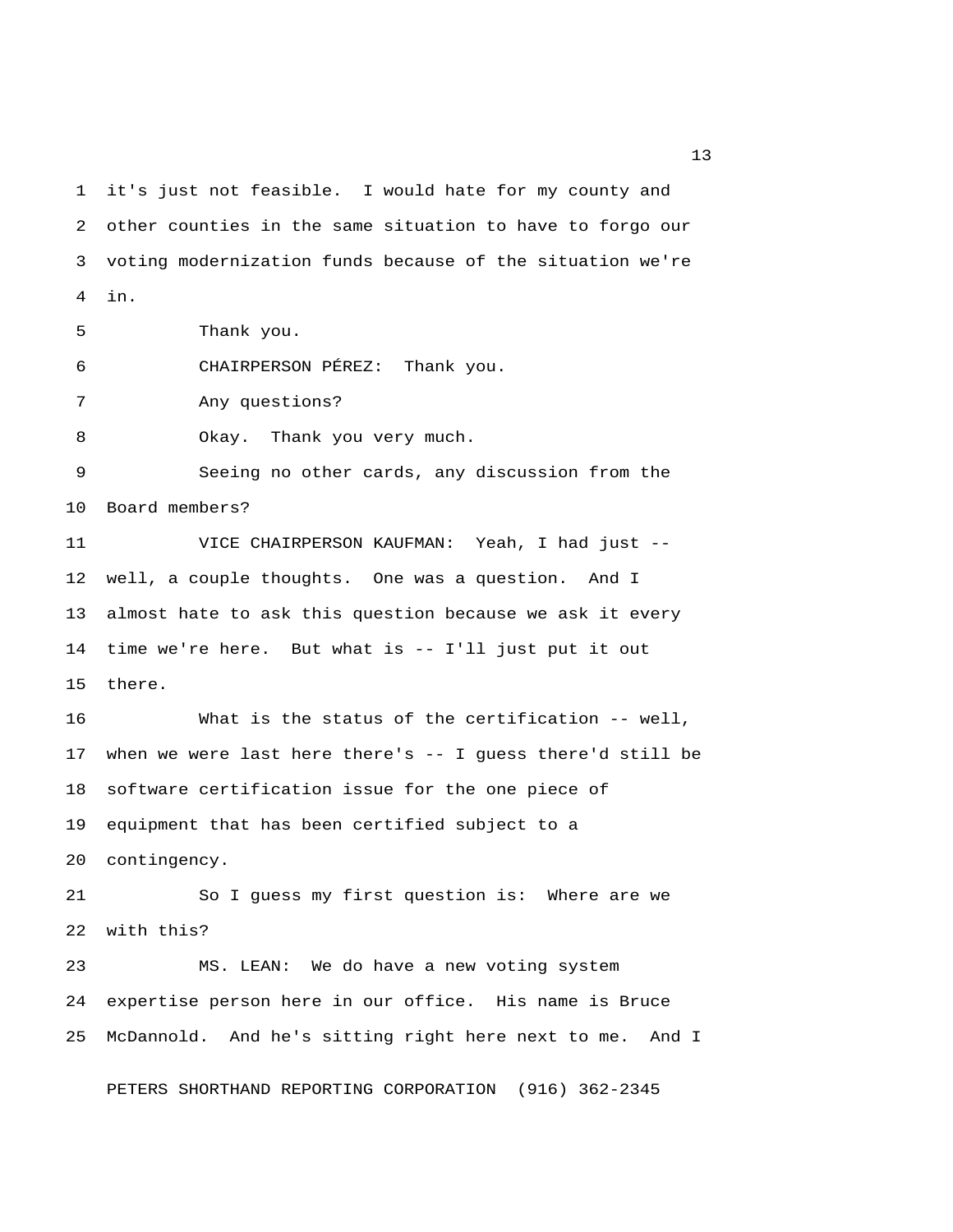it's just not feasible. I would hate for my county and other counties in the same situation to have to forgo our voting modernization funds because of the situation we're in.

Thank you.

CHAIRPERSON PÉREZ: Thank you.

Any questions?

Okay. Thank you very much.

Seeing no other cards, any discussion from the Board members?

VICE CHAIRPERSON KAUFMAN: Yeah, I had just -- well, a couple thoughts. One was a question. And I almost hate to ask this question because we ask it every time we're here. But what is -- I'll just put it out there.

What is the status of the certification -- well, when we were last here there's -- I guess there'd still be software certification issue for the one piece of equipment that has been certified subject to a contingency.

So I guess my first question is: Where are we with this?

MS. LEAN: We do have a new voting system expertise person here in our office. His name is Bruce McDannold. And he's sitting right here next to me. And I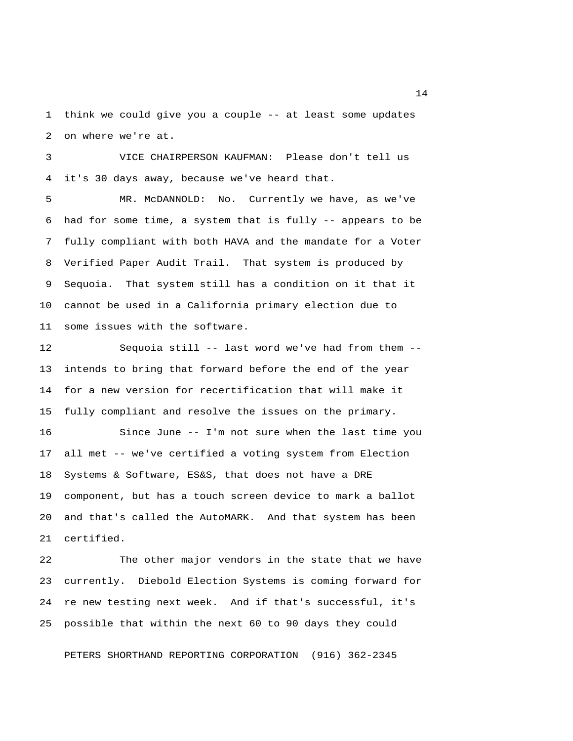think we could give you a couple -- at least some updates on where we're at.

VICE CHAIRPERSON KAUFMAN: Please don't tell us it's 30 days away, because we've heard that.

MR. McDANNOLD: No. Currently we have, as we've had for some time, a system that is fully -- appears to be fully compliant with both HAVA and the mandate for a Voter Verified Paper Audit Trail. That system is produced by Sequoia. That system still has a condition on it that it cannot be used in a California primary election due to some issues with the software.

Sequoia still -- last word we've had from them -- intends to bring that forward before the end of the year for a new version for recertification that will make it fully compliant and resolve the issues on the primary.

Since June -- I'm not sure when the last time you all met -- we've certified a voting system from Election Systems & Software, ES&S, that does not have a DRE component, but has a touch screen device to mark a ballot and that's called the AutoMARK. And that system has been certified.

The other major vendors in the state that we have currently. Diebold Election Systems is coming forward for re new testing next week. And if that's successful, it's possible that within the next 60 to 90 days they could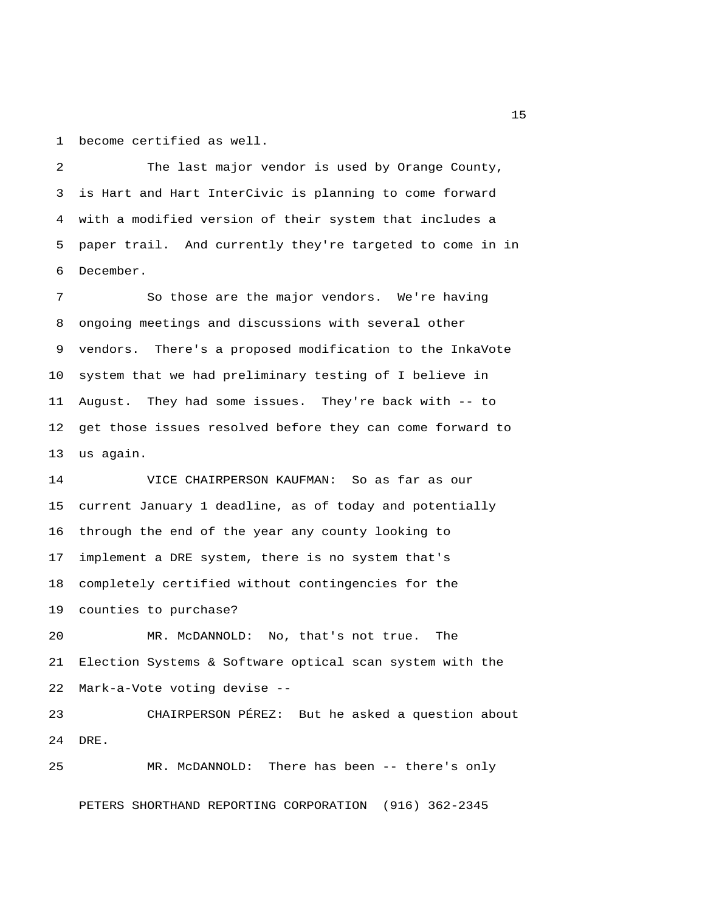become certified as well.

The last major vendor is used by Orange County, is Hart and Hart InterCivic is planning to come forward with a modified version of their system that includes a paper trail. And currently they're targeted to come in in December.

So those are the major vendors. We're having ongoing meetings and discussions with several other vendors. There's a proposed modification to the InkaVote system that we had preliminary testing of I believe in August. They had some issues. They're back with -- to get those issues resolved before they can come forward to us again.

VICE CHAIRPERSON KAUFMAN: So as far as our current January 1 deadline, as of today and potentially through the end of the year any county looking to implement a DRE system, there is no system that's completely certified without contingencies for the counties to purchase?

MR. McDANNOLD: No, that's not true. The Election Systems & Software optical scan system with the Mark-a-Vote voting devise --

CHAIRPERSON PÉREZ: But he asked a question about DRE.

MR. McDANNOLD: There has been -- there's only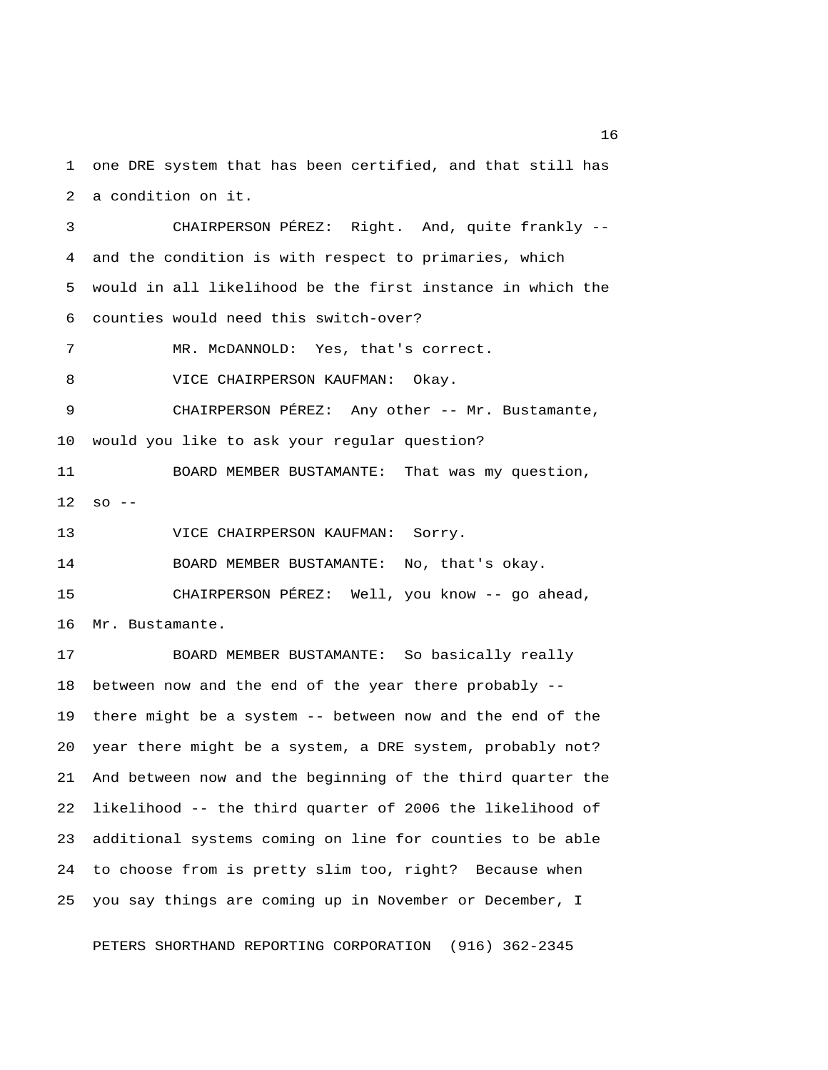one DRE system that has been certified, and that still has a condition on it.

CHAIRPERSON PÉREZ: Right. And, quite frankly -- and the condition is with respect to primaries, which would in all likelihood be the first instance in which the counties would need this switch-over?

MR. McDANNOLD: Yes, that's correct.

VICE CHAIRPERSON KAUFMAN: Okay.

CHAIRPERSON PÉREZ: Any other -- Mr. Bustamante, would you like to ask your regular question?

BOARD MEMBER BUSTAMANTE: That was my question, so --

VICE CHAIRPERSON KAUFMAN: Sorry.

BOARD MEMBER BUSTAMANTE: No, that's okay.

CHAIRPERSON PÉREZ: Well, you know -- go ahead, Mr. Bustamante.

BOARD MEMBER BUSTAMANTE: So basically really between now and the end of the year there probably -- there might be a system -- between now and the end of the year there might be a system, a DRE system, probably not? And between now and the beginning of the third quarter the likelihood -- the third quarter of 2006 the likelihood of additional systems coming on line for counties to be able to choose from is pretty slim too, right? Because when you say things are coming up in November or December, I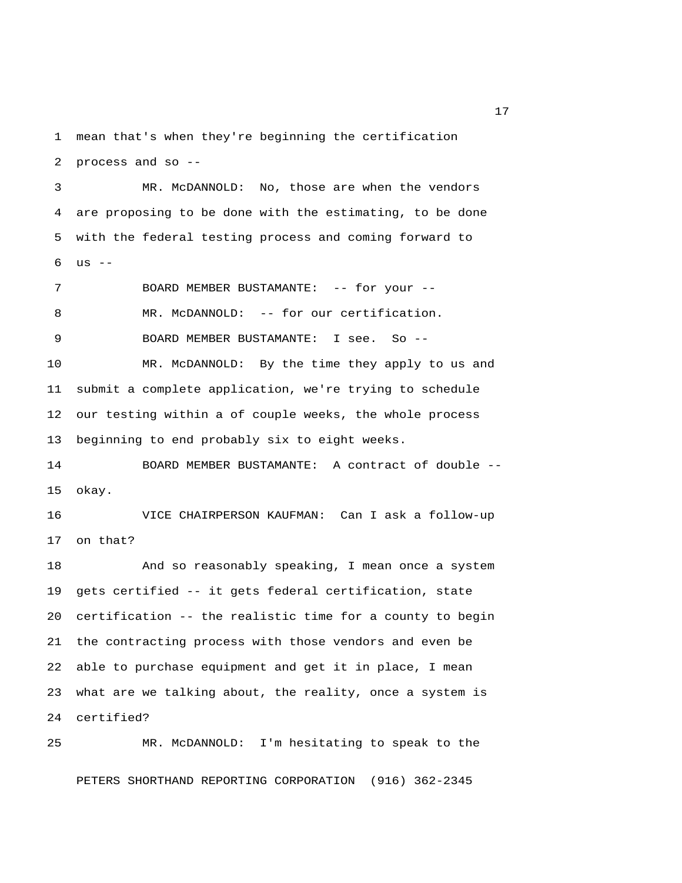mean that's when they're beginning the certification process and so --

MR. McDANNOLD: No, those are when the vendors are proposing to be done with the estimating, to be done with the federal testing process and coming forward to us --

BOARD MEMBER BUSTAMANTE: -- for your --

MR. McDANNOLD: -- for our certification.

BOARD MEMBER BUSTAMANTE: I see. So --

MR. McDANNOLD: By the time they apply to us and submit a complete application, we're trying to schedule our testing within a of couple weeks, the whole process beginning to end probably six to eight weeks.

BOARD MEMBER BUSTAMANTE: A contract of double -- okay.

VICE CHAIRPERSON KAUFMAN: Can I ask a follow-up on that?

And so reasonably speaking, I mean once a system gets certified -- it gets federal certification, state certification -- the realistic time for a county to begin the contracting process with those vendors and even be able to purchase equipment and get it in place, I mean what are we talking about, the reality, once a system is certified?

MR. McDANNOLD: I'm hesitating to speak to the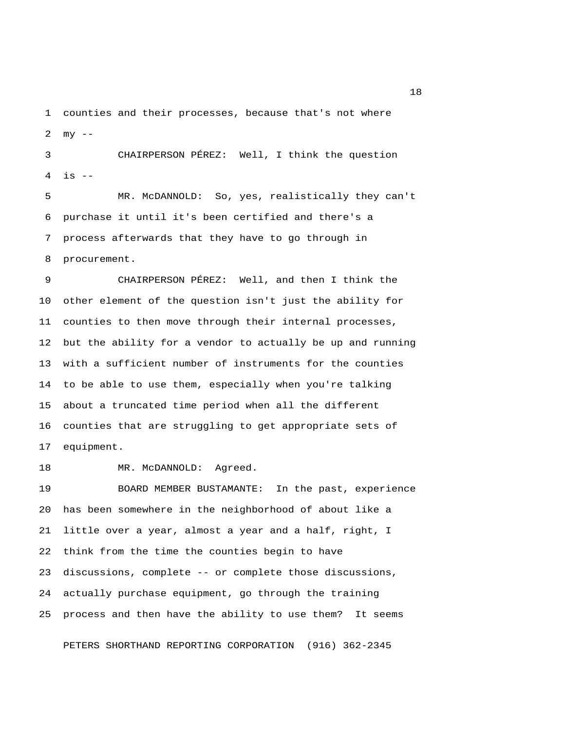counties and their processes, because that's not where my --

CHAIRPERSON PÉREZ: Well, I think the question is --

MR. McDANNOLD: So, yes, realistically they can't purchase it until it's been certified and there's a process afterwards that they have to go through in procurement.

CHAIRPERSON PÉREZ: Well, and then I think the other element of the question isn't just the ability for counties to then move through their internal processes, but the ability for a vendor to actually be up and running with a sufficient number of instruments for the counties to be able to use them, especially when you're talking about a truncated time period when all the different counties that are struggling to get appropriate sets of equipment.

MR. McDANNOLD: Agreed.

BOARD MEMBER BUSTAMANTE: In the past, experience has been somewhere in the neighborhood of about like a little over a year, almost a year and a half, right, I think from the time the counties begin to have discussions, complete -- or complete those discussions, actually purchase equipment, go through the training process and then have the ability to use them? It seems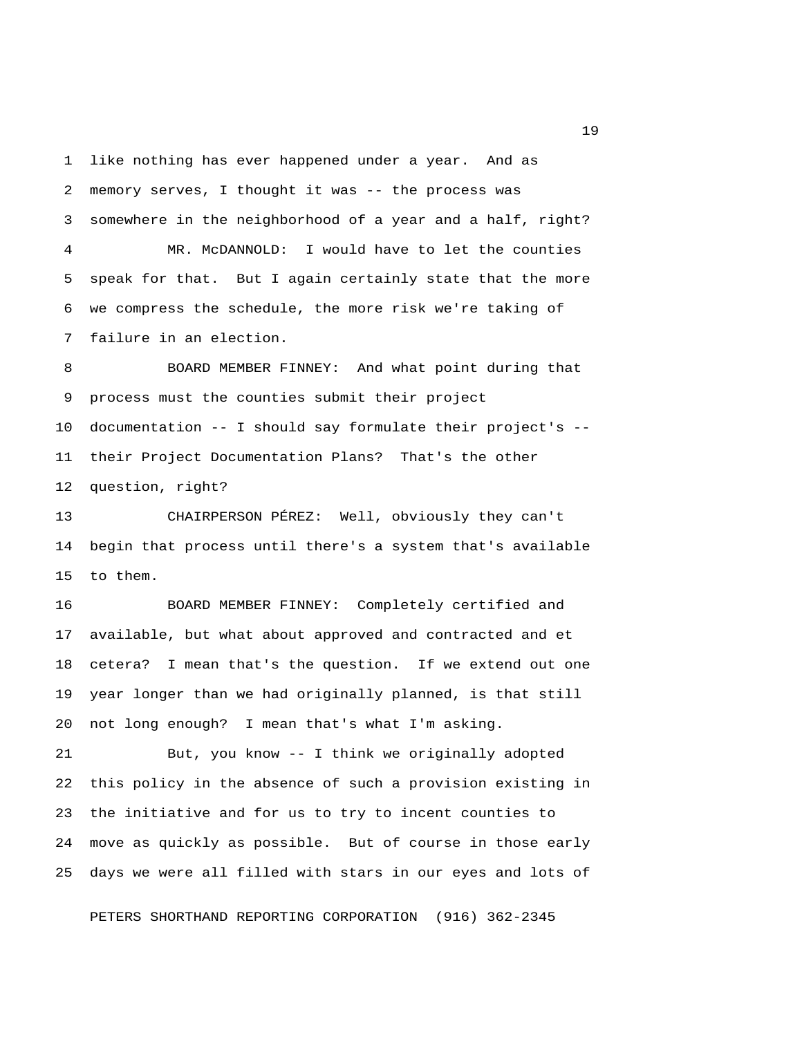like nothing has ever happened under a year. And as memory serves, I thought it was -- the process was somewhere in the neighborhood of a year and a half, right?

MR. McDANNOLD: I would have to let the counties speak for that. But I again certainly state that the more we compress the schedule, the more risk we're taking of failure in an election.

BOARD MEMBER FINNEY: And what point during that process must the counties submit their project documentation -- I should say formulate their project's -- their Project Documentation Plans? That's the other question, right?

CHAIRPERSON PÉREZ: Well, obviously they can't begin that process until there's a system that's available to them.

BOARD MEMBER FINNEY: Completely certified and available, but what about approved and contracted and et cetera? I mean that's the question. If we extend out one year longer than we had originally planned, is that still not long enough? I mean that's what I'm asking.

But, you know -- I think we originally adopted this policy in the absence of such a provision existing in the initiative and for us to try to incent counties to move as quickly as possible. But of course in those early days we were all filled with stars in our eyes and lots of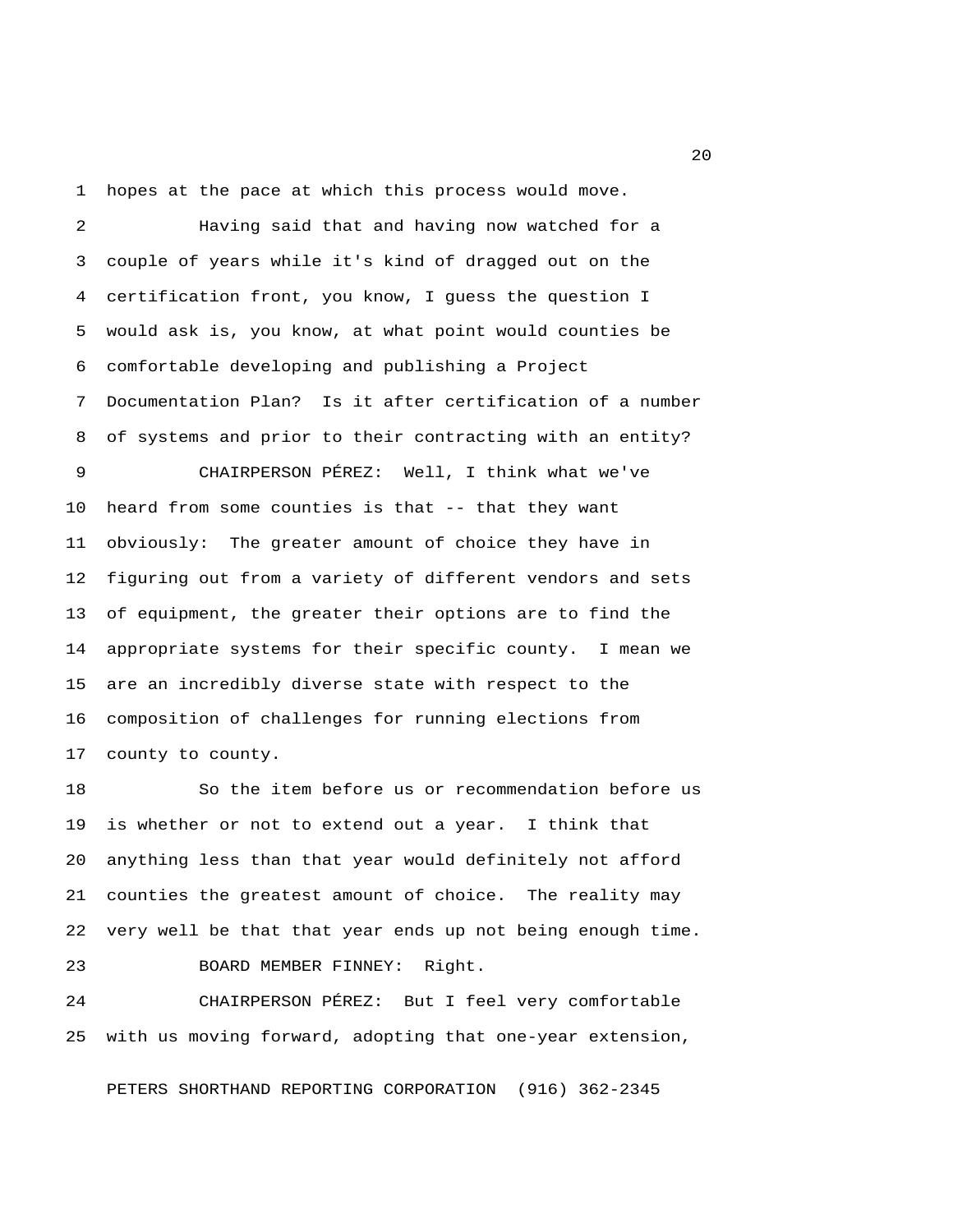hopes at the pace at which this process would move.

Having said that and having now watched for a couple of years while it's kind of dragged out on the certification front, you know, I guess the question I would ask is, you know, at what point would counties be comfortable developing and publishing a Project Documentation Plan? Is it after certification of a number of systems and prior to their contracting with an entity?

CHAIRPERSON PÉREZ: Well, I think what we've heard from some counties is that -- that they want obviously: The greater amount of choice they have in figuring out from a variety of different vendors and sets of equipment, the greater their options are to find the appropriate systems for their specific county. I mean we are an incredibly diverse state with respect to the composition of challenges for running elections from county to county.

So the item before us or recommendation before us is whether or not to extend out a year. I think that anything less than that year would definitely not afford counties the greatest amount of choice. The reality may very well be that that year ends up not being enough time.

BOARD MEMBER FINNEY: Right.

CHAIRPERSON PÉREZ: But I feel very comfortable with us moving forward, adopting that one-year extension,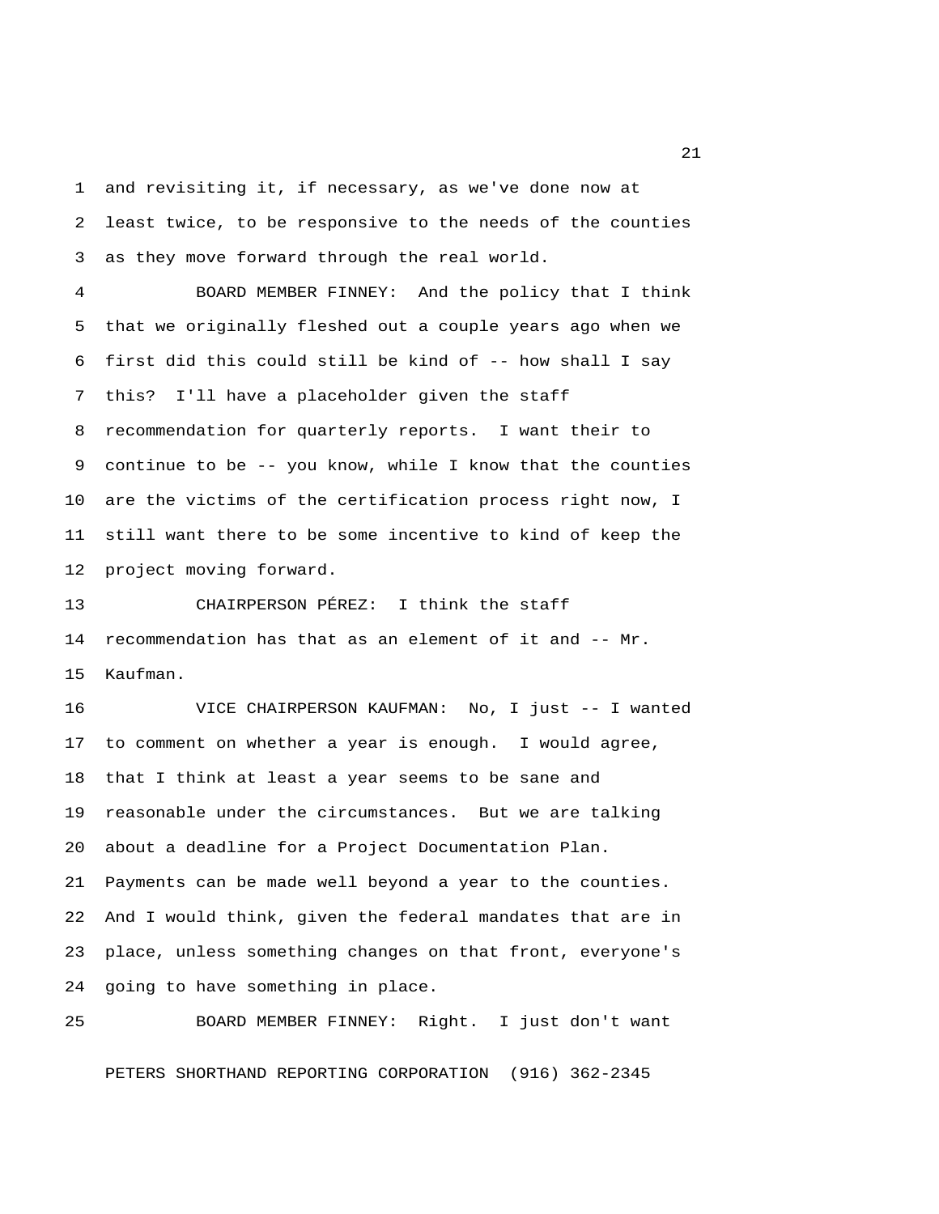and revisiting it, if necessary, as we've done now at least twice, to be responsive to the needs of the counties as they move forward through the real world.

BOARD MEMBER FINNEY: And the policy that I think that we originally fleshed out a couple years ago when we first did this could still be kind of -- how shall I say this? I'll have a placeholder given the staff recommendation for quarterly reports. I want their to continue to be -- you know, while I know that the counties are the victims of the certification process right now, I still want there to be some incentive to kind of keep the project moving forward.

CHAIRPERSON PÉREZ: I think the staff recommendation has that as an element of it and -- Mr. Kaufman.

VICE CHAIRPERSON KAUFMAN: No, I just -- I wanted to comment on whether a year is enough. I would agree, that I think at least a year seems to be sane and reasonable under the circumstances. But we are talking about a deadline for a Project Documentation Plan. Payments can be made well beyond a year to the counties. And I would think, given the federal mandates that are in place, unless something changes on that front, everyone's going to have something in place.

BOARD MEMBER FINNEY: Right. I just don't want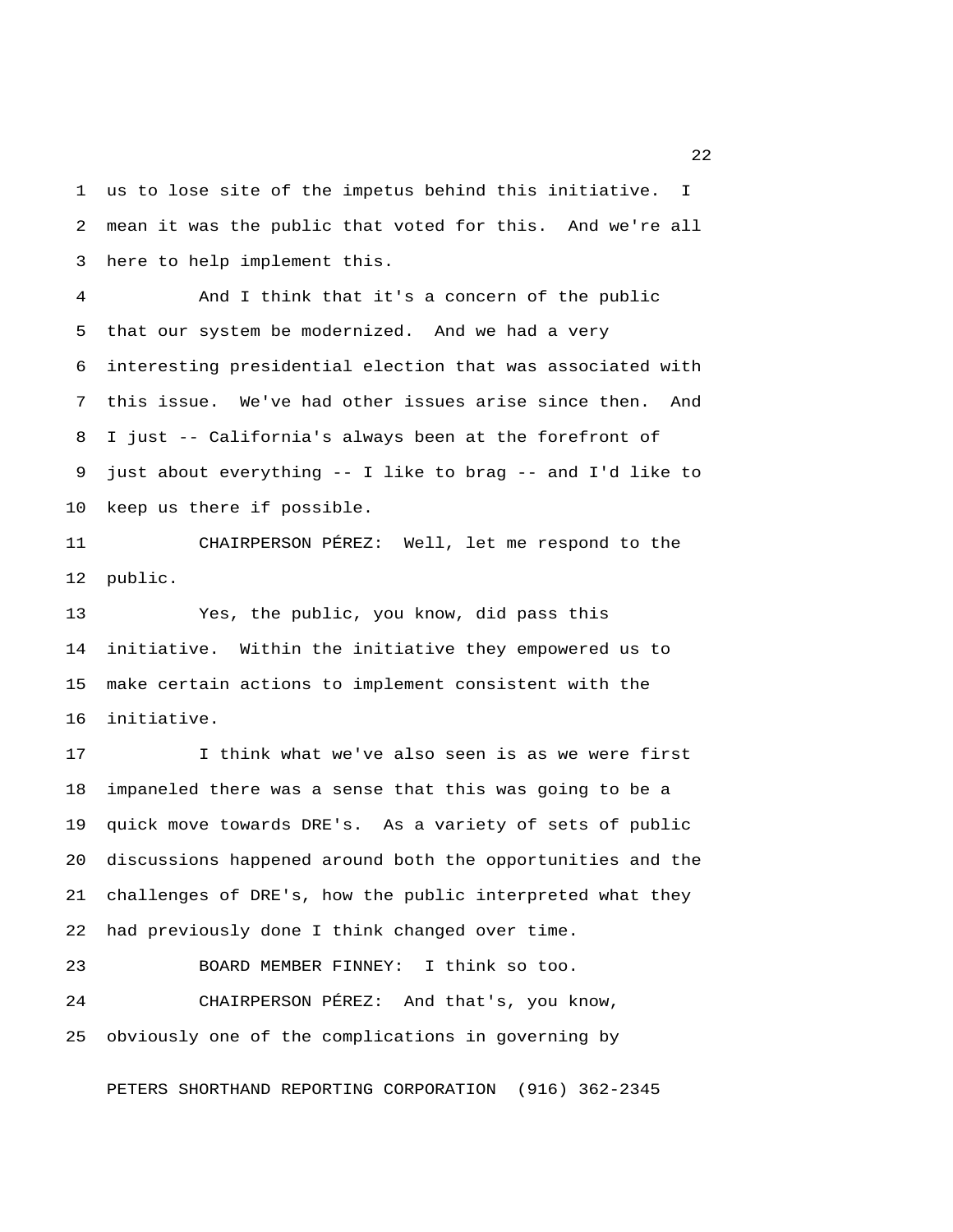us to lose site of the impetus behind this initiative. I mean it was the public that voted for this. And we're all here to help implement this.

And I think that it's a concern of the public that our system be modernized. And we had a very interesting presidential election that was associated with this issue. We've had other issues arise since then. And I just -- California's always been at the forefront of just about everything -- I like to brag -- and I'd like to keep us there if possible.

CHAIRPERSON PÉREZ: Well, let me respond to the public.

Yes, the public, you know, did pass this initiative. Within the initiative they empowered us to make certain actions to implement consistent with the initiative.

I think what we've also seen is as we were first impaneled there was a sense that this was going to be a quick move towards DRE's. As a variety of sets of public discussions happened around both the opportunities and the challenges of DRE's, how the public interpreted what they had previously done I think changed over time.

BOARD MEMBER FINNEY: I think so too.

CHAIRPERSON PÉREZ: And that's, you know, obviously one of the complications in governing by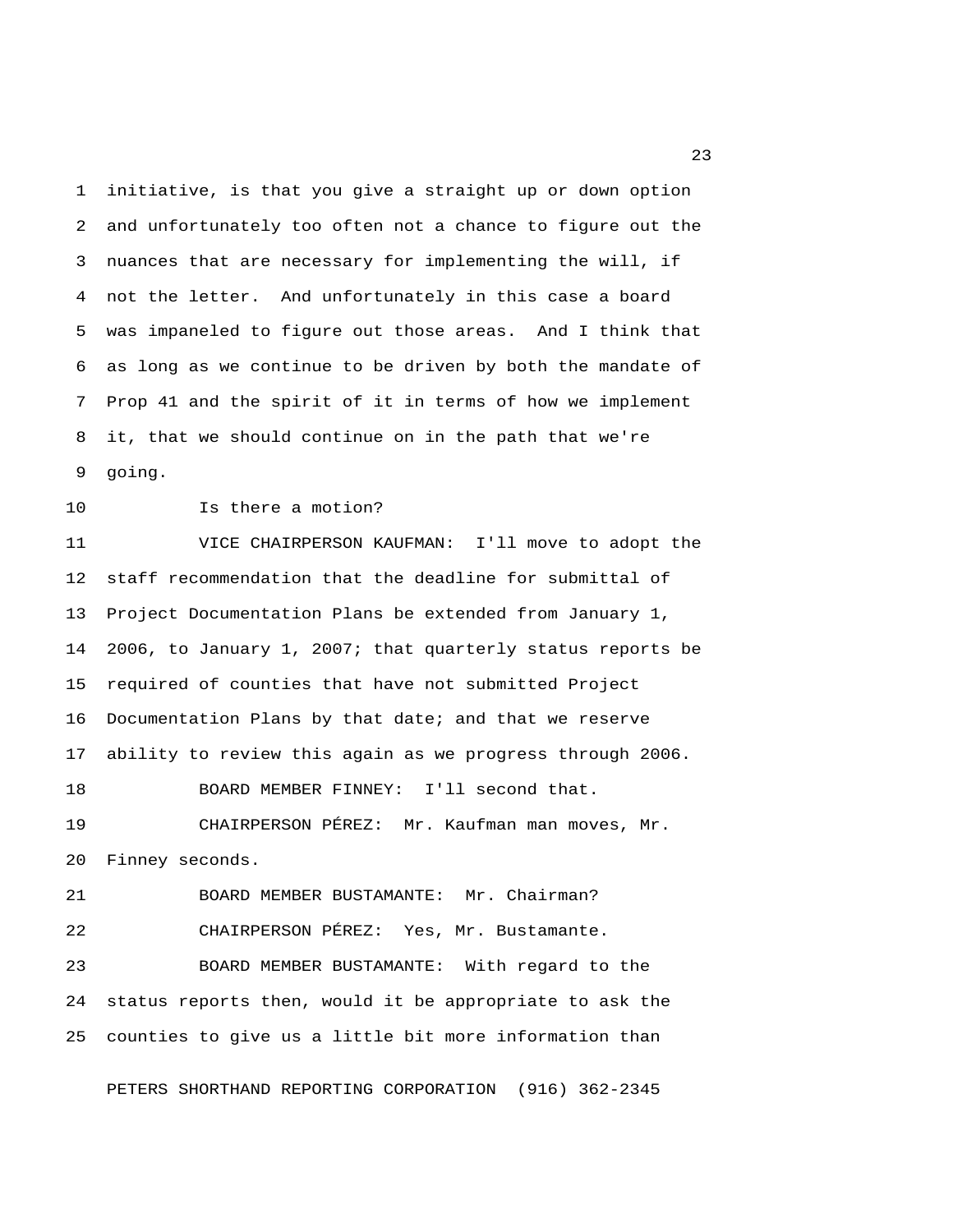1 initiative, is that you give a straight up or down option
2 and unfortunately too often not a chance to figure out the
3 nuances that are necessary for implementing the will, if
4 not the letter. And unfortunately in this case a board
5 was impaneled to figure out those areas. And I think that
6 as long as we continue to be driven by both the mandate of
7 Prop 41 and the spirit of it in terms of how we implement
8 it, that we should continue on in the path that we're
9 going.

10 Is there a motion?

11 VICE CHAIRPERSON KAUFMAN: I'll move to adopt the
12 staff recommendation that the deadline for submittal of
13 Project Documentation Plans be extended from January 1,
14 2006, to January 1, 2007; that quarterly status reports be
15 required of counties that have not submitted Project
16 Documentation Plans by that date; and that we reserve
17 ability to review this again as we progress through 2006.

18 BOARD MEMBER FINNEY: I'll second that.

19 CHAIRPERSON PÉREZ: Mr. Kaufman man moves, Mr.
20 Finney seconds.

21 BOARD MEMBER BUSTAMANTE: Mr. Chairman?

22 CHAIRPERSON PÉREZ: Yes, Mr. Bustamante.

23 BOARD MEMBER BUSTAMANTE: With regard to the
24 status reports then, would it be appropriate to ask the
25 counties to give us a little bit more information than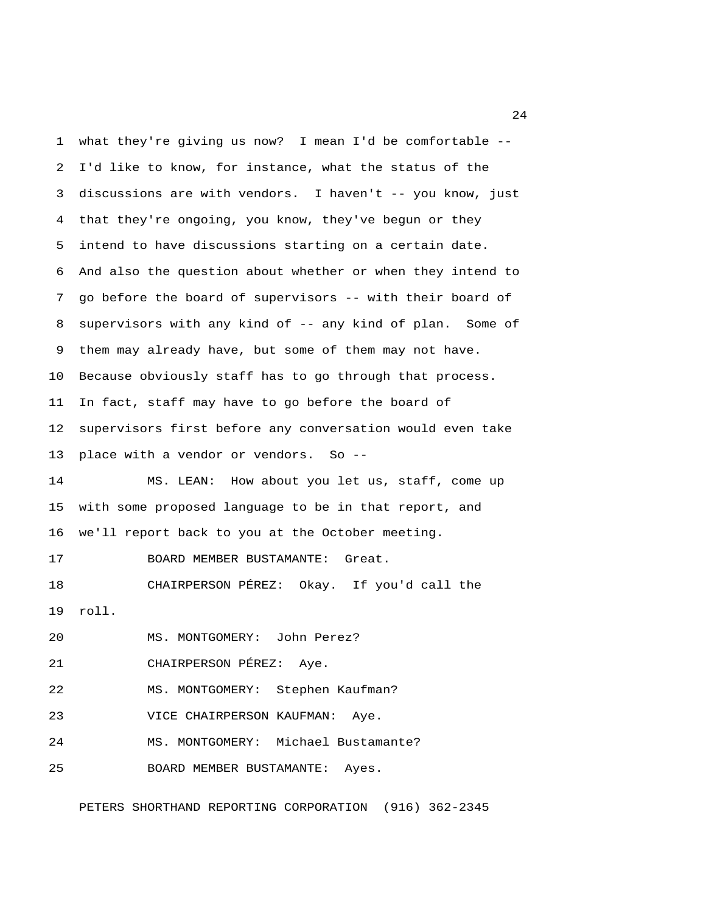what they're giving us now? I mean I'd be comfortable -- I'd like to know, for instance, what the status of the discussions are with vendors. I haven't -- you know, just that they're ongoing, you know, they've begun or they intend to have discussions starting on a certain date. And also the question about whether or when they intend to go before the board of supervisors -- with their board of supervisors with any kind of -- any kind of plan. Some of them may already have, but some of them may not have. Because obviously staff has to go through that process. In fact, staff may have to go before the board of supervisors first before any conversation would even take place with a vendor or vendors. So --

MS. LEAN: How about you let us, staff, come up with some proposed language to be in that report, and we'll report back to you at the October meeting.

BOARD MEMBER BUSTAMANTE: Great.

CHAIRPERSON PÉREZ: Okay. If you'd call the roll.

MS. MONTGOMERY: John Perez?

CHAIRPERSON PÉREZ: Aye.

MS. MONTGOMERY: Stephen Kaufman?

VICE CHAIRPERSON KAUFMAN: Aye.

MS. MONTGOMERY: Michael Bustamante?

BOARD MEMBER BUSTAMANTE: Ayes.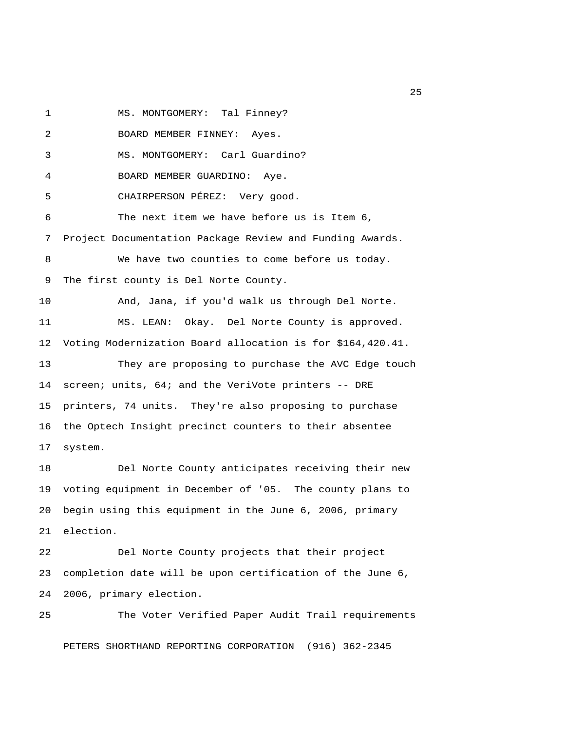MS. MONTGOMERY: Tal Finney?

BOARD MEMBER FINNEY: Ayes.

MS. MONTGOMERY: Carl Guardino?

BOARD MEMBER GUARDINO: Aye.

CHAIRPERSON PÉREZ: Very good.

The next item we have before us is Item 6, Project Documentation Package Review and Funding Awards.

We have two counties to come before us today. The first county is Del Norte County.

And, Jana, if you'd walk us through Del Norte.

MS. LEAN: Okay. Del Norte County is approved. Voting Modernization Board allocation is for $164,420.41.

They are proposing to purchase the AVC Edge touch screen; units, 64; and the VeriVote printers -- DRE printers, 74 units. They're also proposing to purchase the Optech Insight precinct counters to their absentee system.

Del Norte County anticipates receiving their new voting equipment in December of '05. The county plans to begin using this equipment in the June 6, 2006, primary election.

Del Norte County projects that their project completion date will be upon certification of the June 6, 2006, primary election.

The Voter Verified Paper Audit Trail requirements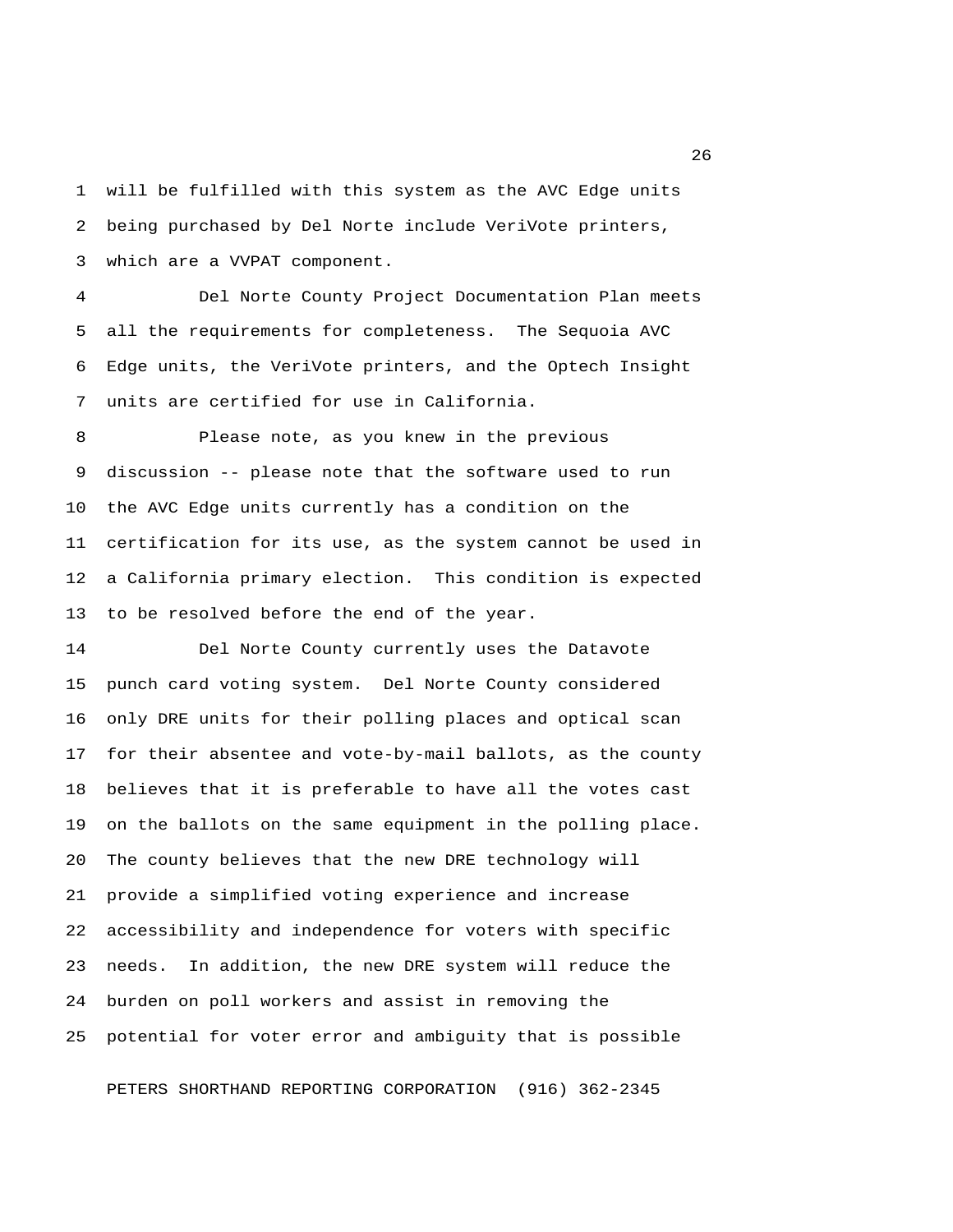will be fulfilled with this system as the AVC Edge units being purchased by Del Norte include VeriVote printers, which are a VVPAT component.

Del Norte County Project Documentation Plan meets all the requirements for completeness. The Sequoia AVC Edge units, the VeriVote printers, and the Optech Insight units are certified for use in California.

Please note, as you knew in the previous discussion -- please note that the software used to run the AVC Edge units currently has a condition on the certification for its use, as the system cannot be used in a California primary election. This condition is expected to be resolved before the end of the year.

Del Norte County currently uses the Datavote punch card voting system. Del Norte County considered only DRE units for their polling places and optical scan for their absentee and vote-by-mail ballots, as the county believes that it is preferable to have all the votes cast on the ballots on the same equipment in the polling place. The county believes that the new DRE technology will provide a simplified voting experience and increase accessibility and independence for voters with specific needs. In addition, the new DRE system will reduce the burden on poll workers and assist in removing the potential for voter error and ambiguity that is possible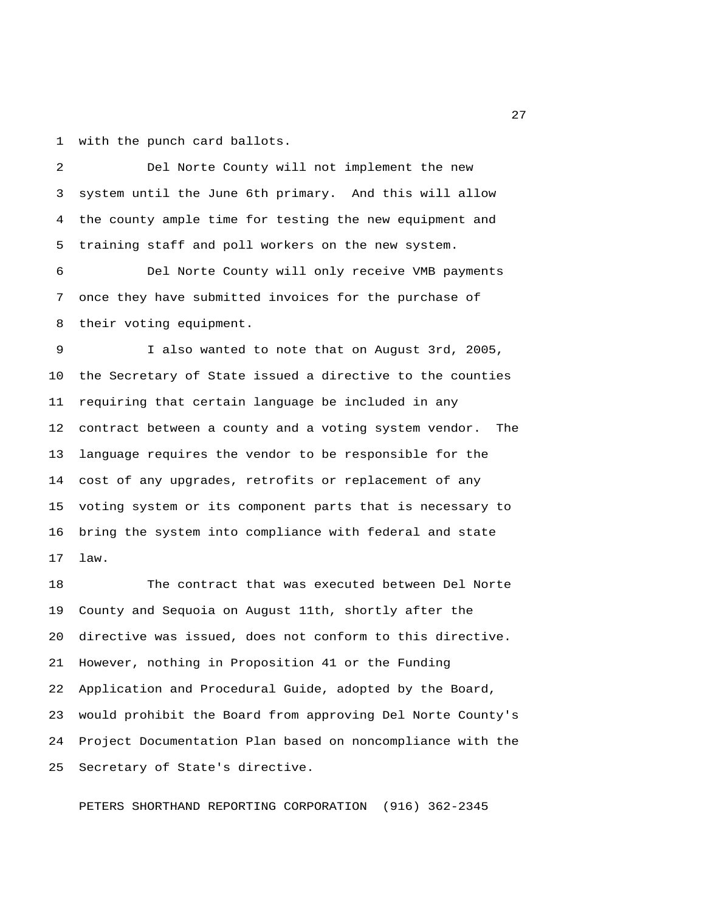with the punch card ballots.

Del Norte County will not implement the new system until the June 6th primary. And this will allow the county ample time for testing the new equipment and training staff and poll workers on the new system.

Del Norte County will only receive VMB payments once they have submitted invoices for the purchase of their voting equipment.

I also wanted to note that on August 3rd, 2005, the Secretary of State issued a directive to the counties requiring that certain language be included in any contract between a county and a voting system vendor. The language requires the vendor to be responsible for the cost of any upgrades, retrofits or replacement of any voting system or its component parts that is necessary to bring the system into compliance with federal and state law.

The contract that was executed between Del Norte County and Sequoia on August 11th, shortly after the directive was issued, does not conform to this directive. However, nothing in Proposition 41 or the Funding Application and Procedural Guide, adopted by the Board, would prohibit the Board from approving Del Norte County's Project Documentation Plan based on noncompliance with the Secretary of State's directive.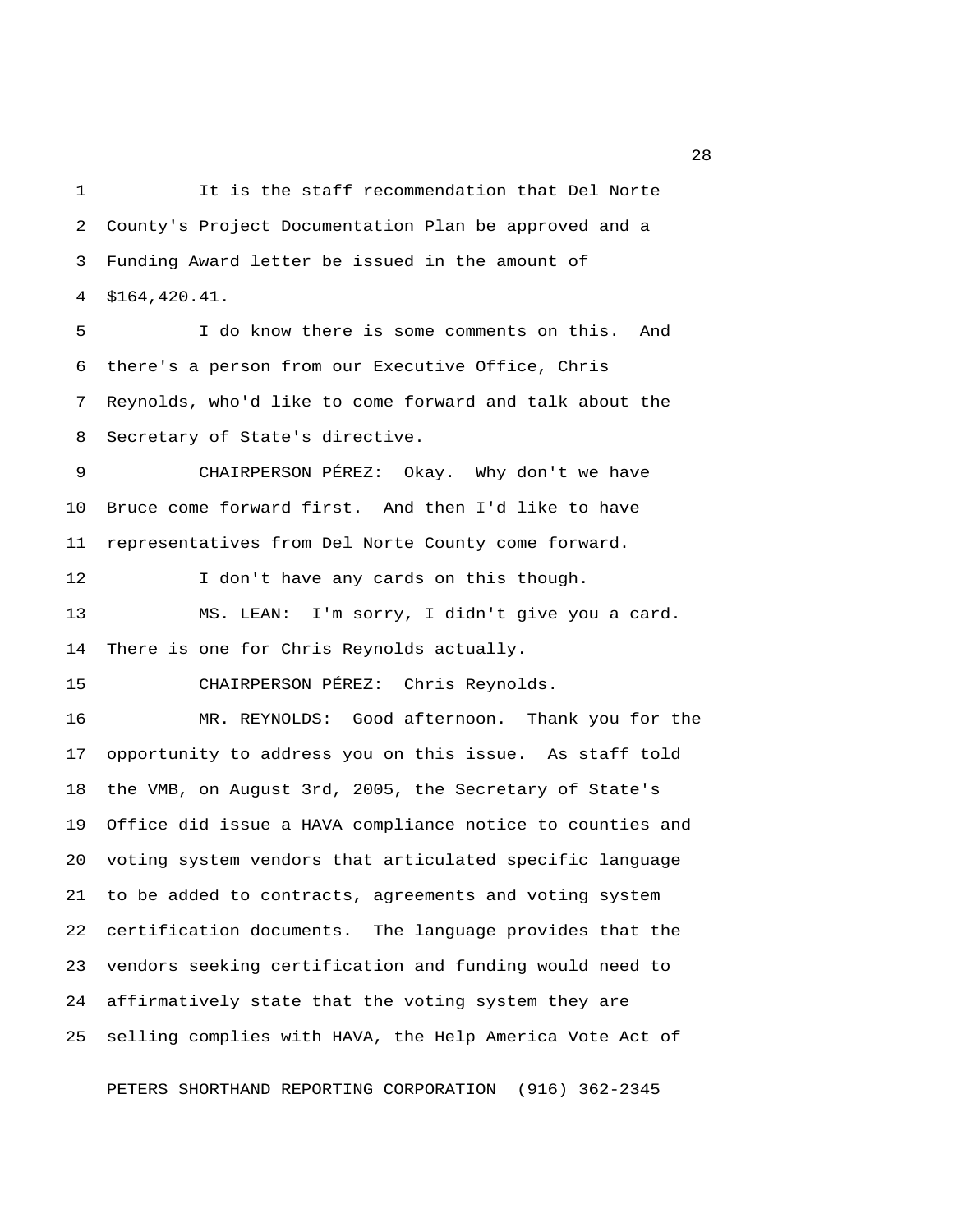It is the staff recommendation that Del Norte County's Project Documentation Plan be approved and a Funding Award letter be issued in the amount of $164,420.41.

I do know there is some comments on this. And there's a person from our Executive Office, Chris Reynolds, who'd like to come forward and talk about the Secretary of State's directive.

CHAIRPERSON PÉREZ: Okay. Why don't we have Bruce come forward first. And then I'd like to have representatives from Del Norte County come forward.

I don't have any cards on this though.

MS. LEAN: I'm sorry, I didn't give you a card. There is one for Chris Reynolds actually.

CHAIRPERSON PÉREZ: Chris Reynolds.

MR. REYNOLDS: Good afternoon. Thank you for the opportunity to address you on this issue. As staff told the VMB, on August 3rd, 2005, the Secretary of State's Office did issue a HAVA compliance notice to counties and voting system vendors that articulated specific language to be added to contracts, agreements and voting system certification documents. The language provides that the vendors seeking certification and funding would need to affirmatively state that the voting system they are selling complies with HAVA, the Help America Vote Act of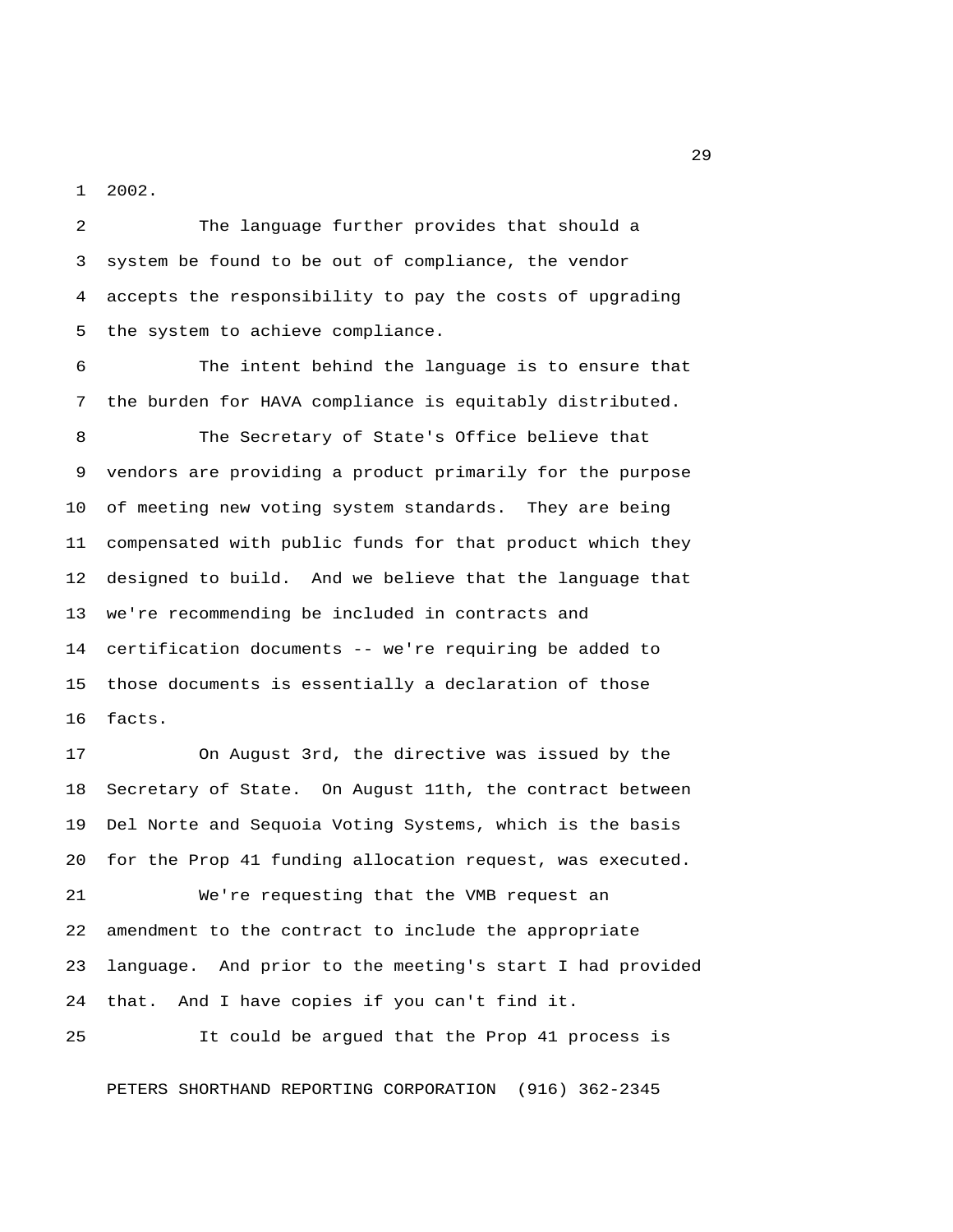2002.

The language further provides that should a system be found to be out of compliance, the vendor accepts the responsibility to pay the costs of upgrading the system to achieve compliance.

The intent behind the language is to ensure that the burden for HAVA compliance is equitably distributed.

The Secretary of State's Office believe that vendors are providing a product primarily for the purpose of meeting new voting system standards. They are being compensated with public funds for that product which they designed to build. And we believe that the language that we're recommending be included in contracts and certification documents -- we're requiring be added to those documents is essentially a declaration of those facts.

On August 3rd, the directive was issued by the Secretary of State. On August 11th, the contract between Del Norte and Sequoia Voting Systems, which is the basis for the Prop 41 funding allocation request, was executed.

We're requesting that the VMB request an amendment to the contract to include the appropriate language. And prior to the meeting's start I had provided that. And I have copies if you can't find it.

It could be argued that the Prop 41 process is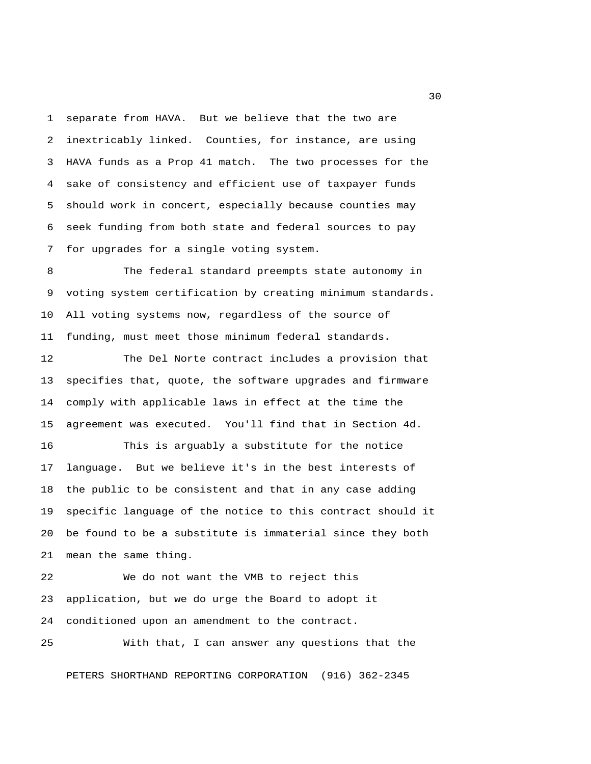separate from HAVA. But we believe that the two are inextricably linked. Counties, for instance, are using HAVA funds as a Prop 41 match. The two processes for the sake of consistency and efficient use of taxpayer funds should work in concert, especially because counties may seek funding from both state and federal sources to pay for upgrades for a single voting system.

The federal standard preempts state autonomy in voting system certification by creating minimum standards. All voting systems now, regardless of the source of funding, must meet those minimum federal standards.

The Del Norte contract includes a provision that specifies that, quote, the software upgrades and firmware comply with applicable laws in effect at the time the agreement was executed. You'll find that in Section 4d.

This is arguably a substitute for the notice language. But we believe it's in the best interests of the public to be consistent and that in any case adding specific language of the notice to this contract should it be found to be a substitute is immaterial since they both mean the same thing.

We do not want the VMB to reject this application, but we do urge the Board to adopt it conditioned upon an amendment to the contract.

With that, I can answer any questions that the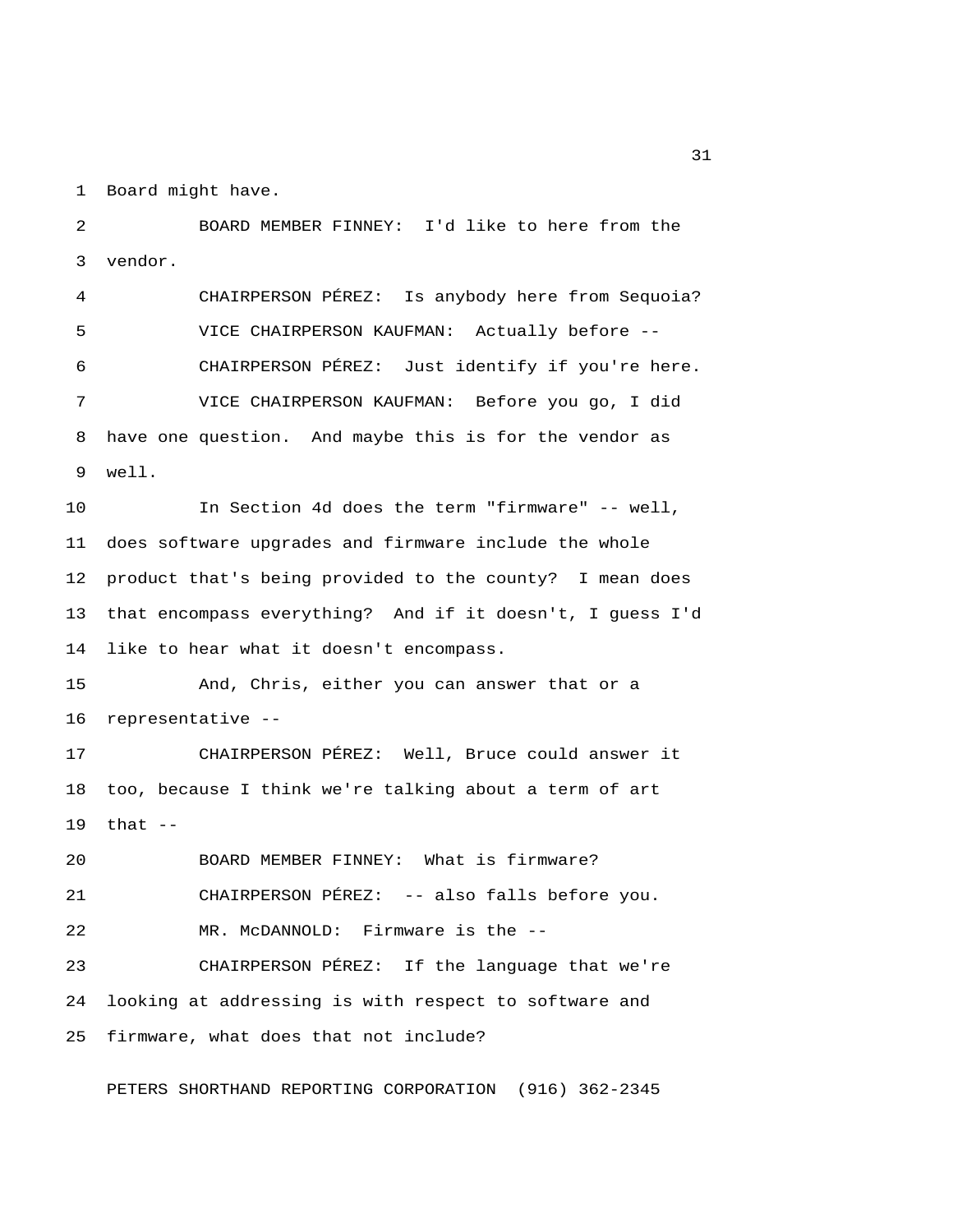1 Board might have.

2 BOARD MEMBER FINNEY: I'd like to here from the

3 vendor.

4 CHAIRPERSON PÉREZ: Is anybody here from Sequoia?

5 VICE CHAIRPERSON KAUFMAN: Actually before --

6 CHAIRPERSON PÉREZ: Just identify if you're here.

7 VICE CHAIRPERSON KAUFMAN: Before you go, I did

8 have one question. And maybe this is for the vendor as

9 well.

10 In Section 4d does the term "firmware" -- well,

11 does software upgrades and firmware include the whole

12 product that's being provided to the county? I mean does

13 that encompass everything? And if it doesn't, I guess I'd

14 like to hear what it doesn't encompass.

15 And, Chris, either you can answer that or a

16 representative --

17 CHAIRPERSON PÉREZ: Well, Bruce could answer it

18 too, because I think we're talking about a term of art

19 that --

20 BOARD MEMBER FINNEY: What is firmware?

21 CHAIRPERSON PÉREZ: -- also falls before you.

22 MR. McDANNOLD: Firmware is the --

23 CHAIRPERSON PÉREZ: If the language that we're

24 looking at addressing is with respect to software and

25 firmware, what does that not include?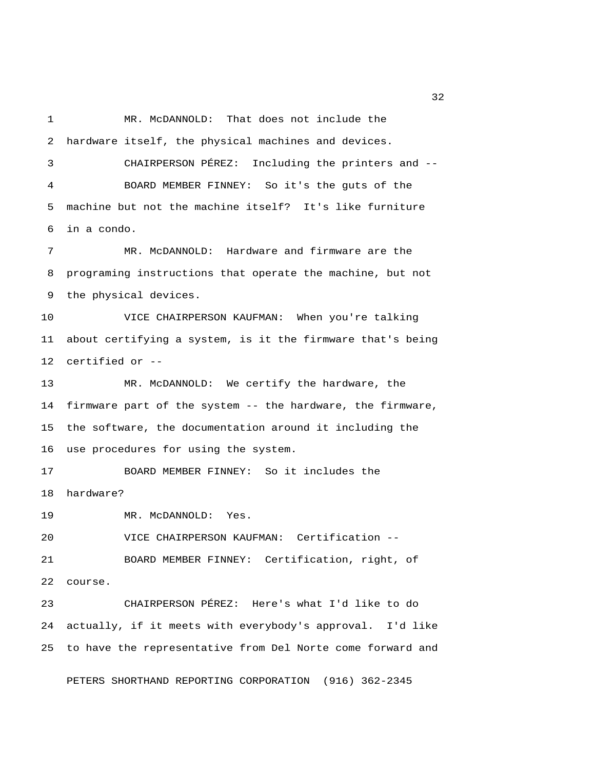MR. McDANNOLD: That does not include the hardware itself, the physical machines and devices.

CHAIRPERSON PÉREZ: Including the printers and --

BOARD MEMBER FINNEY: So it's the guts of the machine but not the machine itself? It's like furniture in a condo.

MR. McDANNOLD: Hardware and firmware are the programing instructions that operate the machine, but not the physical devices.

VICE CHAIRPERSON KAUFMAN: When you're talking about certifying a system, is it the firmware that's being certified or --

MR. McDANNOLD: We certify the hardware, the firmware part of the system -- the hardware, the firmware, the software, the documentation around it including the use procedures for using the system.

BOARD MEMBER FINNEY: So it includes the hardware?

MR. McDANNOLD: Yes.

VICE CHAIRPERSON KAUFMAN: Certification --

BOARD MEMBER FINNEY: Certification, right, of course.

CHAIRPERSON PÉREZ: Here's what I'd like to do actually, if it meets with everybody's approval. I'd like to have the representative from Del Norte come forward and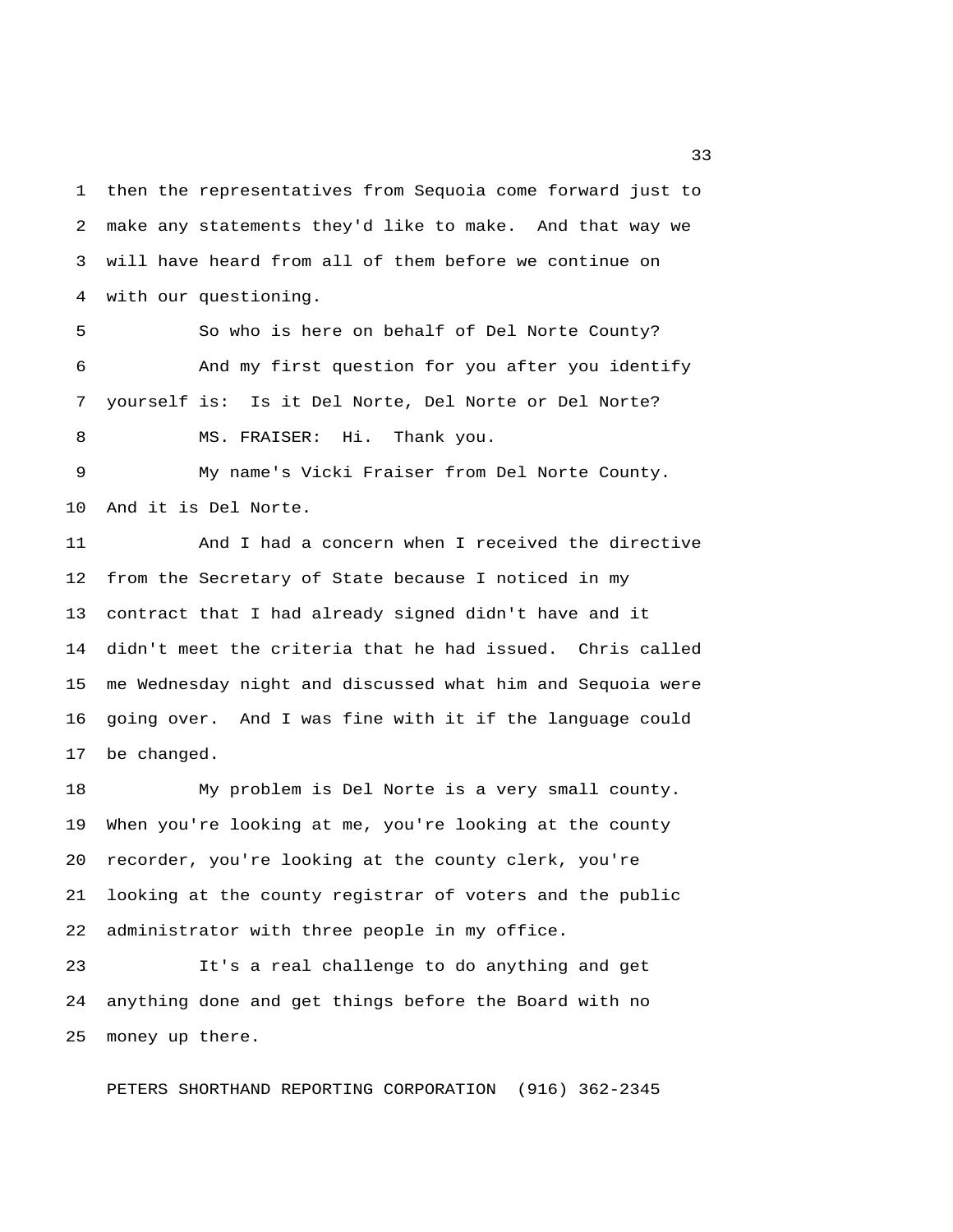then the representatives from Sequoia come forward just to make any statements they'd like to make. And that way we will have heard from all of them before we continue on with our questioning.

So who is here on behalf of Del Norte County?

And my first question for you after you identify yourself is: Is it Del Norte, Del Norte or Del Norte?

MS. FRAISER: Hi. Thank you.

My name's Vicki Fraiser from Del Norte County. And it is Del Norte.

And I had a concern when I received the directive from the Secretary of State because I noticed in my contract that I had already signed didn't have and it didn't meet the criteria that he had issued. Chris called me Wednesday night and discussed what him and Sequoia were going over. And I was fine with it if the language could be changed.

My problem is Del Norte is a very small county. When you're looking at me, you're looking at the county recorder, you're looking at the county clerk, you're looking at the county registrar of voters and the public administrator with three people in my office.

It's a real challenge to do anything and get anything done and get things before the Board with no money up there.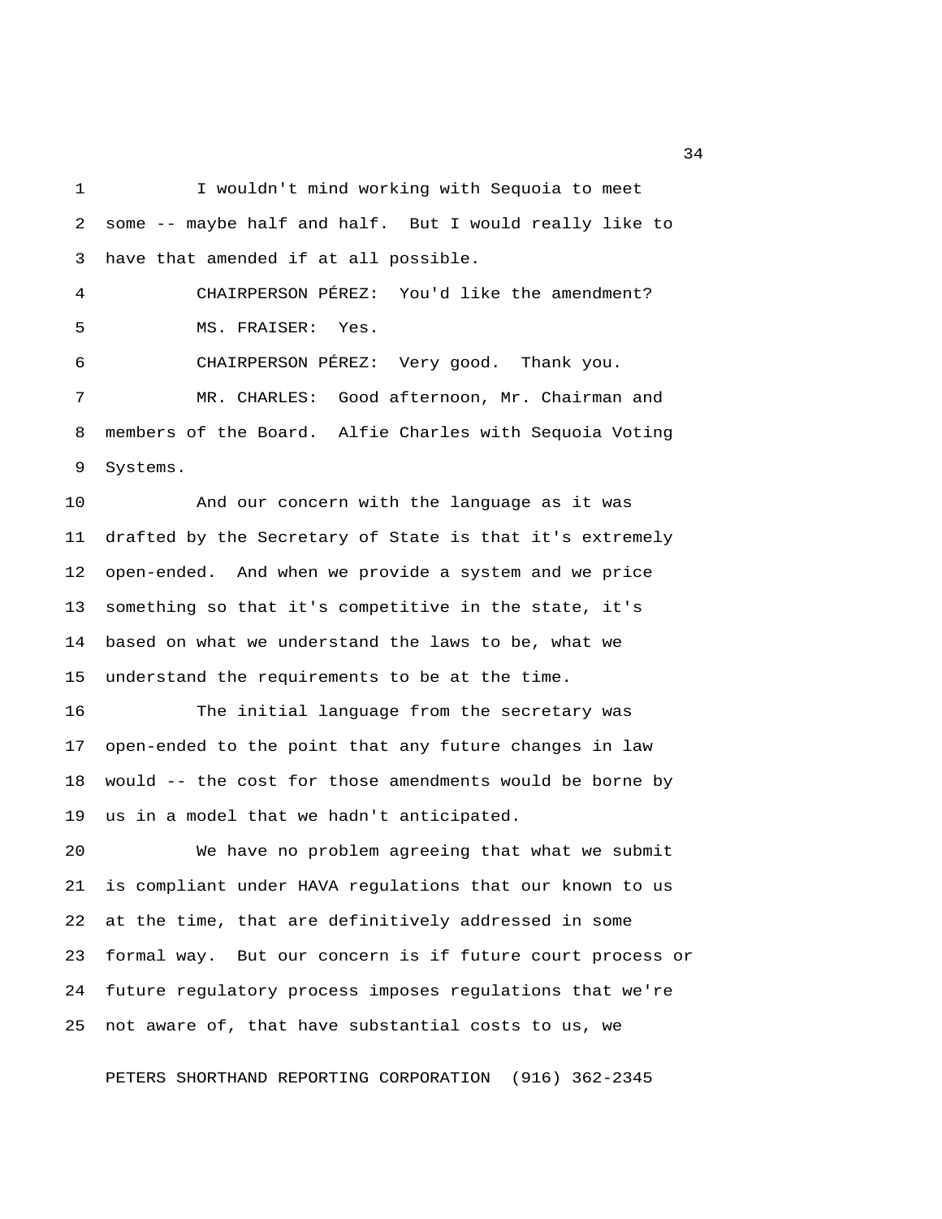I wouldn't mind working with Sequoia to meet some -- maybe half and half. But I would really like to have that amended if at all possible.

CHAIRPERSON PÉREZ: You'd like the amendment?

MS. FRAISER: Yes.

CHAIRPERSON PÉREZ: Very good. Thank you.

MR. CHARLES: Good afternoon, Mr. Chairman and members of the Board. Alfie Charles with Sequoia Voting Systems.

And our concern with the language as it was drafted by the Secretary of State is that it's extremely open-ended. And when we provide a system and we price something so that it's competitive in the state, it's based on what we understand the laws to be, what we understand the requirements to be at the time.

The initial language from the secretary was open-ended to the point that any future changes in law would -- the cost for those amendments would be borne by us in a model that we hadn't anticipated.

We have no problem agreeing that what we submit is compliant under HAVA regulations that our known to us at the time, that are definitively addressed in some formal way. But our concern is if future court process or future regulatory process imposes regulations that we're not aware of, that have substantial costs to us, we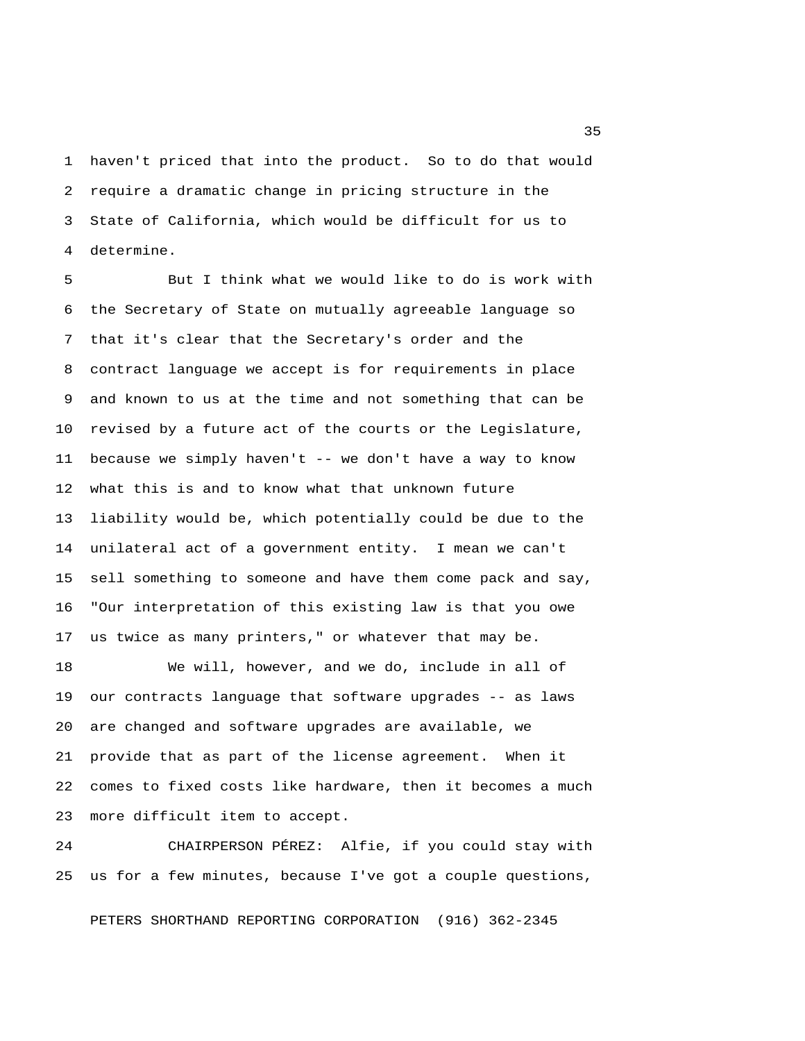haven't priced that into the product. So to do that would require a dramatic change in pricing structure in the State of California, which would be difficult for us to determine.

But I think what we would like to do is work with the Secretary of State on mutually agreeable language so that it's clear that the Secretary's order and the contract language we accept is for requirements in place and known to us at the time and not something that can be revised by a future act of the courts or the Legislature, because we simply haven't -- we don't have a way to know what this is and to know what that unknown future liability would be, which potentially could be due to the unilateral act of a government entity. I mean we can't sell something to someone and have them come pack and say, "Our interpretation of this existing law is that you owe us twice as many printers," or whatever that may be.

We will, however, and we do, include in all of our contracts language that software upgrades -- as laws are changed and software upgrades are available, we provide that as part of the license agreement. When it comes to fixed costs like hardware, then it becomes a much more difficult item to accept.

CHAIRPERSON PÉREZ: Alfie, if you could stay with us for a few minutes, because I've got a couple questions,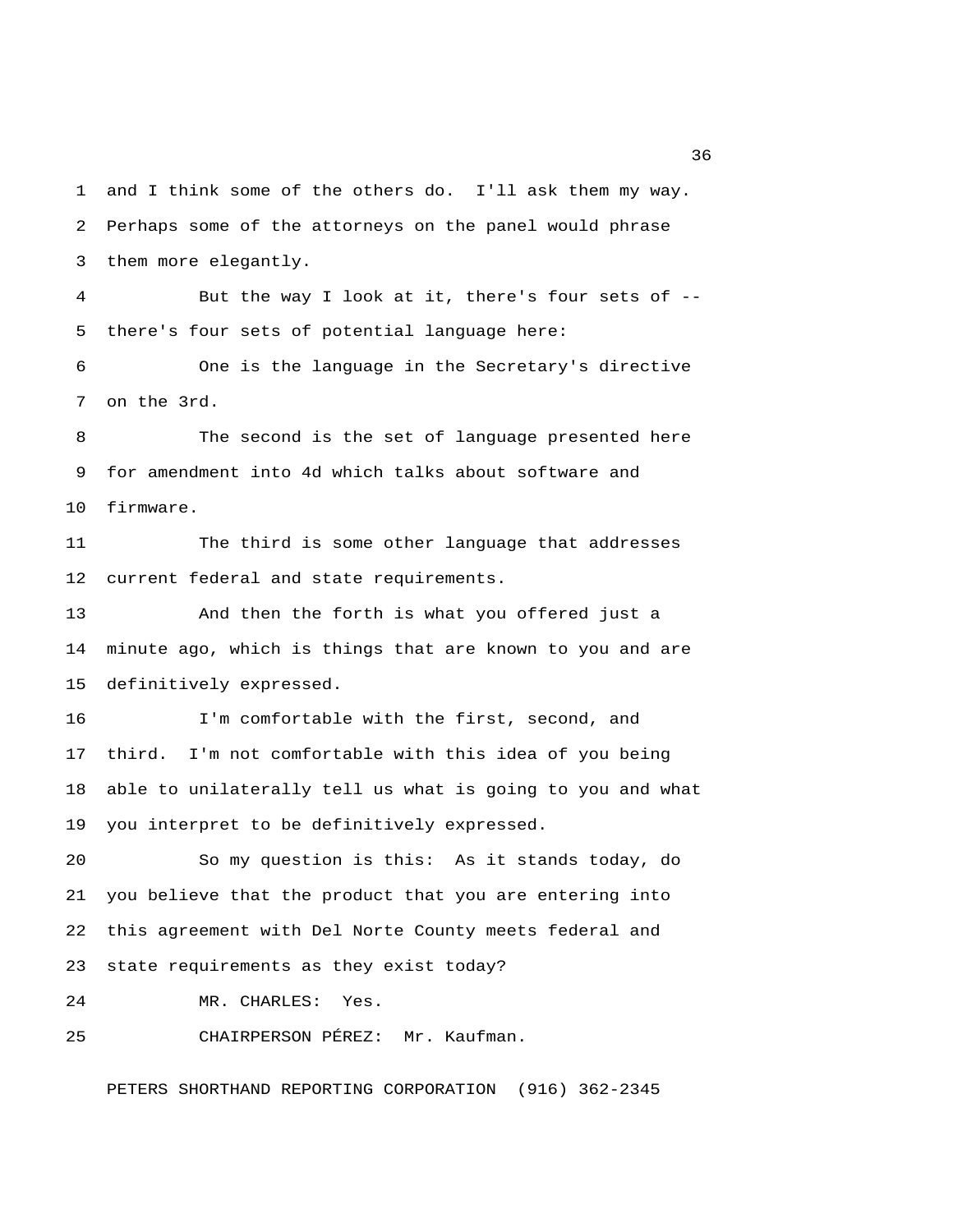and I think some of the others do. I'll ask them my way. Perhaps some of the attorneys on the panel would phrase them more elegantly.

But the way I look at it, there's four sets of -- there's four sets of potential language here:

One is the language in the Secretary's directive on the 3rd.

The second is the set of language presented here for amendment into 4d which talks about software and firmware.

The third is some other language that addresses current federal and state requirements.

And then the forth is what you offered just a minute ago, which is things that are known to you and are definitively expressed.

I'm comfortable with the first, second, and third. I'm not comfortable with this idea of you being able to unilaterally tell us what is going to you and what you interpret to be definitively expressed.

So my question is this: As it stands today, do you believe that the product that you are entering into this agreement with Del Norte County meets federal and state requirements as they exist today?

MR. CHARLES: Yes.

CHAIRPERSON PÉREZ: Mr. Kaufman.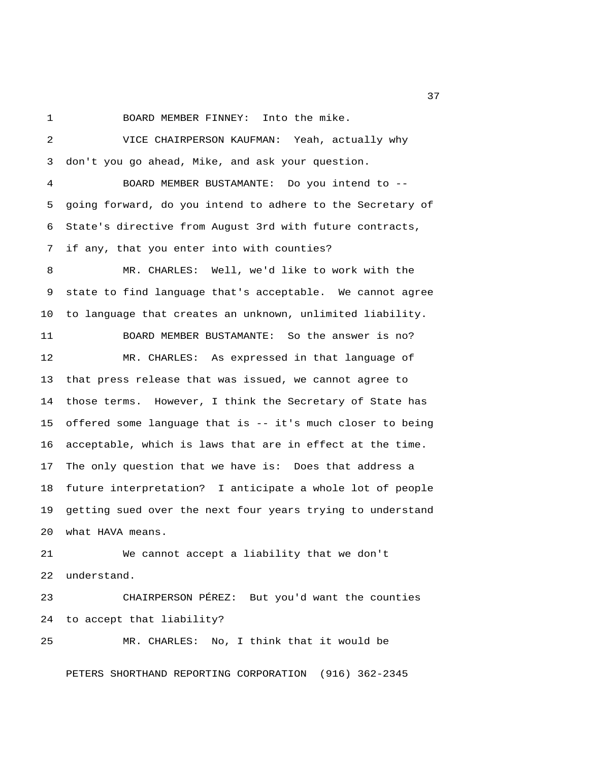BOARD MEMBER FINNEY: Into the mike.

VICE CHAIRPERSON KAUFMAN: Yeah, actually why don't you go ahead, Mike, and ask your question.

BOARD MEMBER BUSTAMANTE: Do you intend to -- going forward, do you intend to adhere to the Secretary of State's directive from August 3rd with future contracts, if any, that you enter into with counties?

MR. CHARLES: Well, we'd like to work with the state to find language that's acceptable. We cannot agree to language that creates an unknown, unlimited liability.

BOARD MEMBER BUSTAMANTE: So the answer is no?

MR. CHARLES: As expressed in that language of that press release that was issued, we cannot agree to those terms. However, I think the Secretary of State has offered some language that is -- it's much closer to being acceptable, which is laws that are in effect at the time. The only question that we have is: Does that address a future interpretation? I anticipate a whole lot of people getting sued over the next four years trying to understand what HAVA means.

We cannot accept a liability that we don't understand.

CHAIRPERSON PÉREZ: But you'd want the counties to accept that liability?

MR. CHARLES: No, I think that it would be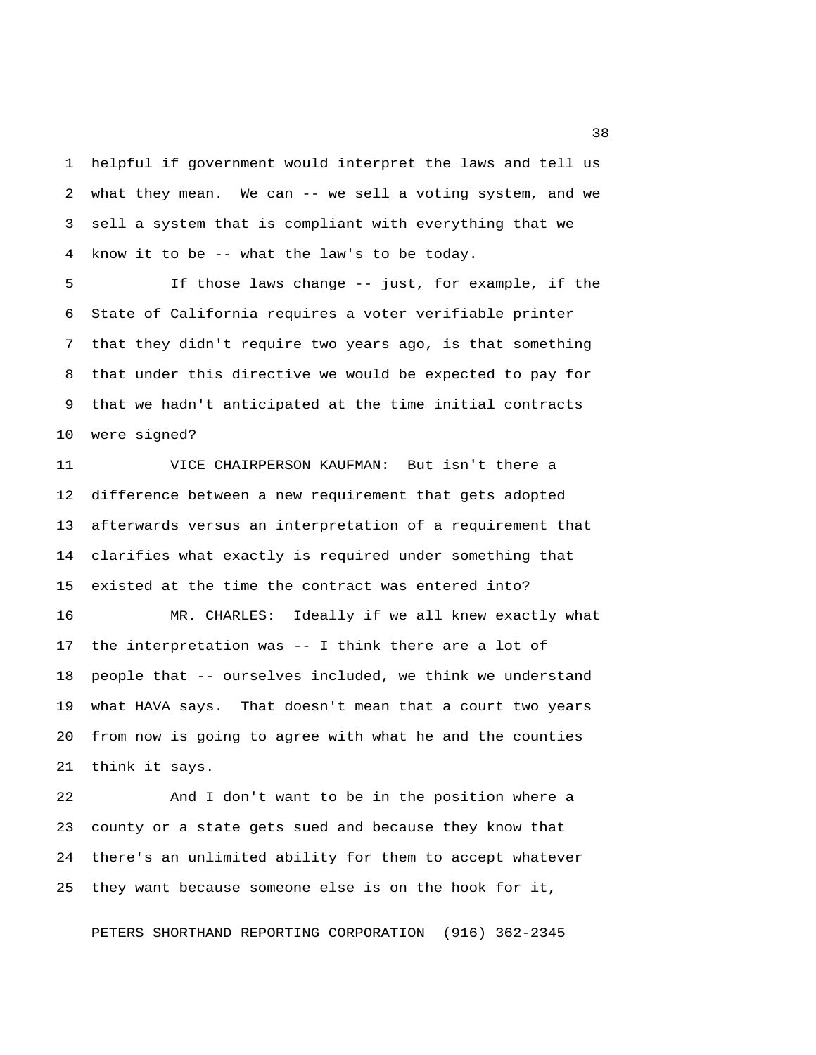helpful if government would interpret the laws and tell us what they mean. We can -- we sell a voting system, and we sell a system that is compliant with everything that we know it to be -- what the law's to be today.

If those laws change -- just, for example, if the State of California requires a voter verifiable printer that they didn't require two years ago, is that something that under this directive we would be expected to pay for that we hadn't anticipated at the time initial contracts were signed?

VICE CHAIRPERSON KAUFMAN: But isn't there a difference between a new requirement that gets adopted afterwards versus an interpretation of a requirement that clarifies what exactly is required under something that existed at the time the contract was entered into?

MR. CHARLES: Ideally if we all knew exactly what the interpretation was -- I think there are a lot of people that -- ourselves included, we think we understand what HAVA says. That doesn't mean that a court two years from now is going to agree with what he and the counties think it says.

And I don't want to be in the position where a county or a state gets sued and because they know that there's an unlimited ability for them to accept whatever they want because someone else is on the hook for it,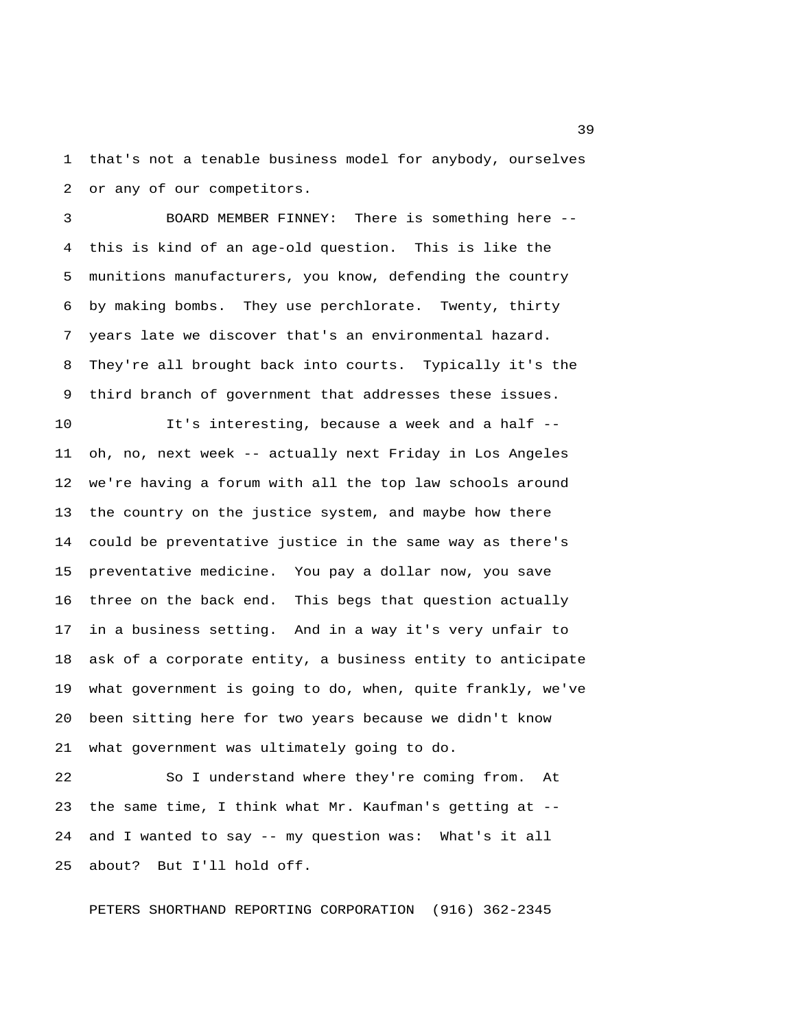that's not a tenable business model for anybody, ourselves or any of our competitors.

BOARD MEMBER FINNEY: There is something here -- this is kind of an age-old question. This is like the munitions manufacturers, you know, defending the country by making bombs. They use perchlorate. Twenty, thirty years late we discover that's an environmental hazard. They're all brought back into courts. Typically it's the third branch of government that addresses these issues.

It's interesting, because a week and a half -- oh, no, next week -- actually next Friday in Los Angeles we're having a forum with all the top law schools around the country on the justice system, and maybe how there could be preventative justice in the same way as there's preventative medicine. You pay a dollar now, you save three on the back end. This begs that question actually in a business setting. And in a way it's very unfair to ask of a corporate entity, a business entity to anticipate what government is going to do, when, quite frankly, we've been sitting here for two years because we didn't know what government was ultimately going to do.

So I understand where they're coming from. At the same time, I think what Mr. Kaufman's getting at -- and I wanted to say -- my question was: What's it all about? But I'll hold off.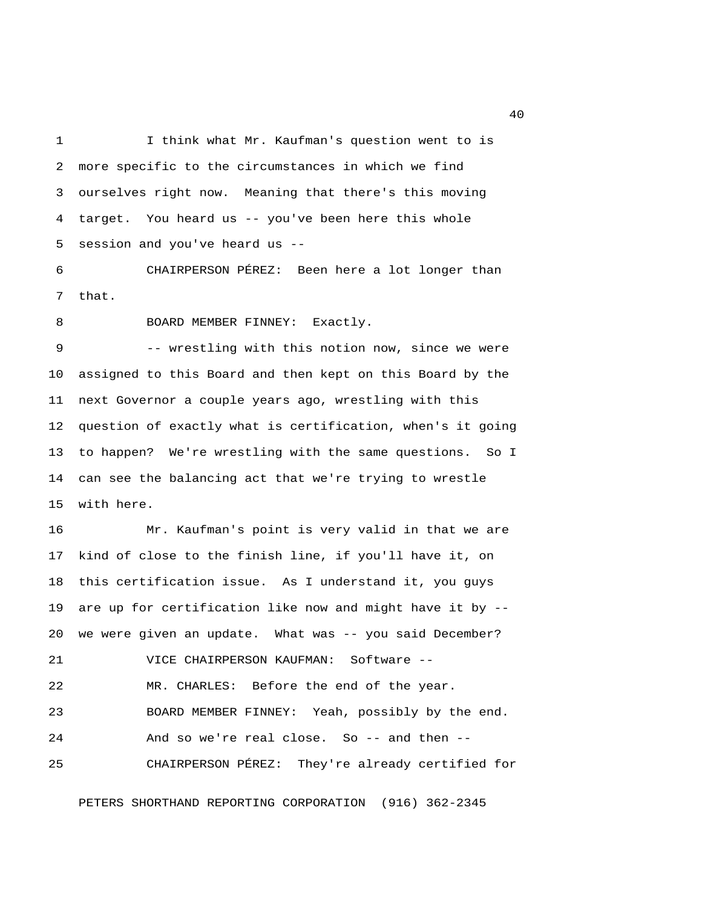I think what Mr. Kaufman's question went to is more specific to the circumstances in which we find ourselves right now. Meaning that there's this moving target. You heard us -- you've been here this whole session and you've heard us --

CHAIRPERSON PÉREZ: Been here a lot longer than that.

BOARD MEMBER FINNEY: Exactly.

-- wrestling with this notion now, since we were assigned to this Board and then kept on this Board by the next Governor a couple years ago, wrestling with this question of exactly what is certification, when's it going to happen? We're wrestling with the same questions. So I can see the balancing act that we're trying to wrestle with here.

Mr. Kaufman's point is very valid in that we are kind of close to the finish line, if you'll have it, on this certification issue. As I understand it, you guys are up for certification like now and might have it by -- we were given an update. What was -- you said December?

VICE CHAIRPERSON KAUFMAN: Software --

MR. CHARLES: Before the end of the year.

BOARD MEMBER FINNEY: Yeah, possibly by the end.

And so we're real close. So -- and then --

CHAIRPERSON PÉREZ: They're already certified for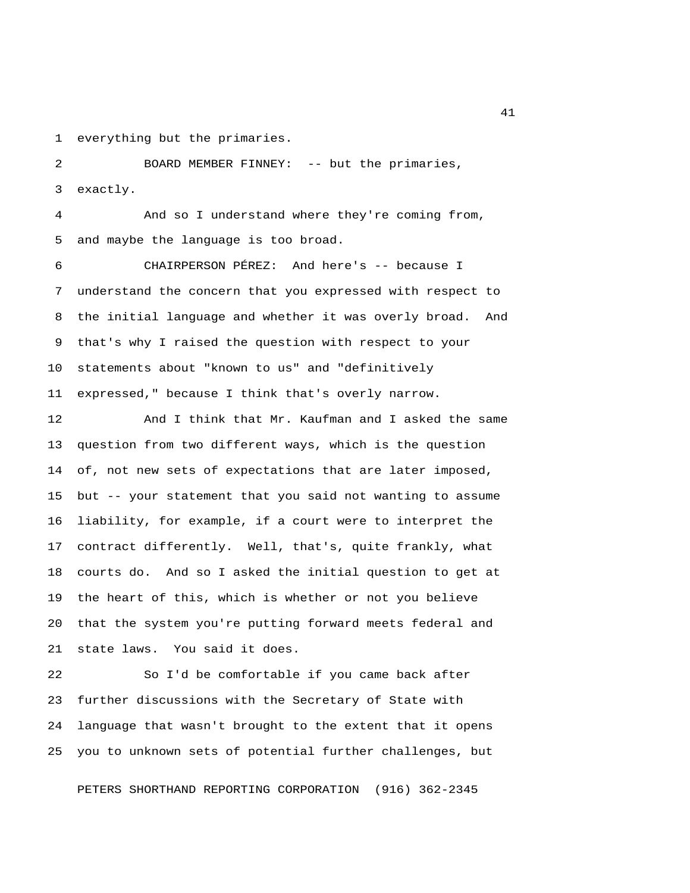everything but the primaries.

BOARD MEMBER FINNEY: -- but the primaries, exactly.

And so I understand where they're coming from, and maybe the language is too broad.

CHAIRPERSON PÉREZ: And here's -- because I understand the concern that you expressed with respect to the initial language and whether it was overly broad. And that's why I raised the question with respect to your statements about "known to us" and "definitively expressed," because I think that's overly narrow.

And I think that Mr. Kaufman and I asked the same question from two different ways, which is the question of, not new sets of expectations that are later imposed, but -- your statement that you said not wanting to assume liability, for example, if a court were to interpret the contract differently. Well, that's, quite frankly, what courts do. And so I asked the initial question to get at the heart of this, which is whether or not you believe that the system you're putting forward meets federal and state laws. You said it does.

So I'd be comfortable if you came back after further discussions with the Secretary of State with language that wasn't brought to the extent that it opens you to unknown sets of potential further challenges, but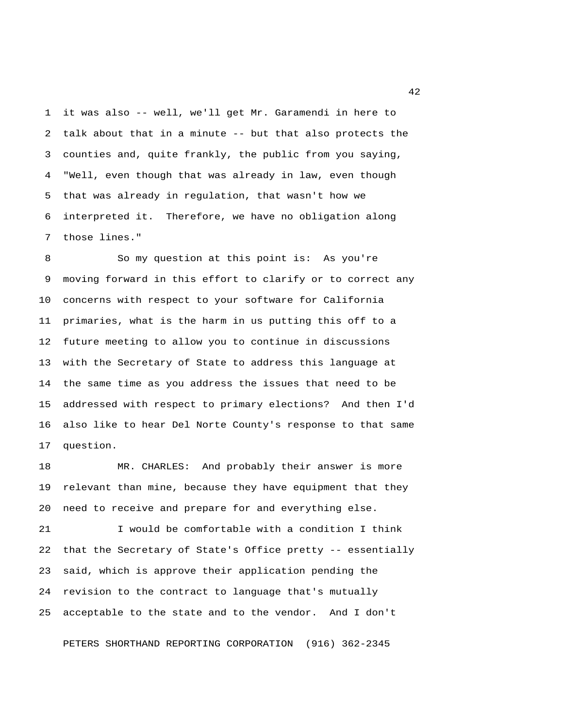it was also -- well, we'll get Mr. Garamendi in here to talk about that in a minute -- but that also protects the counties and, quite frankly, the public from you saying, "Well, even though that was already in law, even though that was already in regulation, that wasn't how we interpreted it. Therefore, we have no obligation along those lines."

So my question at this point is: As you're moving forward in this effort to clarify or to correct any concerns with respect to your software for California primaries, what is the harm in us putting this off to a future meeting to allow you to continue in discussions with the Secretary of State to address this language at the same time as you address the issues that need to be addressed with respect to primary elections? And then I'd also like to hear Del Norte County's response to that same question.

MR. CHARLES: And probably their answer is more relevant than mine, because they have equipment that they need to receive and prepare for and everything else.

I would be comfortable with a condition I think that the Secretary of State's Office pretty -- essentially said, which is approve their application pending the revision to the contract to language that's mutually acceptable to the state and to the vendor. And I don't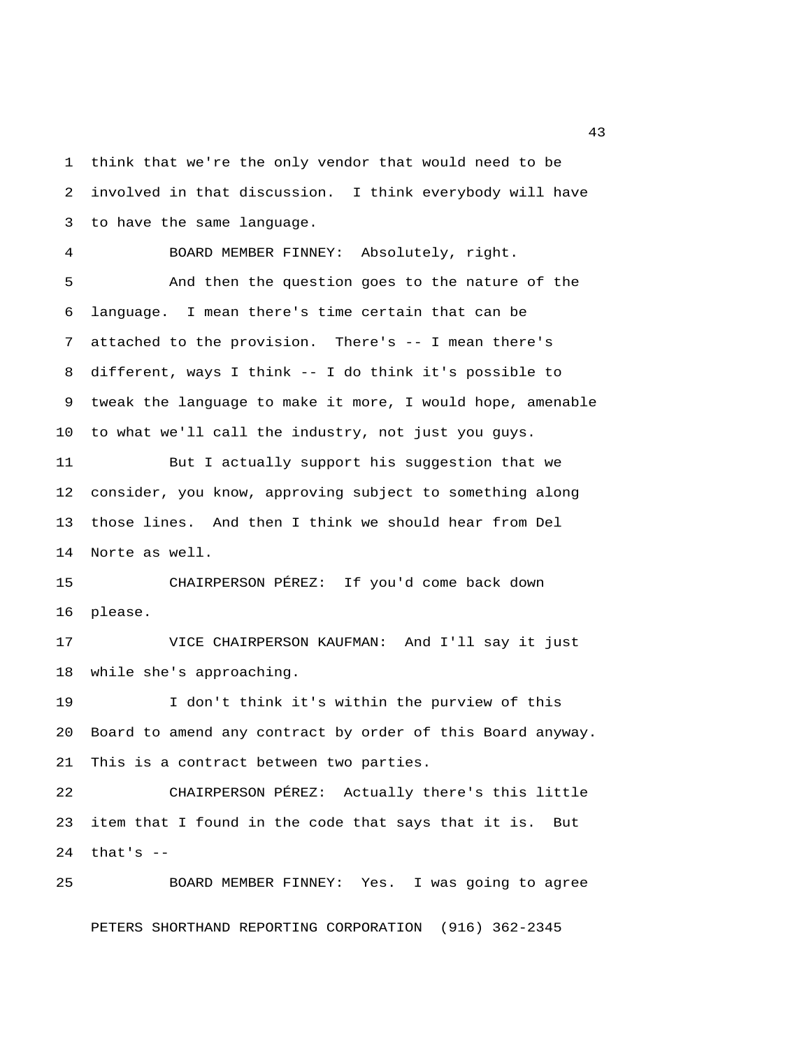think that we're the only vendor that would need to be involved in that discussion. I think everybody will have to have the same language.

BOARD MEMBER FINNEY: Absolutely, right.

And then the question goes to the nature of the language. I mean there's time certain that can be attached to the provision. There's -- I mean there's different, ways I think -- I do think it's possible to tweak the language to make it more, I would hope, amenable to what we'll call the industry, not just you guys.

But I actually support his suggestion that we consider, you know, approving subject to something along those lines. And then I think we should hear from Del Norte as well.

CHAIRPERSON PÉREZ: If you'd come back down please.

VICE CHAIRPERSON KAUFMAN: And I'll say it just while she's approaching.

I don't think it's within the purview of this Board to amend any contract by order of this Board anyway. This is a contract between two parties.

CHAIRPERSON PÉREZ: Actually there's this little item that I found in the code that says that it is. But that's --

BOARD MEMBER FINNEY: Yes. I was going to agree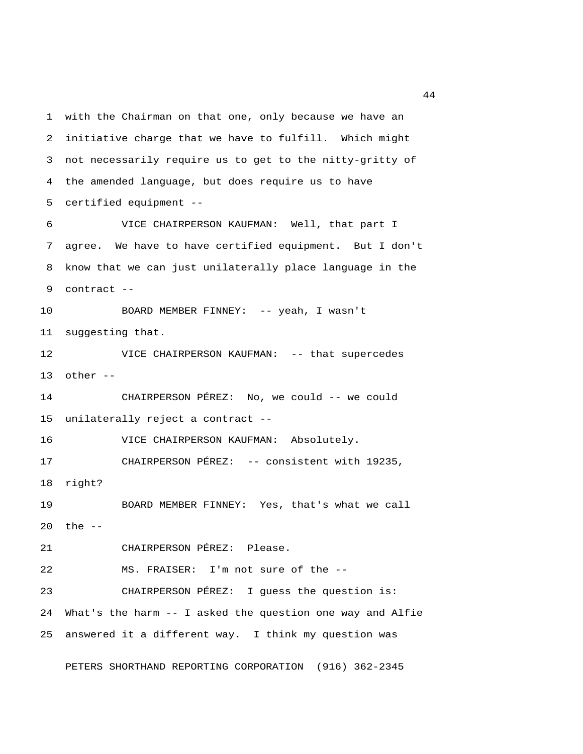with the Chairman on that one, only because we have an initiative charge that we have to fulfill. Which might not necessarily require us to get to the nitty-gritty of the amended language, but does require us to have certified equipment --

VICE CHAIRPERSON KAUFMAN: Well, that part I agree. We have to have certified equipment. But I don't know that we can just unilaterally place language in the contract --

BOARD MEMBER FINNEY: -- yeah, I wasn't suggesting that.

VICE CHAIRPERSON KAUFMAN: -- that supercedes other --

CHAIRPERSON PÉREZ: No, we could -- we could unilaterally reject a contract --

VICE CHAIRPERSON KAUFMAN: Absolutely.

CHAIRPERSON PÉREZ: -- consistent with 19235, right?

BOARD MEMBER FINNEY: Yes, that's what we call the --

CHAIRPERSON PÉREZ: Please.

MS. FRAISER: I'm not sure of the --

CHAIRPERSON PÉREZ: I guess the question is: What's the harm -- I asked the question one way and Alfie answered it a different way. I think my question was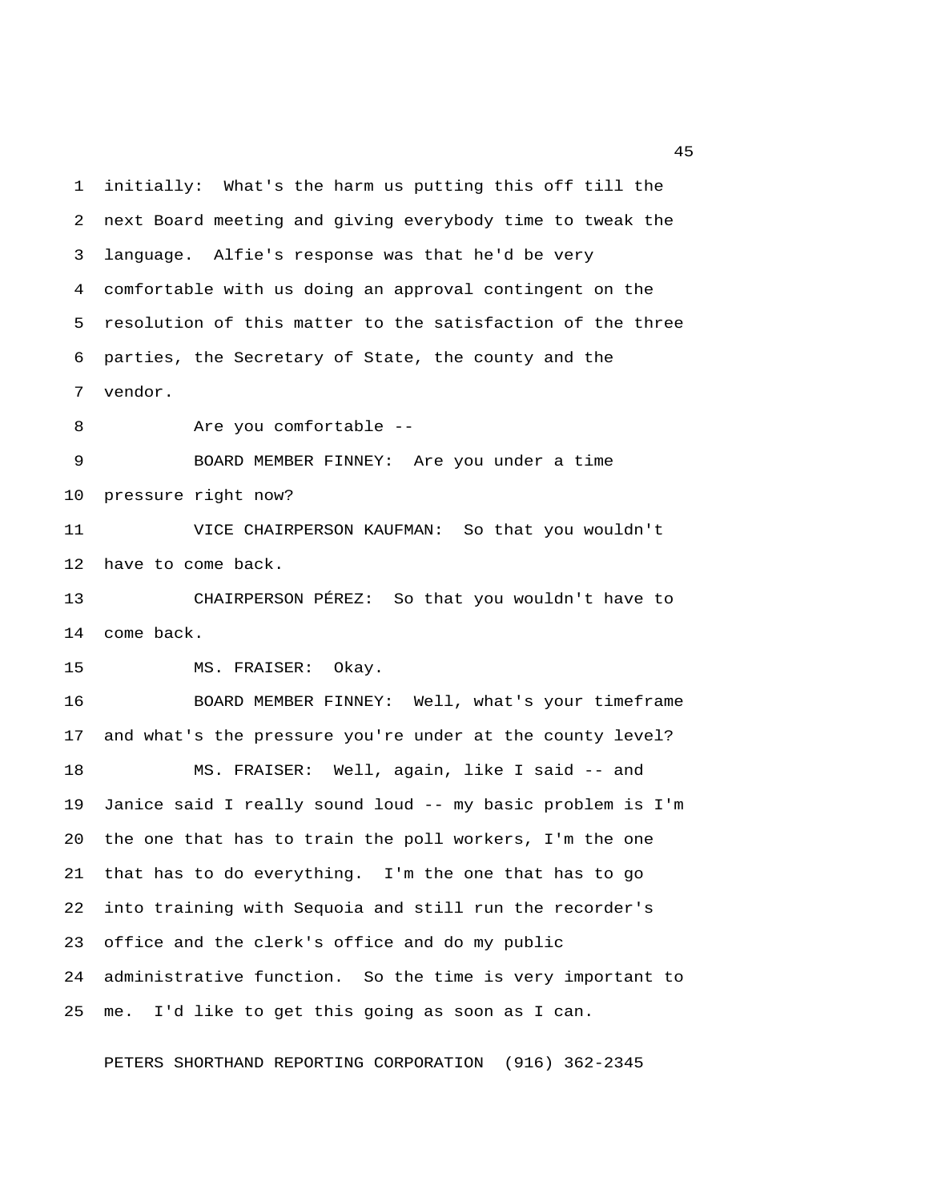initially: What's the harm us putting this off till the next Board meeting and giving everybody time to tweak the language. Alfie's response was that he'd be very comfortable with us doing an approval contingent on the resolution of this matter to the satisfaction of the three parties, the Secretary of State, the county and the vendor.

Are you comfortable --

BOARD MEMBER FINNEY: Are you under a time pressure right now?

VICE CHAIRPERSON KAUFMAN: So that you wouldn't have to come back.

CHAIRPERSON PÉREZ: So that you wouldn't have to come back.

MS. FRAISER: Okay.

BOARD MEMBER FINNEY: Well, what's your timeframe and what's the pressure you're under at the county level?

MS. FRAISER: Well, again, like I said -- and Janice said I really sound loud -- my basic problem is I'm the one that has to train the poll workers, I'm the one that has to do everything. I'm the one that has to go into training with Sequoia and still run the recorder's office and the clerk's office and do my public administrative function. So the time is very important to me. I'd like to get this going as soon as I can.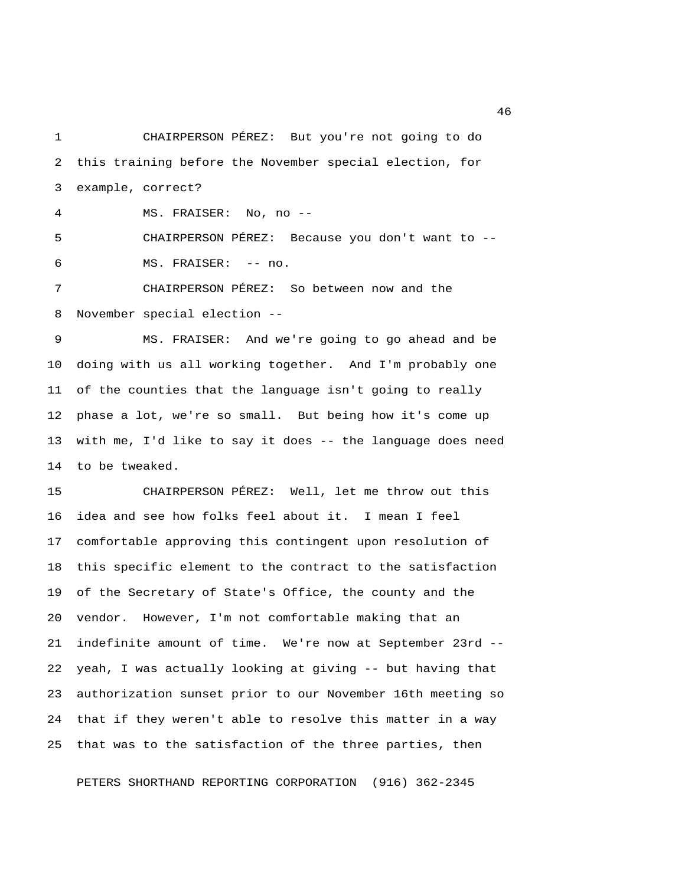CHAIRPERSON PÉREZ: But you're not going to do this training before the November special election, for example, correct?

MS. FRAISER: No, no --

CHAIRPERSON PÉREZ: Because you don't want to --

MS. FRAISER: -- no.

CHAIRPERSON PÉREZ: So between now and the November special election --

MS. FRAISER: And we're going to go ahead and be doing with us all working together. And I'm probably one of the counties that the language isn't going to really phase a lot, we're so small. But being how it's come up with me, I'd like to say it does -- the language does need to be tweaked.

CHAIRPERSON PÉREZ: Well, let me throw out this idea and see how folks feel about it. I mean I feel comfortable approving this contingent upon resolution of this specific element to the contract to the satisfaction of the Secretary of State's Office, the county and the vendor. However, I'm not comfortable making that an indefinite amount of time. We're now at September 23rd -- yeah, I was actually looking at giving -- but having that authorization sunset prior to our November 16th meeting so that if they weren't able to resolve this matter in a way that was to the satisfaction of the three parties, then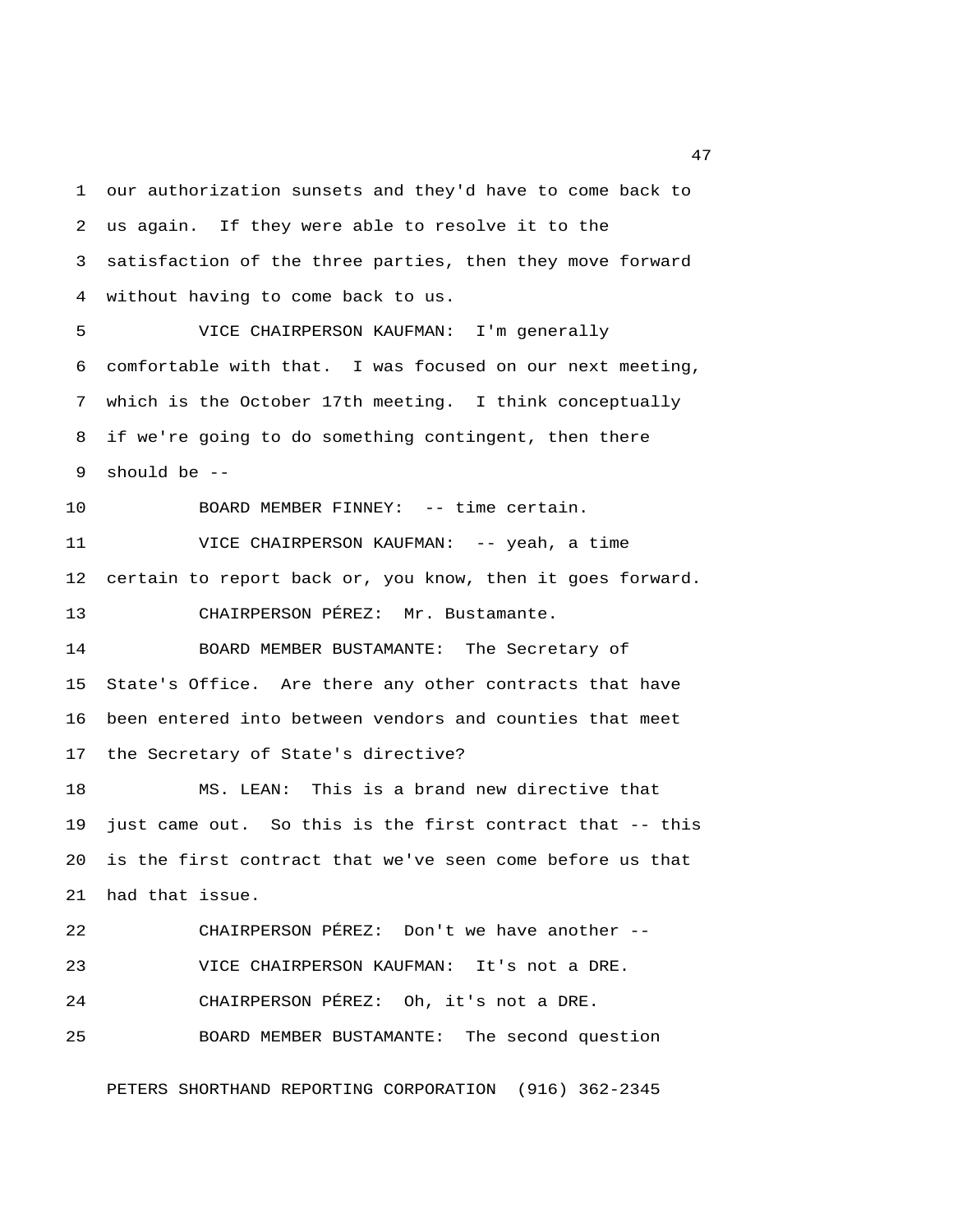our authorization sunsets and they'd have to come back to us again. If they were able to resolve it to the satisfaction of the three parties, then they move forward without having to come back to us.

VICE CHAIRPERSON KAUFMAN: I'm generally comfortable with that. I was focused on our next meeting, which is the October 17th meeting. I think conceptually if we're going to do something contingent, then there should be --

BOARD MEMBER FINNEY: -- time certain.

VICE CHAIRPERSON KAUFMAN: -- yeah, a time certain to report back or, you know, then it goes forward.

CHAIRPERSON PÉREZ: Mr. Bustamante.

BOARD MEMBER BUSTAMANTE: The Secretary of State's Office. Are there any other contracts that have been entered into between vendors and counties that meet the Secretary of State's directive?

MS. LEAN: This is a brand new directive that just came out. So this is the first contract that -- this is the first contract that we've seen come before us that had that issue.

CHAIRPERSON PÉREZ: Don't we have another --

VICE CHAIRPERSON KAUFMAN: It's not a DRE.

CHAIRPERSON PÉREZ: Oh, it's not a DRE.

BOARD MEMBER BUSTAMANTE: The second question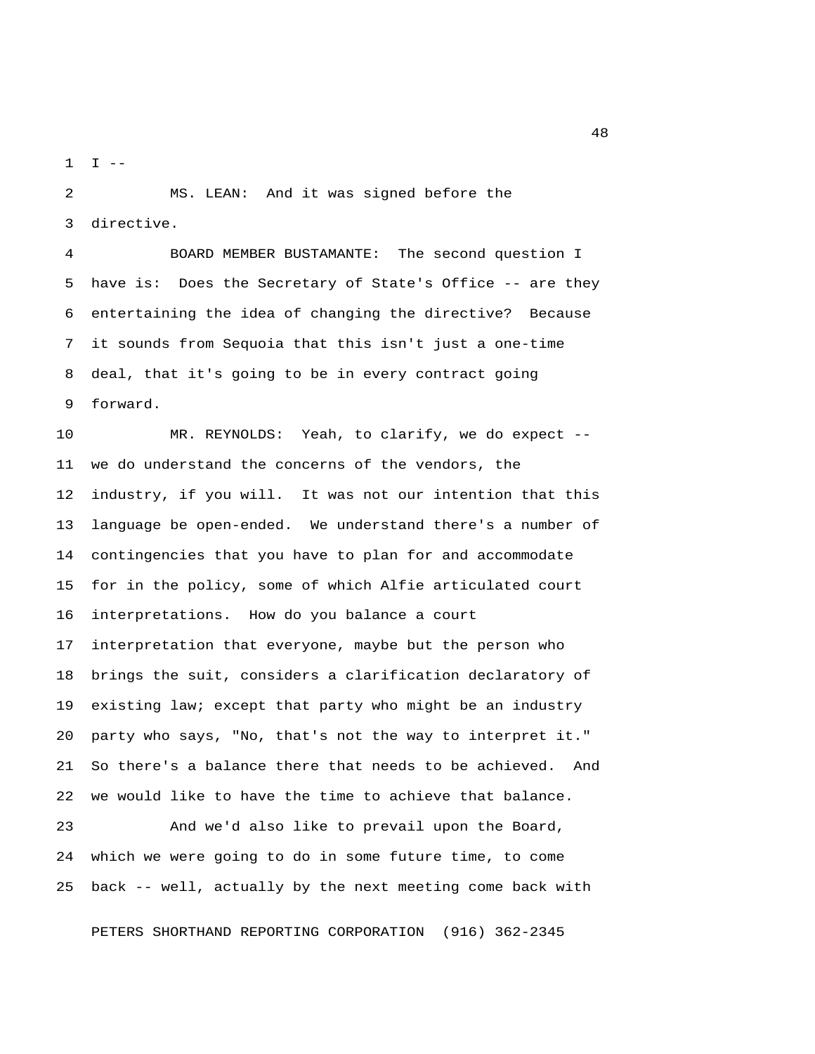I --

MS. LEAN: And it was signed before the directive.

BOARD MEMBER BUSTAMANTE: The second question I have is: Does the Secretary of State's Office -- are they entertaining the idea of changing the directive? Because it sounds from Sequoia that this isn't just a one-time deal, that it's going to be in every contract going forward.

MR. REYNOLDS: Yeah, to clarify, we do expect -- we do understand the concerns of the vendors, the industry, if you will. It was not our intention that this language be open-ended. We understand there's a number of contingencies that you have to plan for and accommodate for in the policy, some of which Alfie articulated court interpretations. How do you balance a court interpretation that everyone, maybe but the person who brings the suit, considers a clarification declaratory of existing law; except that party who might be an industry party who says, "No, that's not the way to interpret it." So there's a balance there that needs to be achieved. And we would like to have the time to achieve that balance.

And we'd also like to prevail upon the Board, which we were going to do in some future time, to come back -- well, actually by the next meeting come back with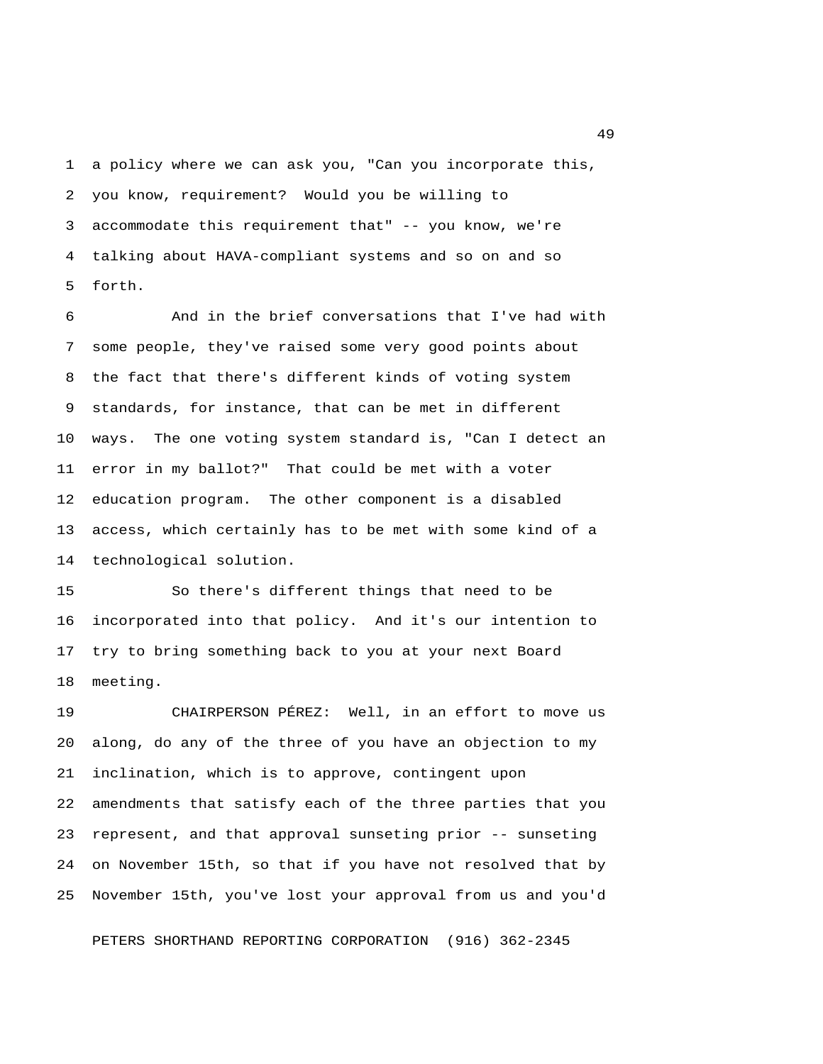a policy where we can ask you, "Can you incorporate this, you know, requirement? Would you be willing to accommodate this requirement that" -- you know, we're talking about HAVA-compliant systems and so on and so forth.

And in the brief conversations that I've had with some people, they've raised some very good points about the fact that there's different kinds of voting system standards, for instance, that can be met in different ways. The one voting system standard is, "Can I detect an error in my ballot?" That could be met with a voter education program. The other component is a disabled access, which certainly has to be met with some kind of a technological solution.

So there's different things that need to be incorporated into that policy. And it's our intention to try to bring something back to you at your next Board meeting.

CHAIRPERSON PÉREZ: Well, in an effort to move us along, do any of the three of you have an objection to my inclination, which is to approve, contingent upon amendments that satisfy each of the three parties that you represent, and that approval sunseting prior -- sunseting on November 15th, so that if you have not resolved that by November 15th, you've lost your approval from us and you'd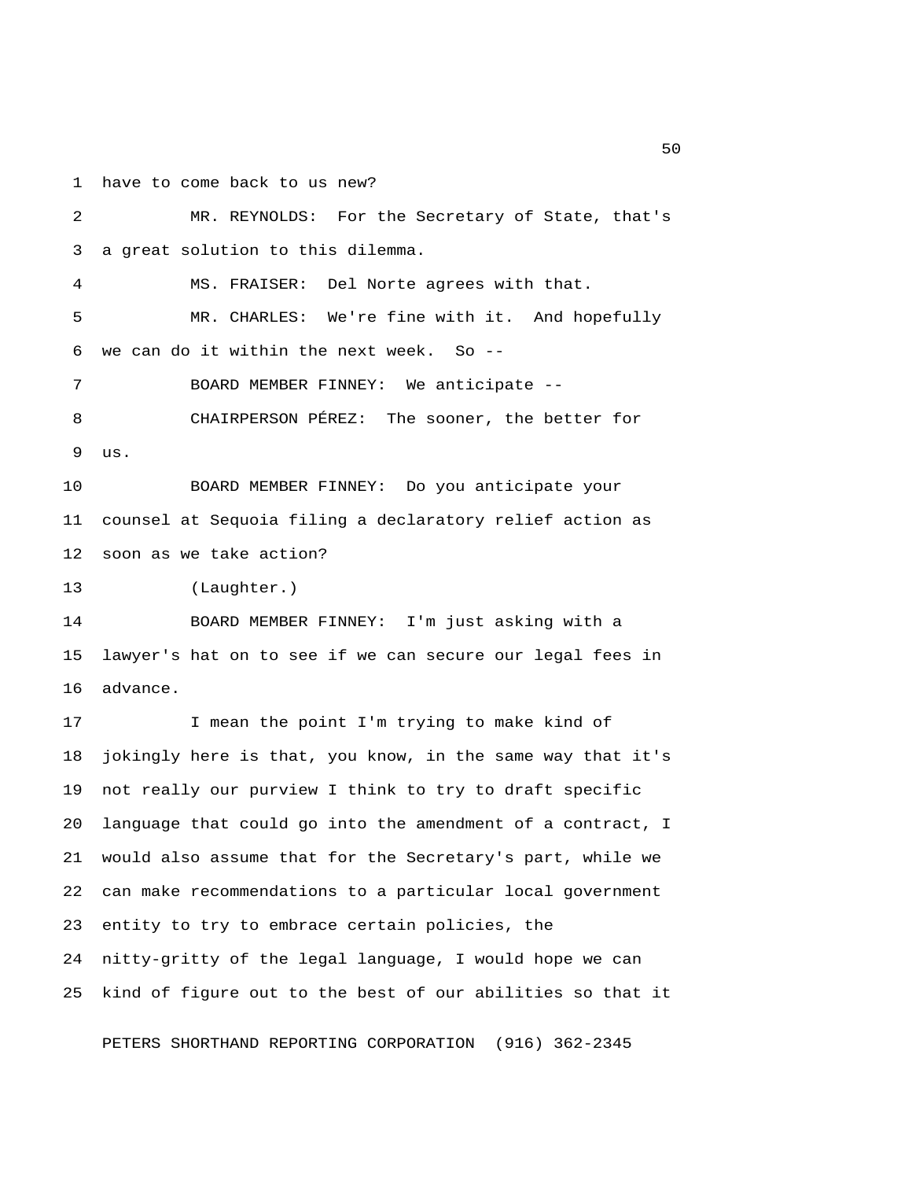have to come back to us new?

MR. REYNOLDS: For the Secretary of State, that's a great solution to this dilemma.

MS. FRAISER: Del Norte agrees with that.

MR. CHARLES: We're fine with it. And hopefully we can do it within the next week. So --

BOARD MEMBER FINNEY: We anticipate --

CHAIRPERSON PÉREZ: The sooner, the better for us.

BOARD MEMBER FINNEY: Do you anticipate your counsel at Sequoia filing a declaratory relief action as soon as we take action?

(Laughter.)

BOARD MEMBER FINNEY: I'm just asking with a lawyer's hat on to see if we can secure our legal fees in advance.

I mean the point I'm trying to make kind of jokingly here is that, you know, in the same way that it's not really our purview I think to try to draft specific language that could go into the amendment of a contract, I would also assume that for the Secretary's part, while we can make recommendations to a particular local government entity to try to embrace certain policies, the nitty-gritty of the legal language, I would hope we can kind of figure out to the best of our abilities so that it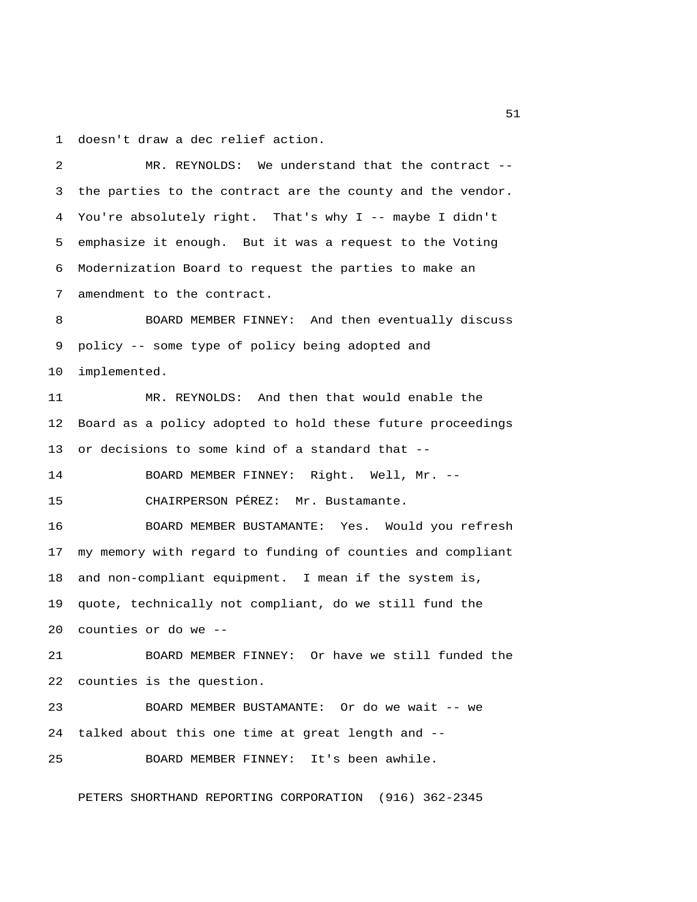1 doesn't draw a dec relief action.

2 MR. REYNOLDS: We understand that the contract --
3 the parties to the contract are the county and the vendor.
4 You're absolutely right. That's why I -- maybe I didn't
5 emphasize it enough. But it was a request to the Voting
6 Modernization Board to request the parties to make an
7 amendment to the contract.

8 BOARD MEMBER FINNEY: And then eventually discuss
9 policy -- some type of policy being adopted and
10 implemented.

11 MR. REYNOLDS: And then that would enable the
12 Board as a policy adopted to hold these future proceedings
13 or decisions to some kind of a standard that --

14 BOARD MEMBER FINNEY: Right. Well, Mr. --

15 CHAIRPERSON PÉREZ: Mr. Bustamante.

16 BOARD MEMBER BUSTAMANTE: Yes. Would you refresh
17 my memory with regard to funding of counties and compliant
18 and non-compliant equipment. I mean if the system is,
19 quote, technically not compliant, do we still fund the
20 counties or do we --

21 BOARD MEMBER FINNEY: Or have we still funded the
22 counties is the question.

23 BOARD MEMBER BUSTAMANTE: Or do we wait -- we
24 talked about this one time at great length and --

25 BOARD MEMBER FINNEY: It's been awhile.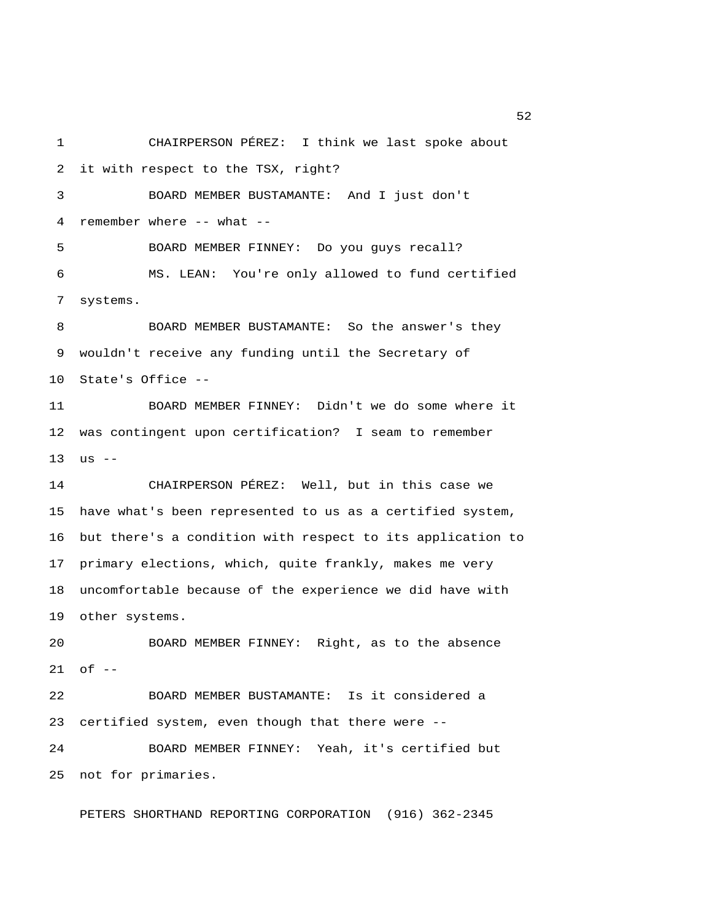CHAIRPERSON PÉREZ: I think we last spoke about it with respect to the TSX, right?

BOARD MEMBER BUSTAMANTE: And I just don't remember where -- what --

BOARD MEMBER FINNEY: Do you guys recall?

MS. LEAN: You're only allowed to fund certified systems.

BOARD MEMBER BUSTAMANTE: So the answer's they wouldn't receive any funding until the Secretary of State's Office --

BOARD MEMBER FINNEY: Didn't we do some where it was contingent upon certification? I seam to remember us --

CHAIRPERSON PÉREZ: Well, but in this case we have what's been represented to us as a certified system, but there's a condition with respect to its application to primary elections, which, quite frankly, makes me very uncomfortable because of the experience we did have with other systems.

BOARD MEMBER FINNEY: Right, as to the absence of --

BOARD MEMBER BUSTAMANTE: Is it considered a certified system, even though that there were --

BOARD MEMBER FINNEY: Yeah, it's certified but not for primaries.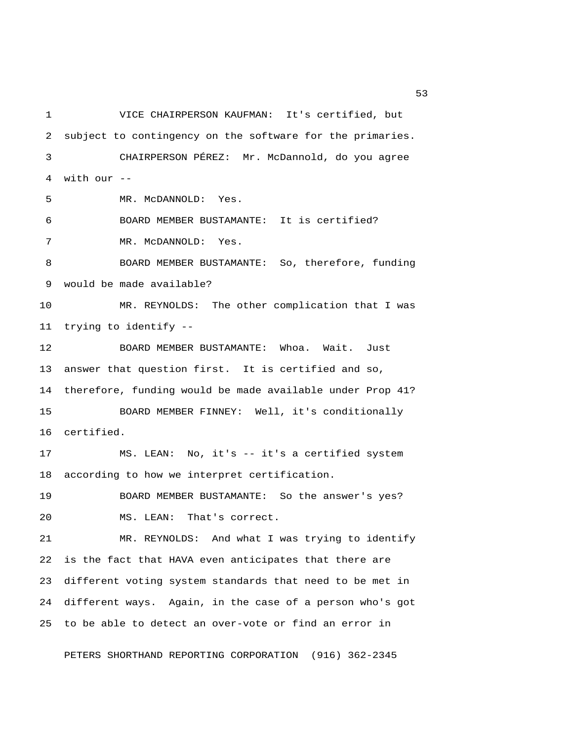VICE CHAIRPERSON KAUFMAN: It's certified, but subject to contingency on the software for the primaries.

CHAIRPERSON PÉREZ: Mr. McDannold, do you agree with our --

MR. McDANNOLD: Yes.

BOARD MEMBER BUSTAMANTE: It is certified?

MR. McDANNOLD: Yes.

BOARD MEMBER BUSTAMANTE: So, therefore, funding would be made available?

MR. REYNOLDS: The other complication that I was trying to identify --

BOARD MEMBER BUSTAMANTE: Whoa. Wait. Just answer that question first. It is certified and so, therefore, funding would be made available under Prop 41?

BOARD MEMBER FINNEY: Well, it's conditionally certified.

MS. LEAN: No, it's -- it's a certified system according to how we interpret certification.

BOARD MEMBER BUSTAMANTE: So the answer's yes?

MS. LEAN: That's correct.

MR. REYNOLDS: And what I was trying to identify is the fact that HAVA even anticipates that there are different voting system standards that need to be met in different ways. Again, in the case of a person who's got to be able to detect an over-vote or find an error in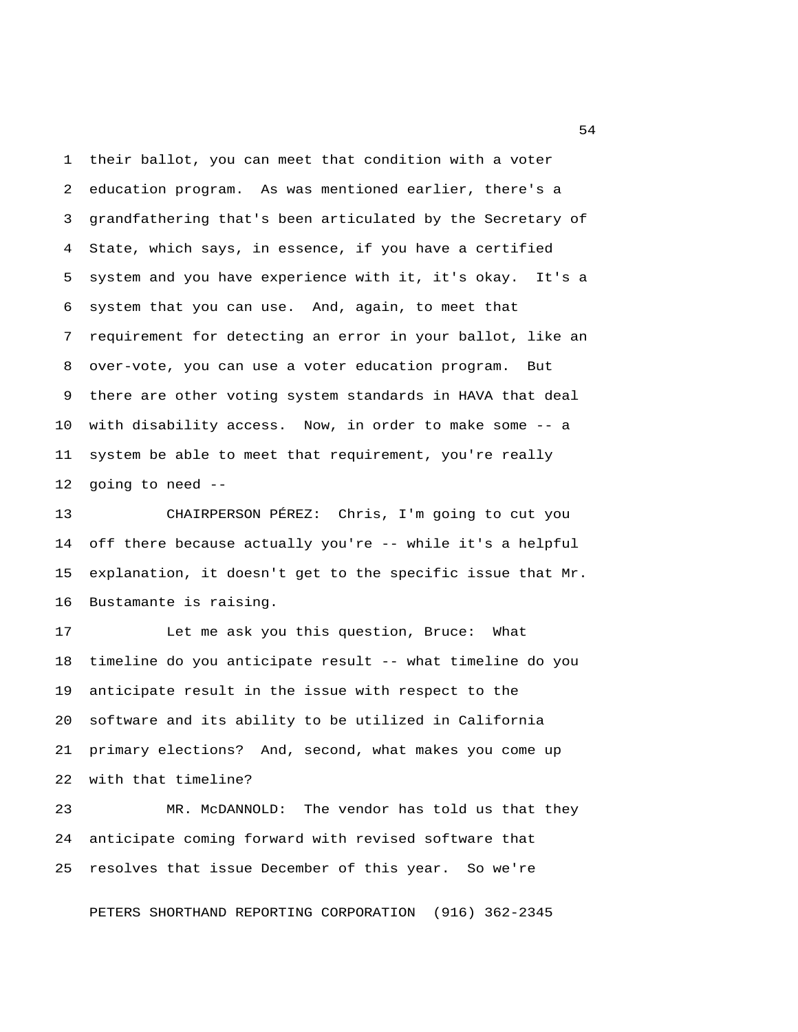their ballot, you can meet that condition with a voter education program. As was mentioned earlier, there's a grandfathering that's been articulated by the Secretary of State, which says, in essence, if you have a certified system and you have experience with it, it's okay. It's a system that you can use. And, again, to meet that requirement for detecting an error in your ballot, like an over-vote, you can use a voter education program. But there are other voting system standards in HAVA that deal with disability access. Now, in order to make some -- a system be able to meet that requirement, you're really going to need --

CHAIRPERSON PÉREZ: Chris, I'm going to cut you off there because actually you're -- while it's a helpful explanation, it doesn't get to the specific issue that Mr. Bustamante is raising.

Let me ask you this question, Bruce: What timeline do you anticipate result -- what timeline do you anticipate result in the issue with respect to the software and its ability to be utilized in California primary elections? And, second, what makes you come up with that timeline?

MR. McDANNOLD: The vendor has told us that they anticipate coming forward with revised software that resolves that issue December of this year. So we're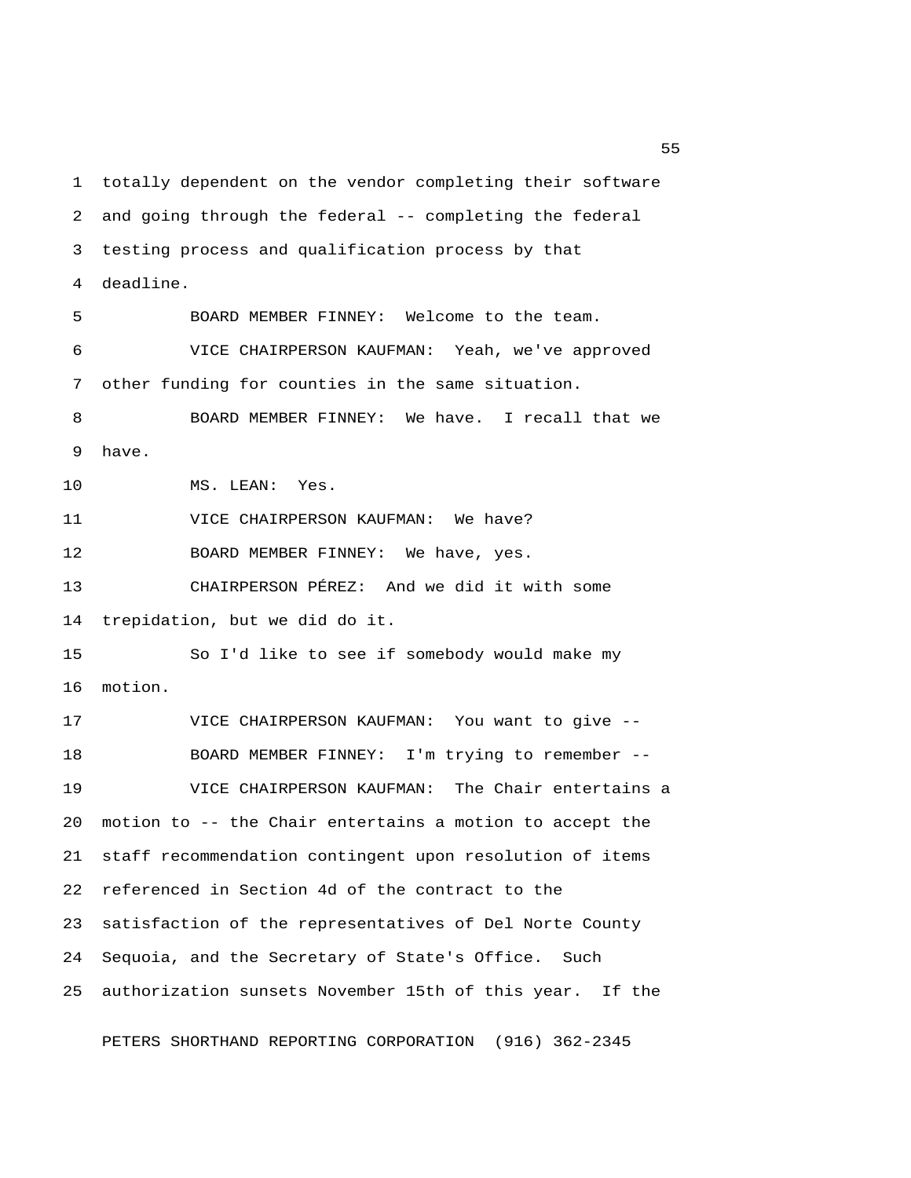totally dependent on the vendor completing their software and going through the federal -- completing the federal testing process and qualification process by that deadline.

BOARD MEMBER FINNEY: Welcome to the team.

VICE CHAIRPERSON KAUFMAN: Yeah, we've approved other funding for counties in the same situation.

BOARD MEMBER FINNEY: We have. I recall that we have.

MS. LEAN: Yes.

VICE CHAIRPERSON KAUFMAN: We have?

BOARD MEMBER FINNEY: We have, yes.

CHAIRPERSON PÉREZ: And we did it with some trepidation, but we did do it.

So I'd like to see if somebody would make my motion.

VICE CHAIRPERSON KAUFMAN: You want to give --

BOARD MEMBER FINNEY: I'm trying to remember --

VICE CHAIRPERSON KAUFMAN: The Chair entertains a motion to -- the Chair entertains a motion to accept the staff recommendation contingent upon resolution of items referenced in Section 4d of the contract to the satisfaction of the representatives of Del Norte County Sequoia, and the Secretary of State's Office. Such authorization sunsets November 15th of this year. If the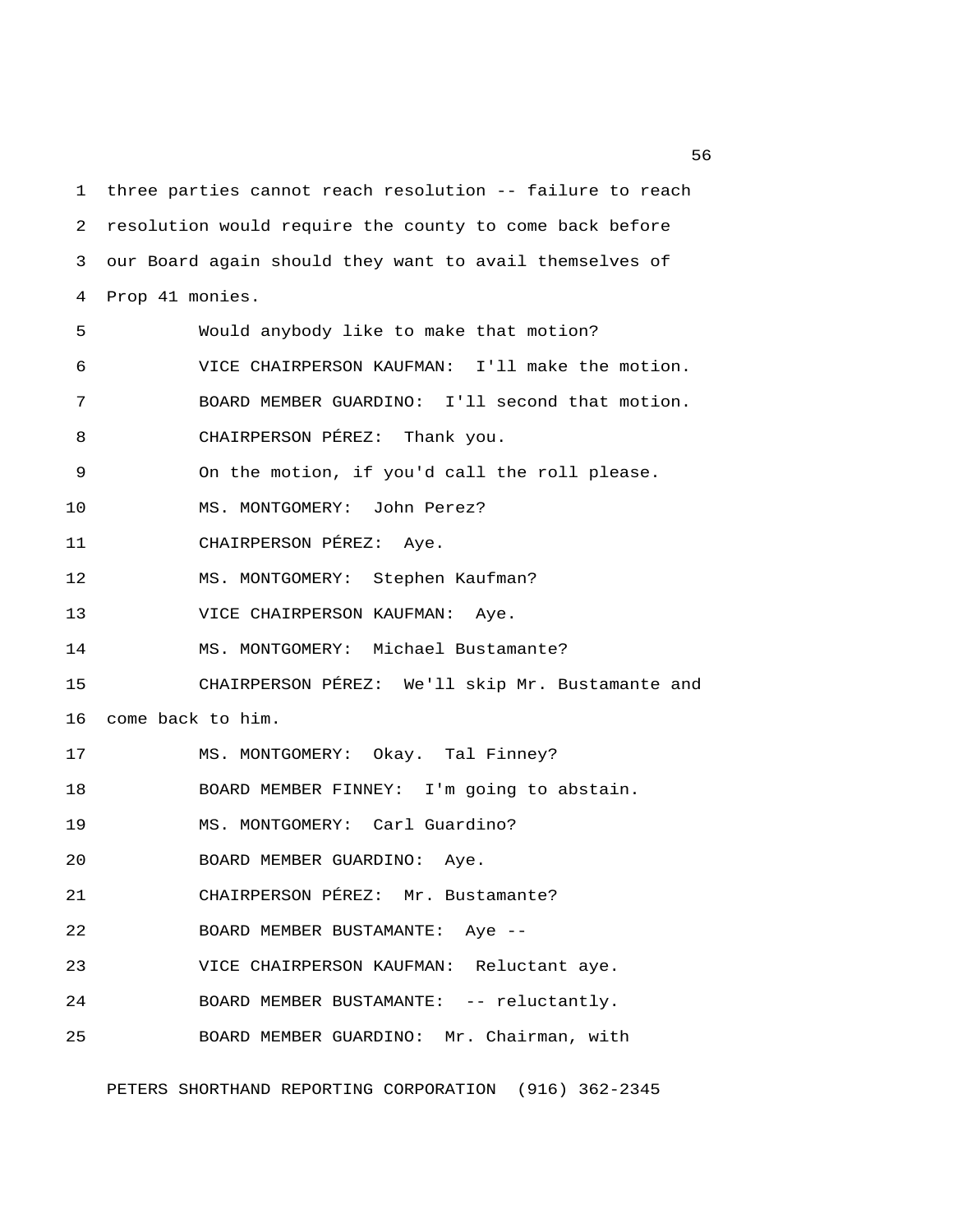three parties cannot reach resolution -- failure to reach resolution would require the county to come back before our Board again should they want to avail themselves of Prop 41 monies.

Would anybody like to make that motion?

VICE CHAIRPERSON KAUFMAN: I'll make the motion.

BOARD MEMBER GUARDINO: I'll second that motion.

CHAIRPERSON PÉREZ: Thank you.

On the motion, if you'd call the roll please.

MS. MONTGOMERY: John Perez?

CHAIRPERSON PÉREZ: Aye.

MS. MONTGOMERY: Stephen Kaufman?

VICE CHAIRPERSON KAUFMAN: Aye.

MS. MONTGOMERY: Michael Bustamante?

CHAIRPERSON PÉREZ: We'll skip Mr. Bustamante and come back to him.

MS. MONTGOMERY: Okay. Tal Finney?

BOARD MEMBER FINNEY: I'm going to abstain.

MS. MONTGOMERY: Carl Guardino?

BOARD MEMBER GUARDINO: Aye.

CHAIRPERSON PÉREZ: Mr. Bustamante?

BOARD MEMBER BUSTAMANTE: Aye --

VICE CHAIRPERSON KAUFMAN: Reluctant aye.

BOARD MEMBER BUSTAMANTE: -- reluctantly.

BOARD MEMBER GUARDINO: Mr. Chairman, with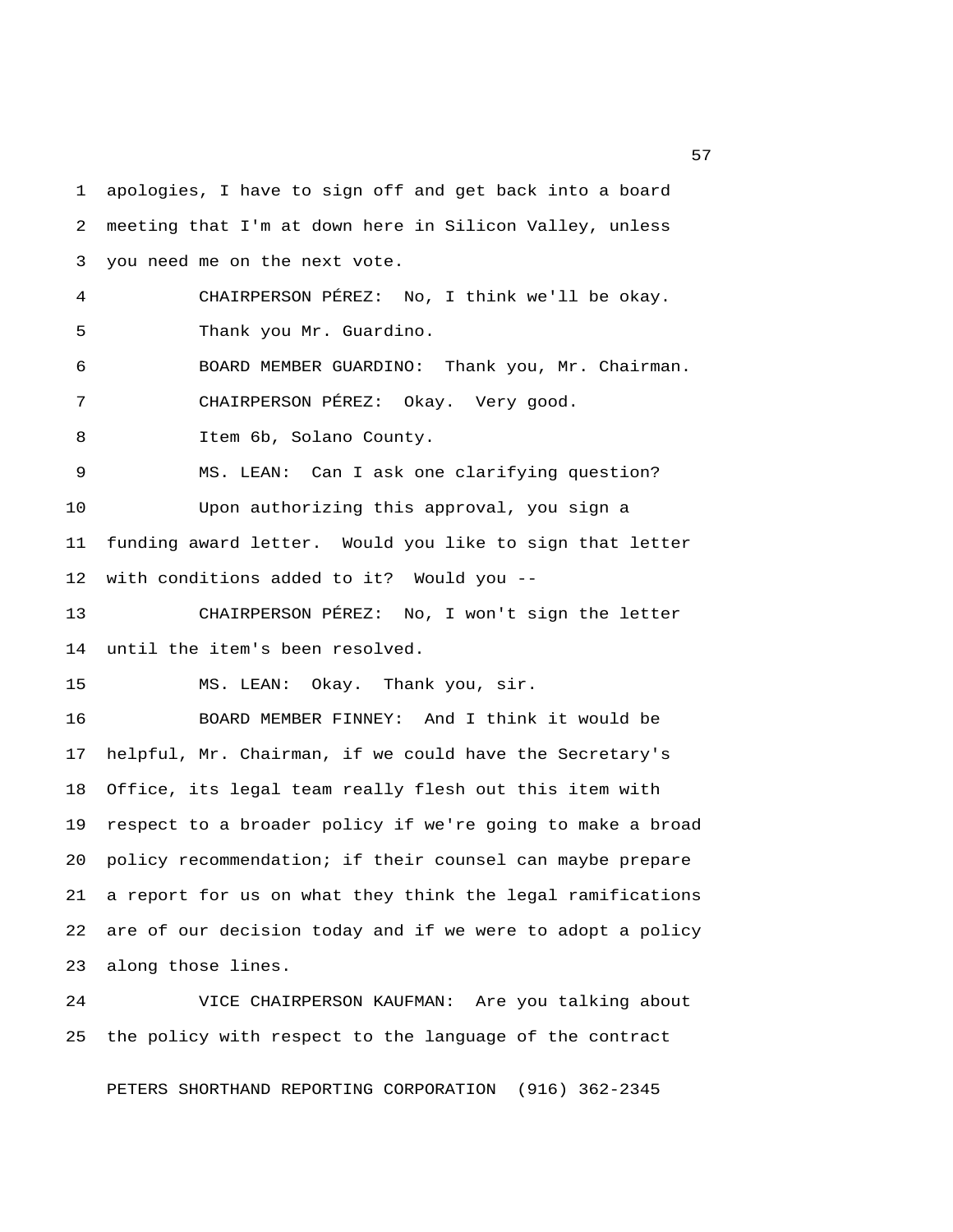apologies, I have to sign off and get back into a board meeting that I'm at down here in Silicon Valley, unless you need me on the next vote.

CHAIRPERSON PÉREZ: No, I think we'll be okay. Thank you Mr. Guardino.

BOARD MEMBER GUARDINO: Thank you, Mr. Chairman.

CHAIRPERSON PÉREZ: Okay. Very good.

Item 6b, Solano County.

MS. LEAN: Can I ask one clarifying question?

Upon authorizing this approval, you sign a funding award letter. Would you like to sign that letter with conditions added to it? Would you --

CHAIRPERSON PÉREZ: No, I won't sign the letter until the item's been resolved.

MS. LEAN: Okay. Thank you, sir.

BOARD MEMBER FINNEY: And I think it would be helpful, Mr. Chairman, if we could have the Secretary's Office, its legal team really flesh out this item with respect to a broader policy if we're going to make a broad policy recommendation; if their counsel can maybe prepare a report for us on what they think the legal ramifications are of our decision today and if we were to adopt a policy along those lines.

VICE CHAIRPERSON KAUFMAN: Are you talking about the policy with respect to the language of the contract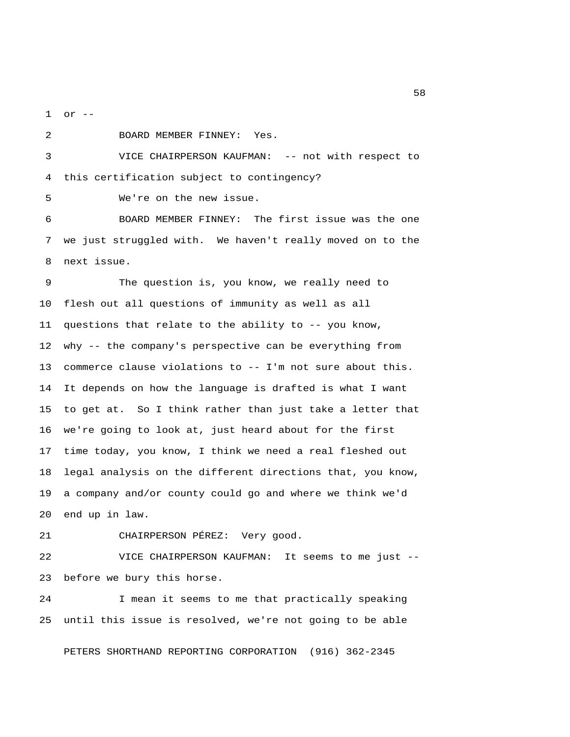or --

BOARD MEMBER FINNEY: Yes.

VICE CHAIRPERSON KAUFMAN: -- not with respect to this certification subject to contingency?

We're on the new issue.

BOARD MEMBER FINNEY: The first issue was the one we just struggled with. We haven't really moved on to the next issue.

The question is, you know, we really need to flesh out all questions of immunity as well as all questions that relate to the ability to -- you know, why -- the company's perspective can be everything from commerce clause violations to -- I'm not sure about this. It depends on how the language is drafted is what I want to get at. So I think rather than just take a letter that we're going to look at, just heard about for the first time today, you know, I think we need a real fleshed out legal analysis on the different directions that, you know, a company and/or county could go and where we think we'd end up in law.

CHAIRPERSON PÉREZ: Very good.

VICE CHAIRPERSON KAUFMAN: It seems to me just -- before we bury this horse.

I mean it seems to me that practically speaking until this issue is resolved, we're not going to be able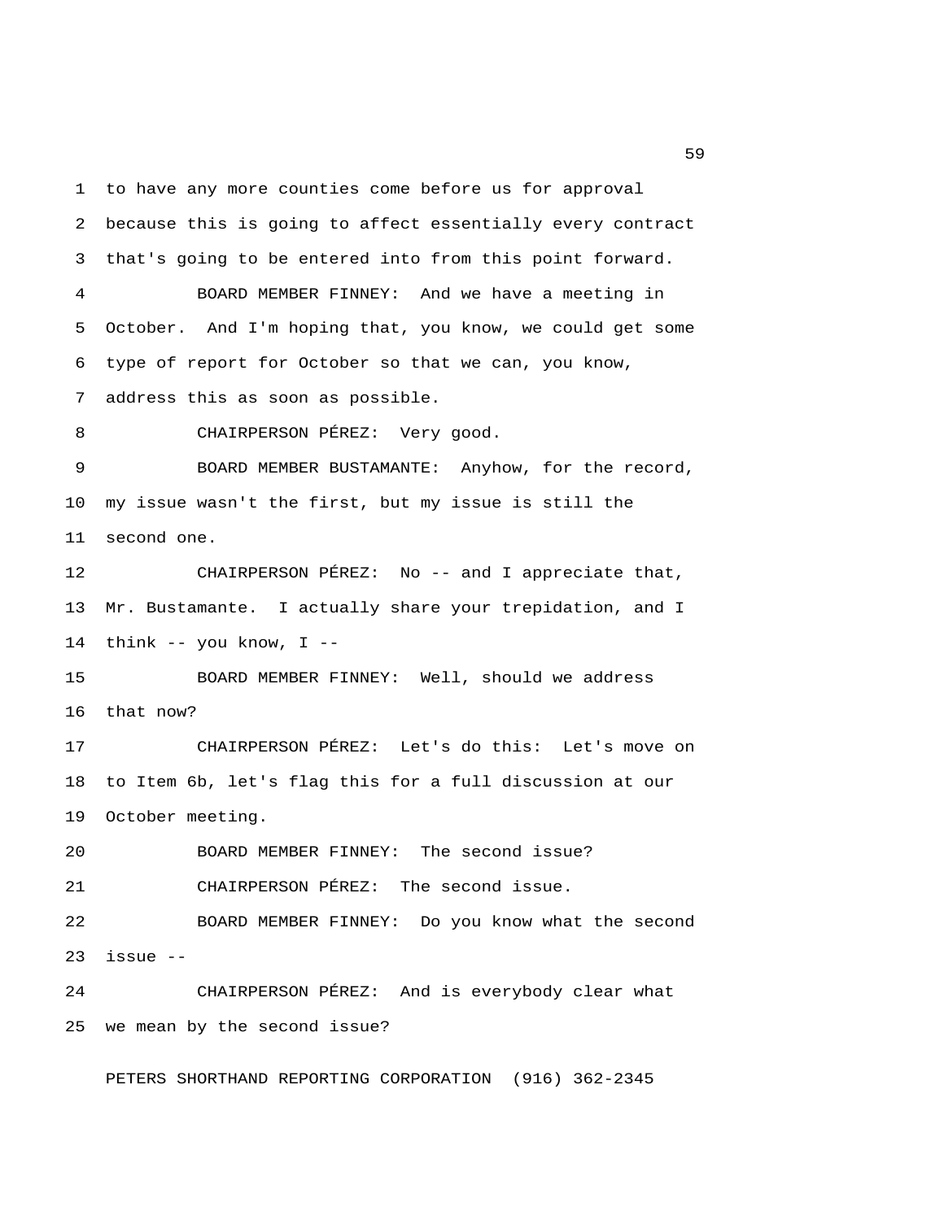to have any more counties come before us for approval because this is going to affect essentially every contract that's going to be entered into from this point forward.

BOARD MEMBER FINNEY: And we have a meeting in October. And I'm hoping that, you know, we could get some type of report for October so that we can, you know, address this as soon as possible.

CHAIRPERSON PÉREZ: Very good.

BOARD MEMBER BUSTAMANTE: Anyhow, for the record, my issue wasn't the first, but my issue is still the second one.

CHAIRPERSON PÉREZ: No -- and I appreciate that, Mr. Bustamante. I actually share your trepidation, and I think -- you know, I --

BOARD MEMBER FINNEY: Well, should we address that now?

CHAIRPERSON PÉREZ: Let's do this: Let's move on to Item 6b, let's flag this for a full discussion at our October meeting.

BOARD MEMBER FINNEY: The second issue?

CHAIRPERSON PÉREZ: The second issue.

BOARD MEMBER FINNEY: Do you know what the second issue --

CHAIRPERSON PÉREZ: And is everybody clear what we mean by the second issue?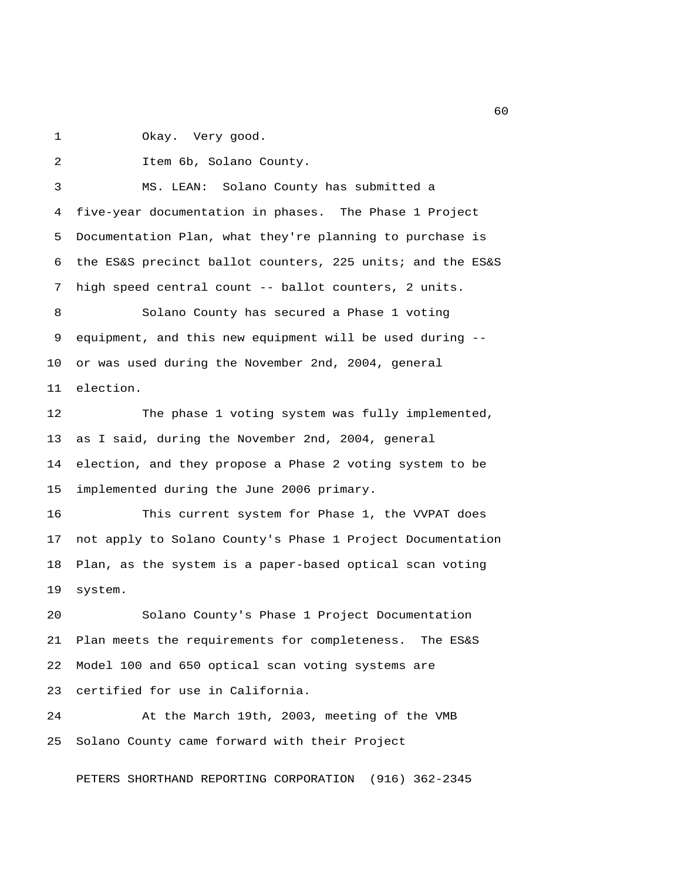Okay. Very good.

Item 6b, Solano County.

MS. LEAN: Solano County has submitted a five-year documentation in phases. The Phase 1 Project Documentation Plan, what they're planning to purchase is the ES&S precinct ballot counters, 225 units; and the ES&S high speed central count -- ballot counters, 2 units.

Solano County has secured a Phase 1 voting equipment, and this new equipment will be used during -- or was used during the November 2nd, 2004, general election.

The phase 1 voting system was fully implemented, as I said, during the November 2nd, 2004, general election, and they propose a Phase 2 voting system to be implemented during the June 2006 primary.

This current system for Phase 1, the VVPAT does not apply to Solano County's Phase 1 Project Documentation Plan, as the system is a paper-based optical scan voting system.

Solano County's Phase 1 Project Documentation Plan meets the requirements for completeness. The ES&S Model 100 and 650 optical scan voting systems are certified for use in California.

At the March 19th, 2003, meeting of the VMB Solano County came forward with their Project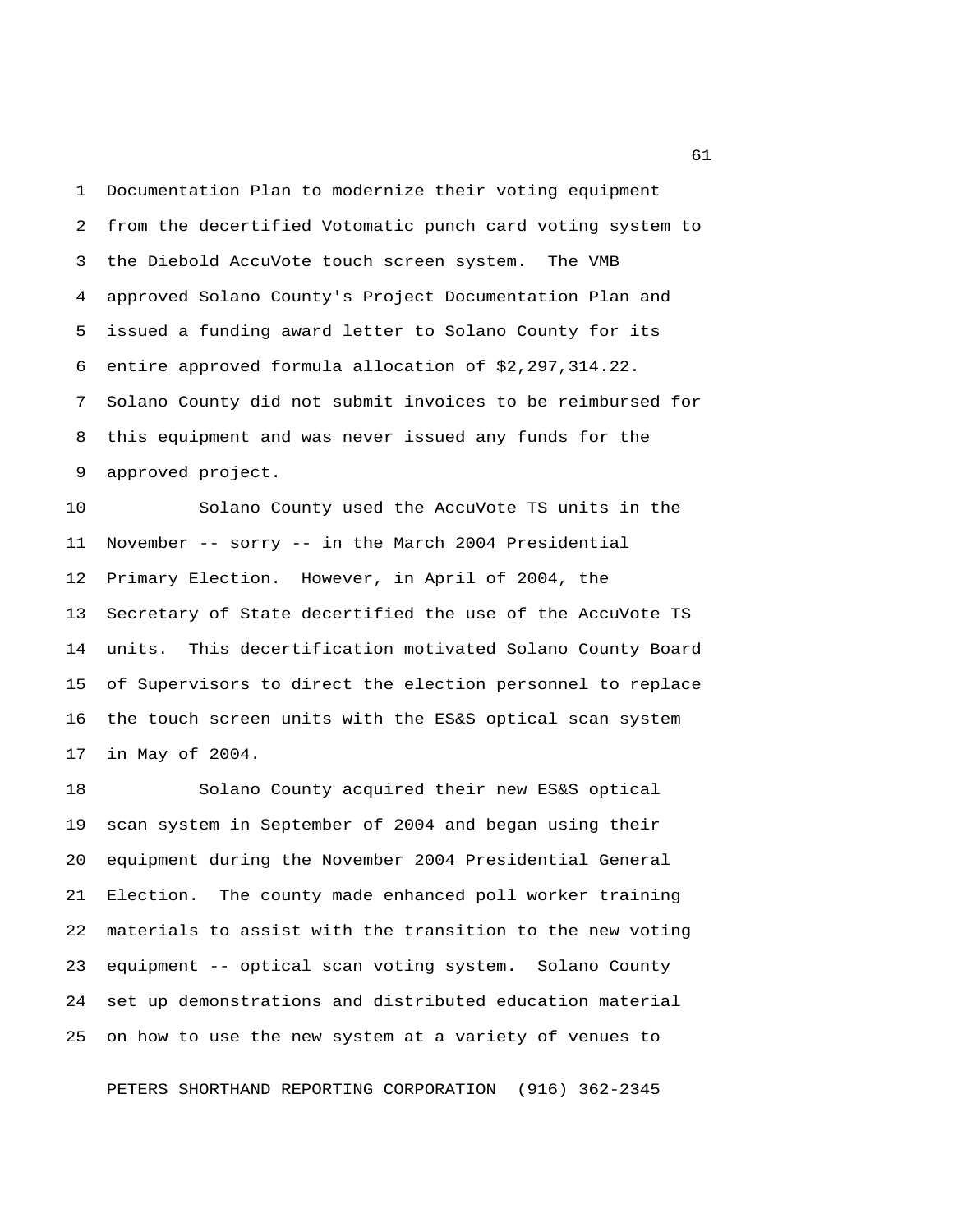Documentation Plan to modernize their voting equipment from the decertified Votomatic punch card voting system to the Diebold AccuVote touch screen system. The VMB approved Solano County's Project Documentation Plan and issued a funding award letter to Solano County for its entire approved formula allocation of $2,297,314.22. Solano County did not submit invoices to be reimbursed for this equipment and was never issued any funds for the approved project.

Solano County used the AccuVote TS units in the November -- sorry -- in the March 2004 Presidential Primary Election. However, in April of 2004, the Secretary of State decertified the use of the AccuVote TS units. This decertification motivated Solano County Board of Supervisors to direct the election personnel to replace the touch screen units with the ES&S optical scan system in May of 2004.

Solano County acquired their new ES&S optical scan system in September of 2004 and began using their equipment during the November 2004 Presidential General Election. The county made enhanced poll worker training materials to assist with the transition to the new voting equipment -- optical scan voting system. Solano County set up demonstrations and distributed education material on how to use the new system at a variety of venues to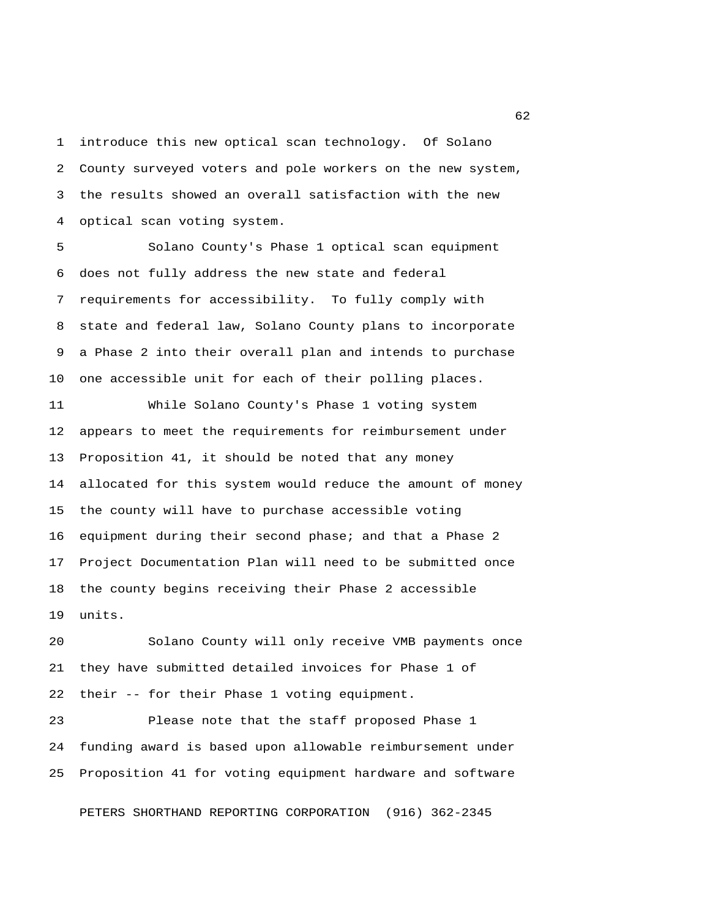introduce this new optical scan technology. Of Solano County surveyed voters and pole workers on the new system, the results showed an overall satisfaction with the new optical scan voting system.

Solano County's Phase 1 optical scan equipment does not fully address the new state and federal requirements for accessibility. To fully comply with state and federal law, Solano County plans to incorporate a Phase 2 into their overall plan and intends to purchase one accessible unit for each of their polling places.

While Solano County's Phase 1 voting system appears to meet the requirements for reimbursement under Proposition 41, it should be noted that any money allocated for this system would reduce the amount of money the county will have to purchase accessible voting equipment during their second phase; and that a Phase 2 Project Documentation Plan will need to be submitted once the county begins receiving their Phase 2 accessible units.

Solano County will only receive VMB payments once they have submitted detailed invoices for Phase 1 of their -- for their Phase 1 voting equipment.

Please note that the staff proposed Phase 1 funding award is based upon allowable reimbursement under Proposition 41 for voting equipment hardware and software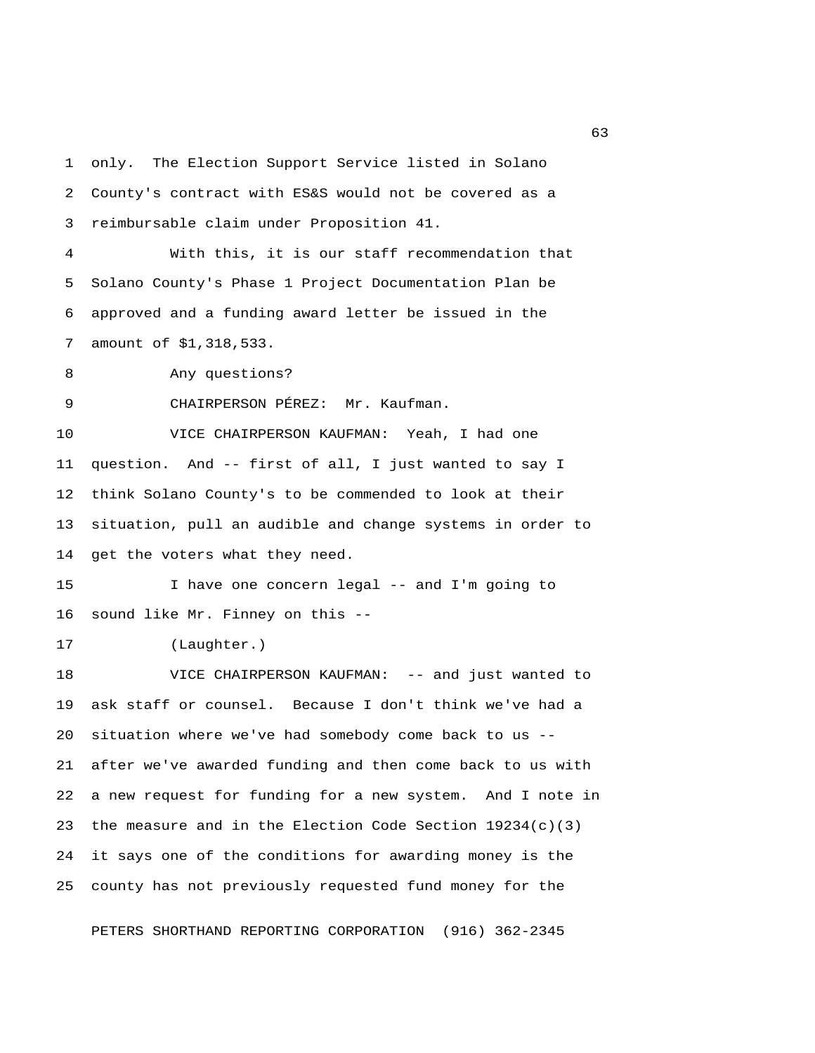only. The Election Support Service listed in Solano County's contract with ES&S would not be covered as a reimbursable claim under Proposition 41.

With this, it is our staff recommendation that Solano County's Phase 1 Project Documentation Plan be approved and a funding award letter be issued in the amount of $1,318,533.

Any questions?

CHAIRPERSON PÉREZ: Mr. Kaufman.

VICE CHAIRPERSON KAUFMAN: Yeah, I had one question. And -- first of all, I just wanted to say I think Solano County's to be commended to look at their situation, pull an audible and change systems in order to get the voters what they need.

I have one concern legal -- and I'm going to sound like Mr. Finney on this --

(Laughter.)

VICE CHAIRPERSON KAUFMAN: -- and just wanted to ask staff or counsel. Because I don't think we've had a situation where we've had somebody come back to us -- after we've awarded funding and then come back to us with a new request for funding for a new system. And I note in the measure and in the Election Code Section 19234(c)(3) it says one of the conditions for awarding money is the county has not previously requested fund money for the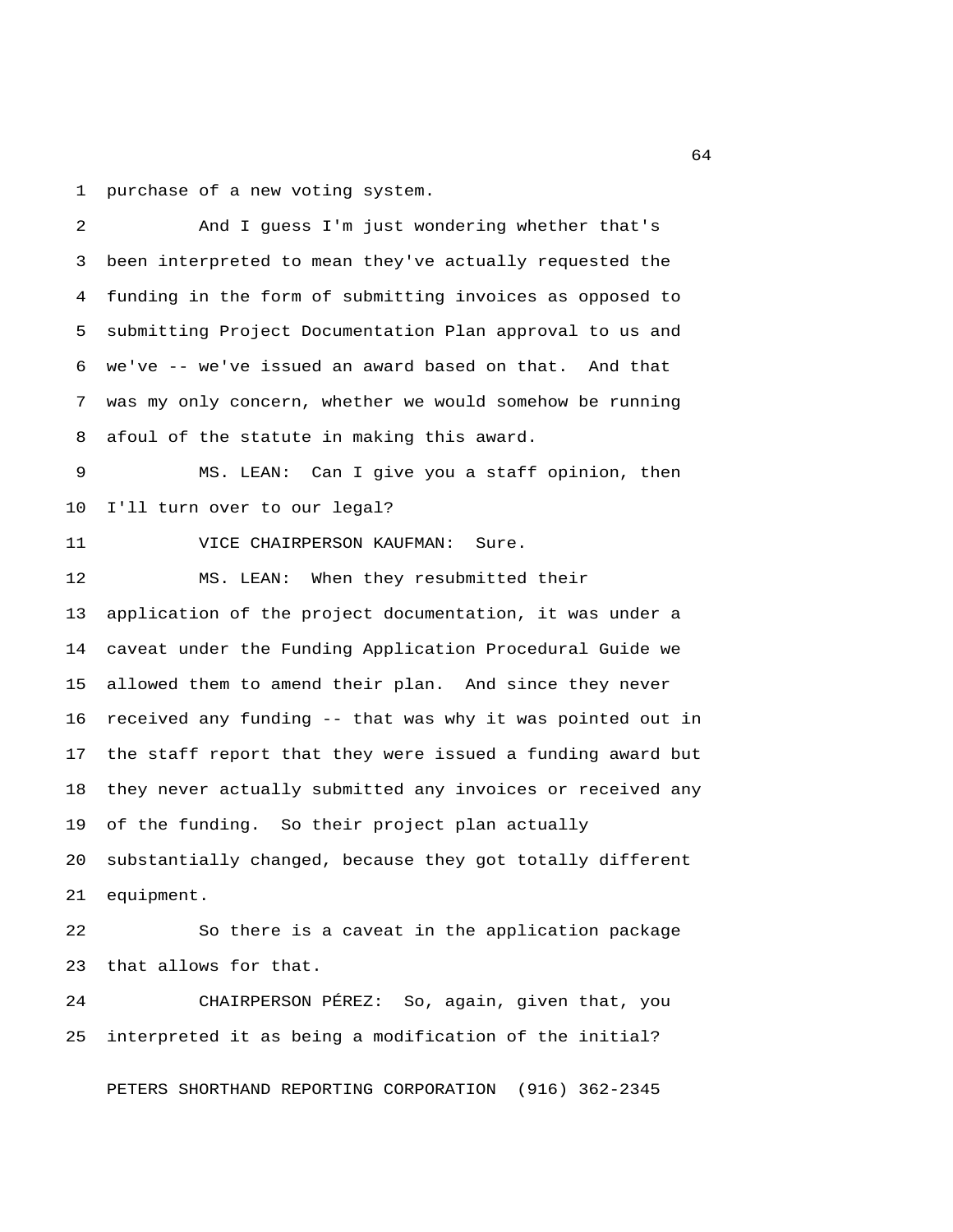purchase of a new voting system.

And I guess I'm just wondering whether that's been interpreted to mean they've actually requested the funding in the form of submitting invoices as opposed to submitting Project Documentation Plan approval to us and we've -- we've issued an award based on that. And that was my only concern, whether we would somehow be running afoul of the statute in making this award.

MS. LEAN: Can I give you a staff opinion, then I'll turn over to our legal?

VICE CHAIRPERSON KAUFMAN: Sure.

MS. LEAN: When they resubmitted their application of the project documentation, it was under a caveat under the Funding Application Procedural Guide we allowed them to amend their plan. And since they never received any funding -- that was why it was pointed out in the staff report that they were issued a funding award but they never actually submitted any invoices or received any of the funding. So their project plan actually substantially changed, because they got totally different equipment.

So there is a caveat in the application package that allows for that.

CHAIRPERSON PÉREZ: So, again, given that, you interpreted it as being a modification of the initial?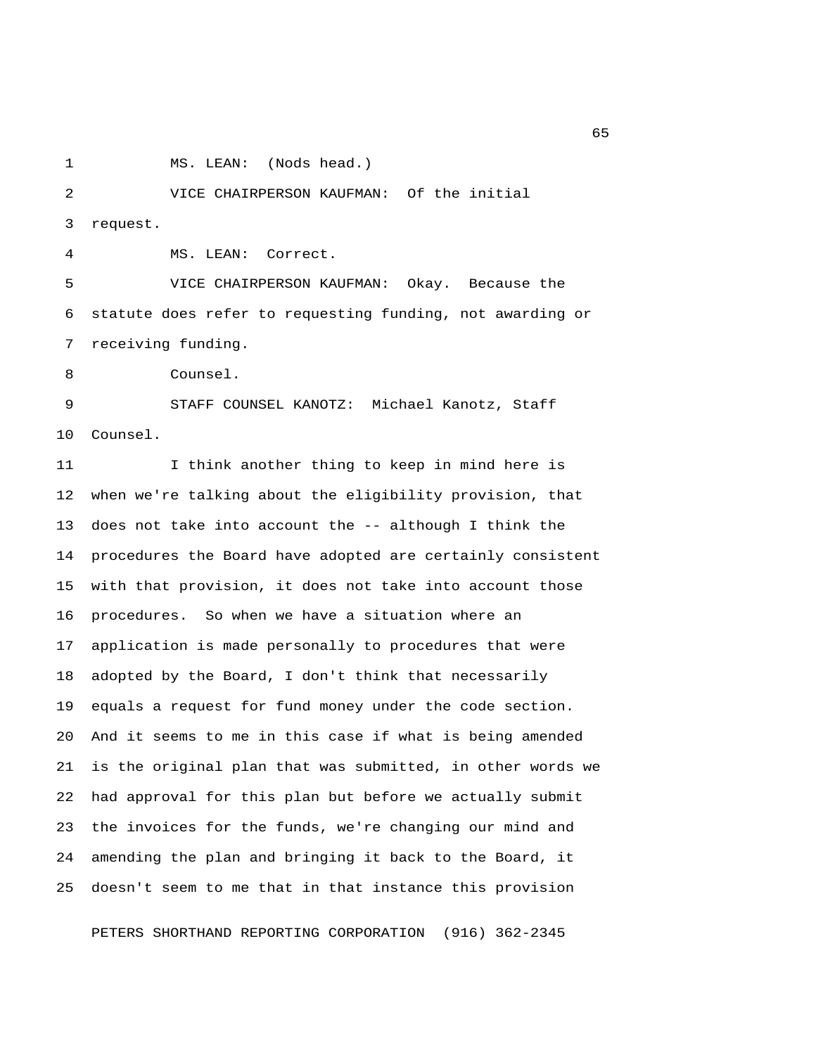MS. LEAN: (Nods head.)

VICE CHAIRPERSON KAUFMAN: Of the initial request.

MS. LEAN: Correct.

VICE CHAIRPERSON KAUFMAN: Okay. Because the statute does refer to requesting funding, not awarding or receiving funding.

Counsel.

STAFF COUNSEL KANOTZ: Michael Kanotz, Staff Counsel.

I think another thing to keep in mind here is when we're talking about the eligibility provision, that does not take into account the -- although I think the procedures the Board have adopted are certainly consistent with that provision, it does not take into account those procedures. So when we have a situation where an application is made personally to procedures that were adopted by the Board, I don't think that necessarily equals a request for fund money under the code section. And it seems to me in this case if what is being amended is the original plan that was submitted, in other words we had approval for this plan but before we actually submit the invoices for the funds, we're changing our mind and amending the plan and bringing it back to the Board, it doesn't seem to me that in that instance this provision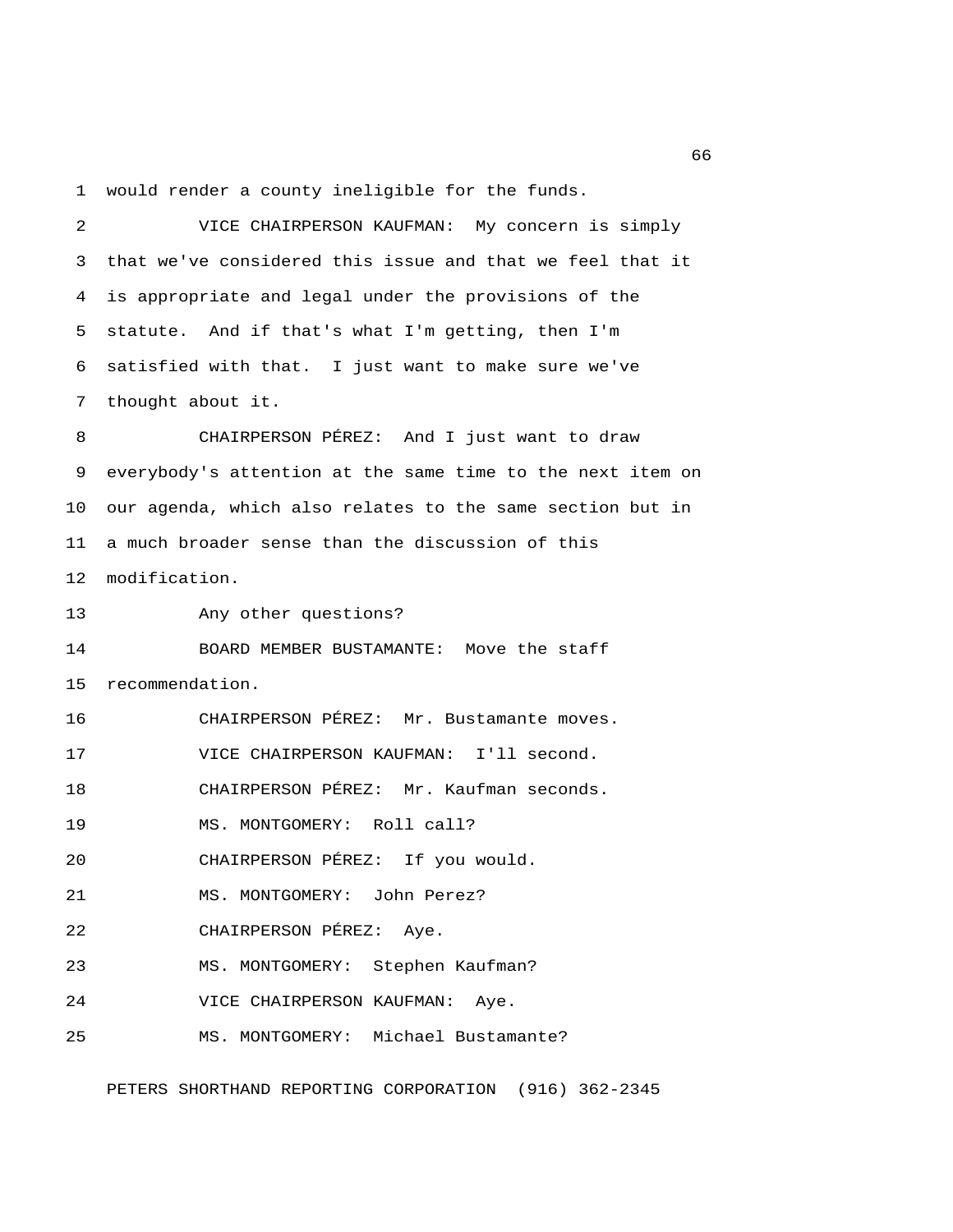would render a county ineligible for the funds.

VICE CHAIRPERSON KAUFMAN: My concern is simply that we've considered this issue and that we feel that it is appropriate and legal under the provisions of the statute. And if that's what I'm getting, then I'm satisfied with that. I just want to make sure we've thought about it.

CHAIRPERSON PÉREZ: And I just want to draw everybody's attention at the same time to the next item on our agenda, which also relates to the same section but in a much broader sense than the discussion of this modification.

Any other questions?

BOARD MEMBER BUSTAMANTE: Move the staff recommendation.

CHAIRPERSON PÉREZ: Mr. Bustamante moves.

VICE CHAIRPERSON KAUFMAN: I'll second.

CHAIRPERSON PÉREZ: Mr. Kaufman seconds.

MS. MONTGOMERY: Roll call?

CHAIRPERSON PÉREZ: If you would.

MS. MONTGOMERY: John Perez?

CHAIRPERSON PÉREZ: Aye.

MS. MONTGOMERY: Stephen Kaufman?

VICE CHAIRPERSON KAUFMAN: Aye.

MS. MONTGOMERY: Michael Bustamante?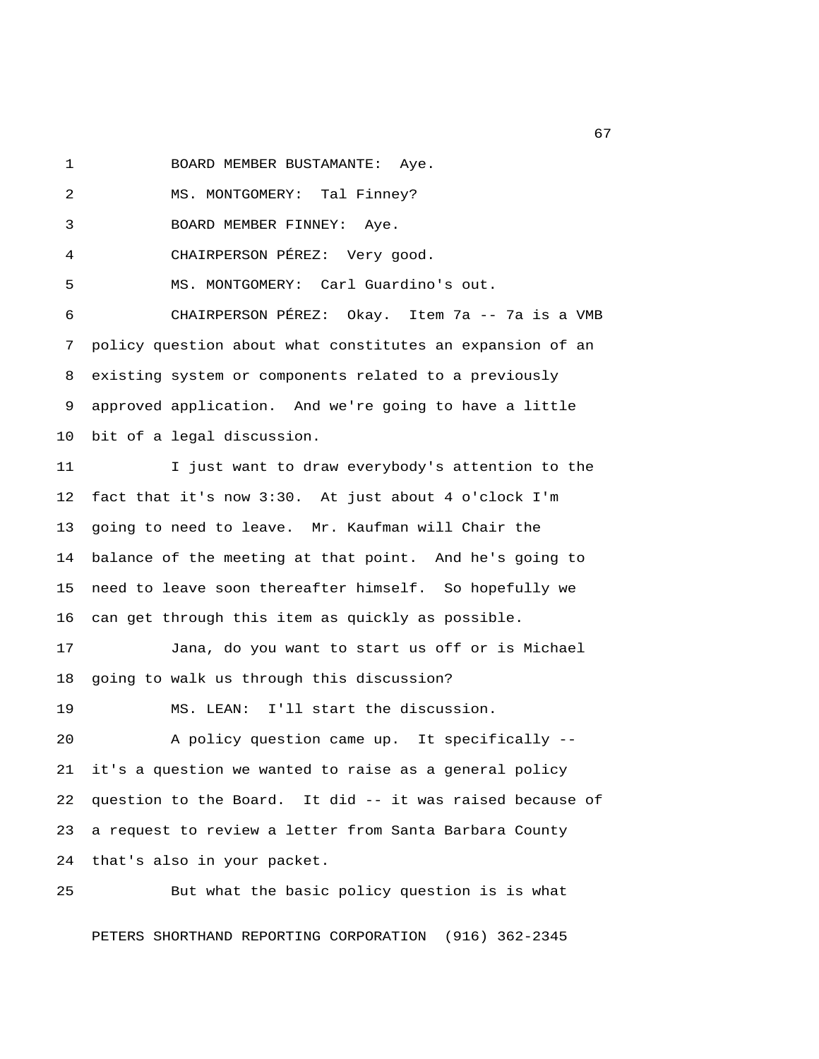BOARD MEMBER BUSTAMANTE: Aye.

MS. MONTGOMERY: Tal Finney?

BOARD MEMBER FINNEY: Aye.

CHAIRPERSON PÉREZ: Very good.

MS. MONTGOMERY: Carl Guardino's out.

CHAIRPERSON PÉREZ: Okay. Item 7a -- 7a is a VMB policy question about what constitutes an expansion of an existing system or components related to a previously approved application. And we're going to have a little bit of a legal discussion.

I just want to draw everybody's attention to the fact that it's now 3:30. At just about 4 o'clock I'm going to need to leave. Mr. Kaufman will Chair the balance of the meeting at that point. And he's going to need to leave soon thereafter himself. So hopefully we can get through this item as quickly as possible.

Jana, do you want to start us off or is Michael going to walk us through this discussion?

MS. LEAN: I'll start the discussion.

A policy question came up. It specifically -- it's a question we wanted to raise as a general policy question to the Board. It did -- it was raised because of a request to review a letter from Santa Barbara County that's also in your packet.

But what the basic policy question is is what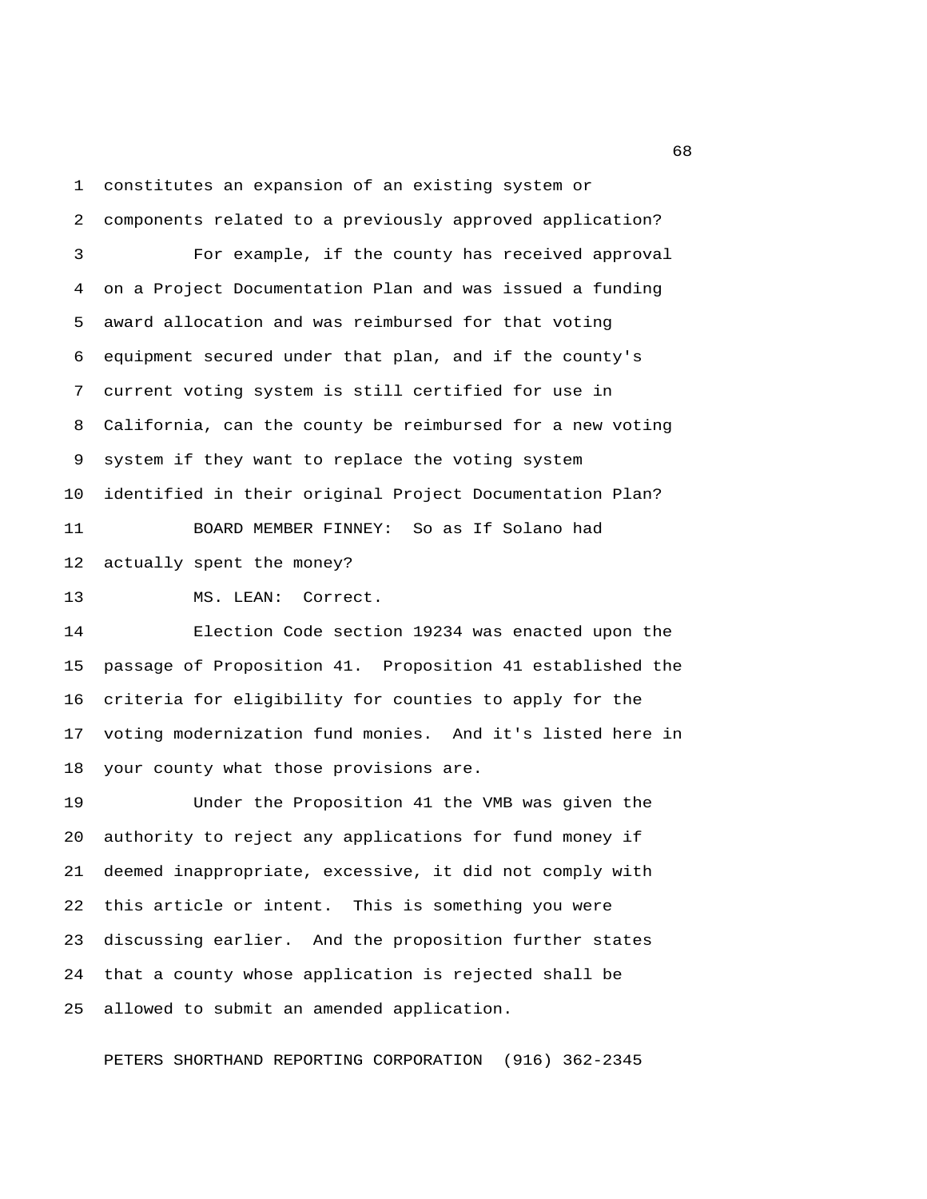constitutes an expansion of an existing system or components related to a previously approved application?

For example, if the county has received approval on a Project Documentation Plan and was issued a funding award allocation and was reimbursed for that voting equipment secured under that plan, and if the county's current voting system is still certified for use in California, can the county be reimbursed for a new voting system if they want to replace the voting system identified in their original Project Documentation Plan?

BOARD MEMBER FINNEY: So as If Solano had actually spent the money?

MS. LEAN: Correct.

Election Code section 19234 was enacted upon the passage of Proposition 41. Proposition 41 established the criteria for eligibility for counties to apply for the voting modernization fund monies. And it's listed here in your county what those provisions are.

Under the Proposition 41 the VMB was given the authority to reject any applications for fund money if deemed inappropriate, excessive, it did not comply with this article or intent. This is something you were discussing earlier. And the proposition further states that a county whose application is rejected shall be allowed to submit an amended application.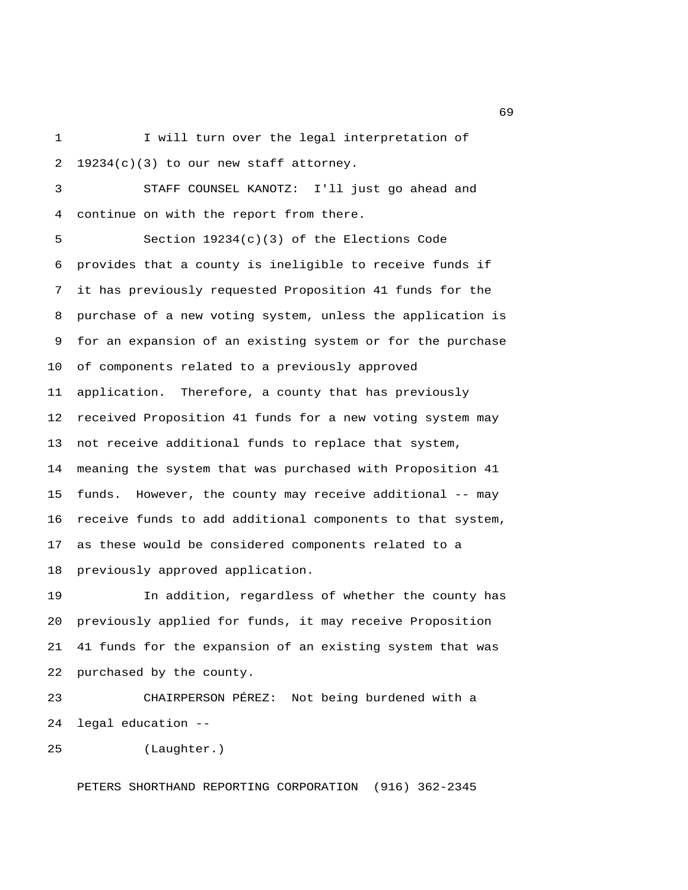I will turn over the legal interpretation of 19234(c)(3) to our new staff attorney.

STAFF COUNSEL KANOTZ: I'll just go ahead and continue on with the report from there.

Section 19234(c)(3) of the Elections Code provides that a county is ineligible to receive funds if it has previously requested Proposition 41 funds for the purchase of a new voting system, unless the application is for an expansion of an existing system or for the purchase of components related to a previously approved application. Therefore, a county that has previously received Proposition 41 funds for a new voting system may not receive additional funds to replace that system, meaning the system that was purchased with Proposition 41 funds. However, the county may receive additional -- may receive funds to add additional components to that system, as these would be considered components related to a previously approved application.

In addition, regardless of whether the county has previously applied for funds, it may receive Proposition 41 funds for the expansion of an existing system that was purchased by the county.

CHAIRPERSON PÉREZ: Not being burdened with a legal education --

(Laughter.)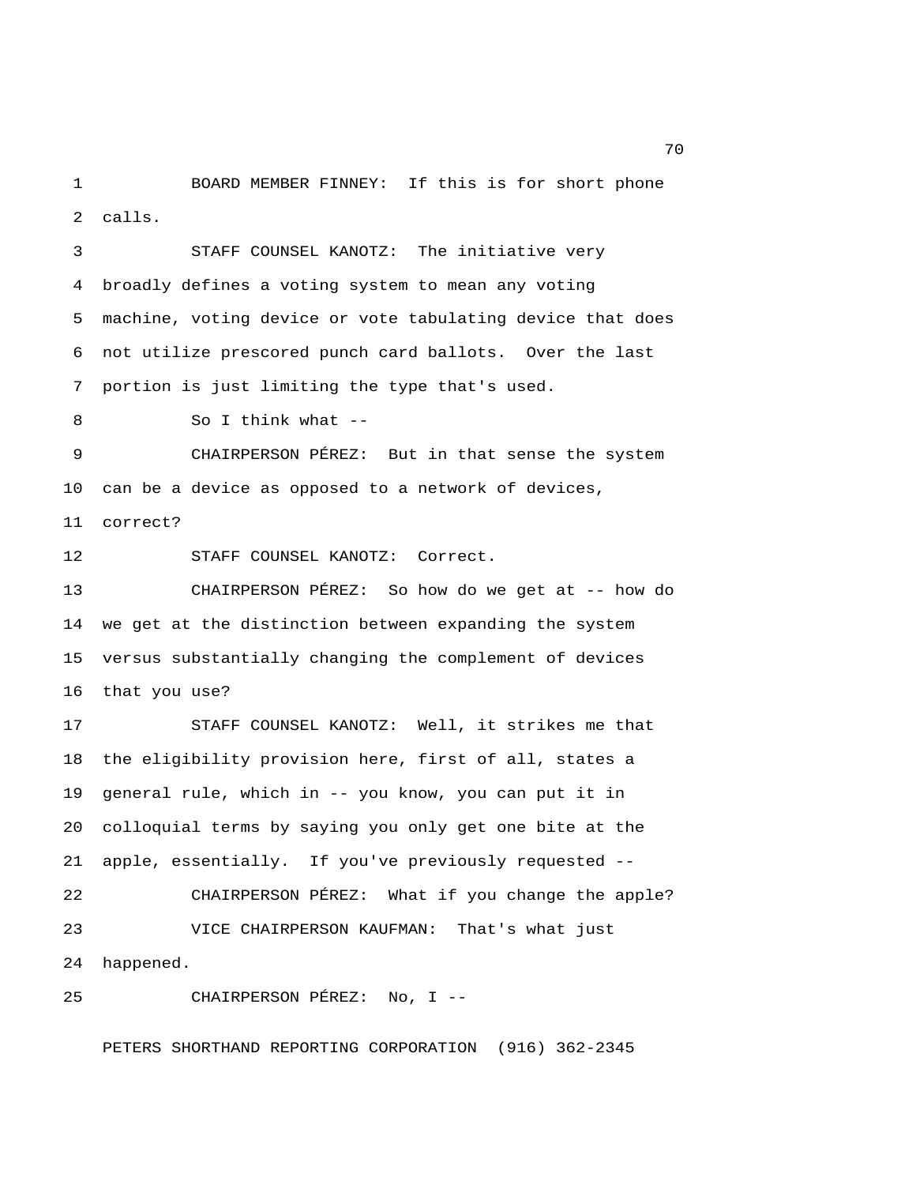BOARD MEMBER FINNEY: If this is for short phone calls.

STAFF COUNSEL KANOTZ: The initiative very broadly defines a voting system to mean any voting machine, voting device or vote tabulating device that does not utilize prescored punch card ballots. Over the last portion is just limiting the type that's used.

So I think what --

CHAIRPERSON PÉREZ: But in that sense the system can be a device as opposed to a network of devices, correct?

STAFF COUNSEL KANOTZ: Correct.

CHAIRPERSON PÉREZ: So how do we get at -- how do we get at the distinction between expanding the system versus substantially changing the complement of devices that you use?

STAFF COUNSEL KANOTZ: Well, it strikes me that the eligibility provision here, first of all, states a general rule, which in -- you know, you can put it in colloquial terms by saying you only get one bite at the apple, essentially. If you've previously requested --

CHAIRPERSON PÉREZ: What if you change the apple?

VICE CHAIRPERSON KAUFMAN: That's what just happened.

CHAIRPERSON PÉREZ: No, I --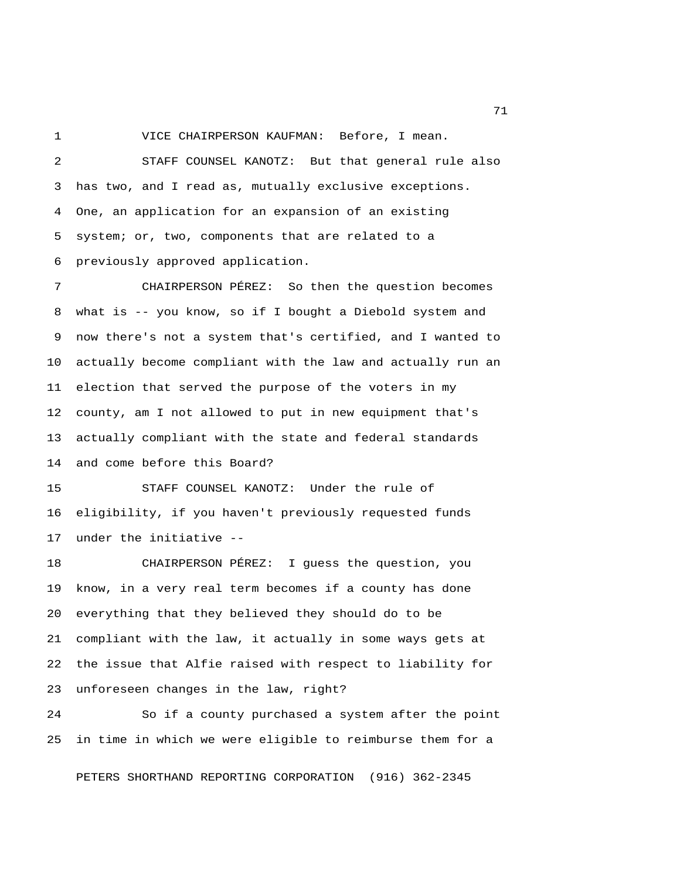VICE CHAIRPERSON KAUFMAN: Before, I mean.

STAFF COUNSEL KANOTZ: But that general rule also has two, and I read as, mutually exclusive exceptions. One, an application for an expansion of an existing system; or, two, components that are related to a previously approved application.

CHAIRPERSON PÉREZ: So then the question becomes what is -- you know, so if I bought a Diebold system and now there's not a system that's certified, and I wanted to actually become compliant with the law and actually run an election that served the purpose of the voters in my county, am I not allowed to put in new equipment that's actually compliant with the state and federal standards and come before this Board?

STAFF COUNSEL KANOTZ: Under the rule of eligibility, if you haven't previously requested funds under the initiative --

CHAIRPERSON PÉREZ: I guess the question, you know, in a very real term becomes if a county has done everything that they believed they should do to be compliant with the law, it actually in some ways gets at the issue that Alfie raised with respect to liability for unforeseen changes in the law, right?

So if a county purchased a system after the point in time in which we were eligible to reimburse them for a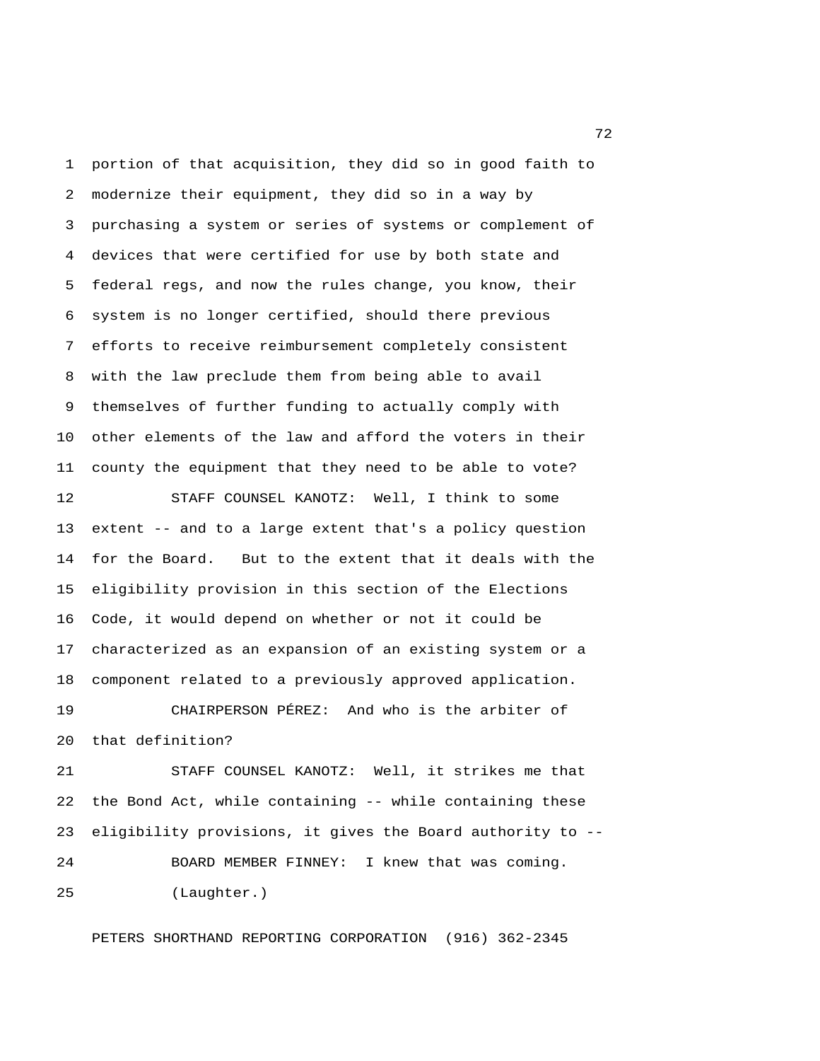portion of that acquisition, they did so in good faith to modernize their equipment, they did so in a way by purchasing a system or series of systems or complement of devices that were certified for use by both state and federal regs, and now the rules change, you know, their system is no longer certified, should there previous efforts to receive reimbursement completely consistent with the law preclude them from being able to avail themselves of further funding to actually comply with other elements of the law and afford the voters in their county the equipment that they need to be able to vote?

STAFF COUNSEL KANOTZ: Well, I think to some extent -- and to a large extent that's a policy question for the Board. But to the extent that it deals with the eligibility provision in this section of the Elections Code, it would depend on whether or not it could be characterized as an expansion of an existing system or a component related to a previously approved application.

CHAIRPERSON PÉREZ: And who is the arbiter of that definition?

STAFF COUNSEL KANOTZ: Well, it strikes me that the Bond Act, while containing -- while containing these eligibility provisions, it gives the Board authority to --

BOARD MEMBER FINNEY: I knew that was coming.

(Laughter.)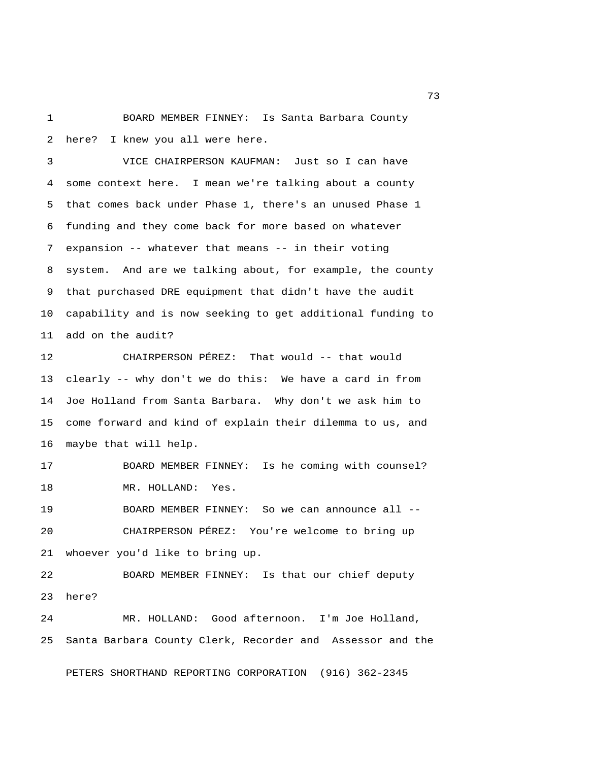1 BOARD MEMBER FINNEY: Is Santa Barbara County
2 here? I knew you all were here.
3 VICE CHAIRPERSON KAUFMAN: Just so I can have
4 some context here. I mean we're talking about a county
5 that comes back under Phase 1, there's an unused Phase 1
6 funding and they come back for more based on whatever
7 expansion -- whatever that means -- in their voting
8 system. And are we talking about, for example, the county
9 that purchased DRE equipment that didn't have the audit
10 capability and is now seeking to get additional funding to
11 add on the audit?
12 CHAIRPERSON PÉREZ: That would -- that would
13 clearly -- why don't we do this: We have a card in from
14 Joe Holland from Santa Barbara. Why don't we ask him to
15 come forward and kind of explain their dilemma to us, and
16 maybe that will help.
17 BOARD MEMBER FINNEY: Is he coming with counsel?
18 MR. HOLLAND: Yes.
19 BOARD MEMBER FINNEY: So we can announce all --
20 CHAIRPERSON PÉREZ: You're welcome to bring up
21 whoever you'd like to bring up.
22 BOARD MEMBER FINNEY: Is that our chief deputy
23 here?
24 MR. HOLLAND: Good afternoon. I'm Joe Holland,
25 Santa Barbara County Clerk, Recorder and Assessor and the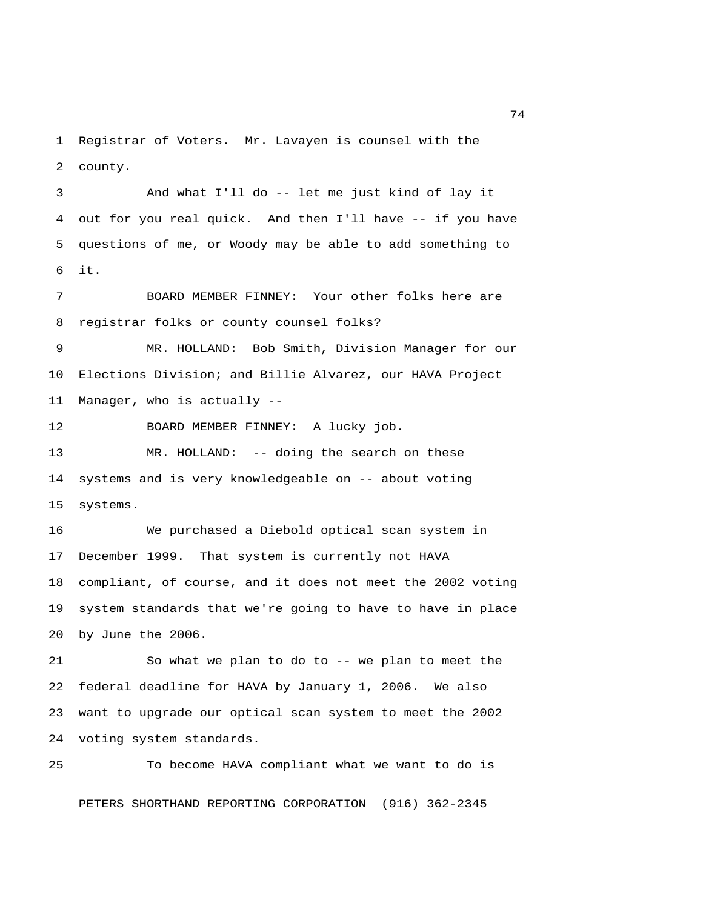Registrar of Voters. Mr. Lavayen is counsel with the county.

And what I'll do -- let me just kind of lay it out for you real quick. And then I'll have -- if you have questions of me, or Woody may be able to add something to it.

BOARD MEMBER FINNEY: Your other folks here are registrar folks or county counsel folks?

MR. HOLLAND: Bob Smith, Division Manager for our Elections Division; and Billie Alvarez, our HAVA Project Manager, who is actually --

BOARD MEMBER FINNEY: A lucky job.

MR. HOLLAND: -- doing the search on these systems and is very knowledgeable on -- about voting systems.

We purchased a Diebold optical scan system in December 1999. That system is currently not HAVA compliant, of course, and it does not meet the 2002 voting system standards that we're going to have to have in place by June the 2006.

So what we plan to do to -- we plan to meet the federal deadline for HAVA by January 1, 2006. We also want to upgrade our optical scan system to meet the 2002 voting system standards.

To become HAVA compliant what we want to do is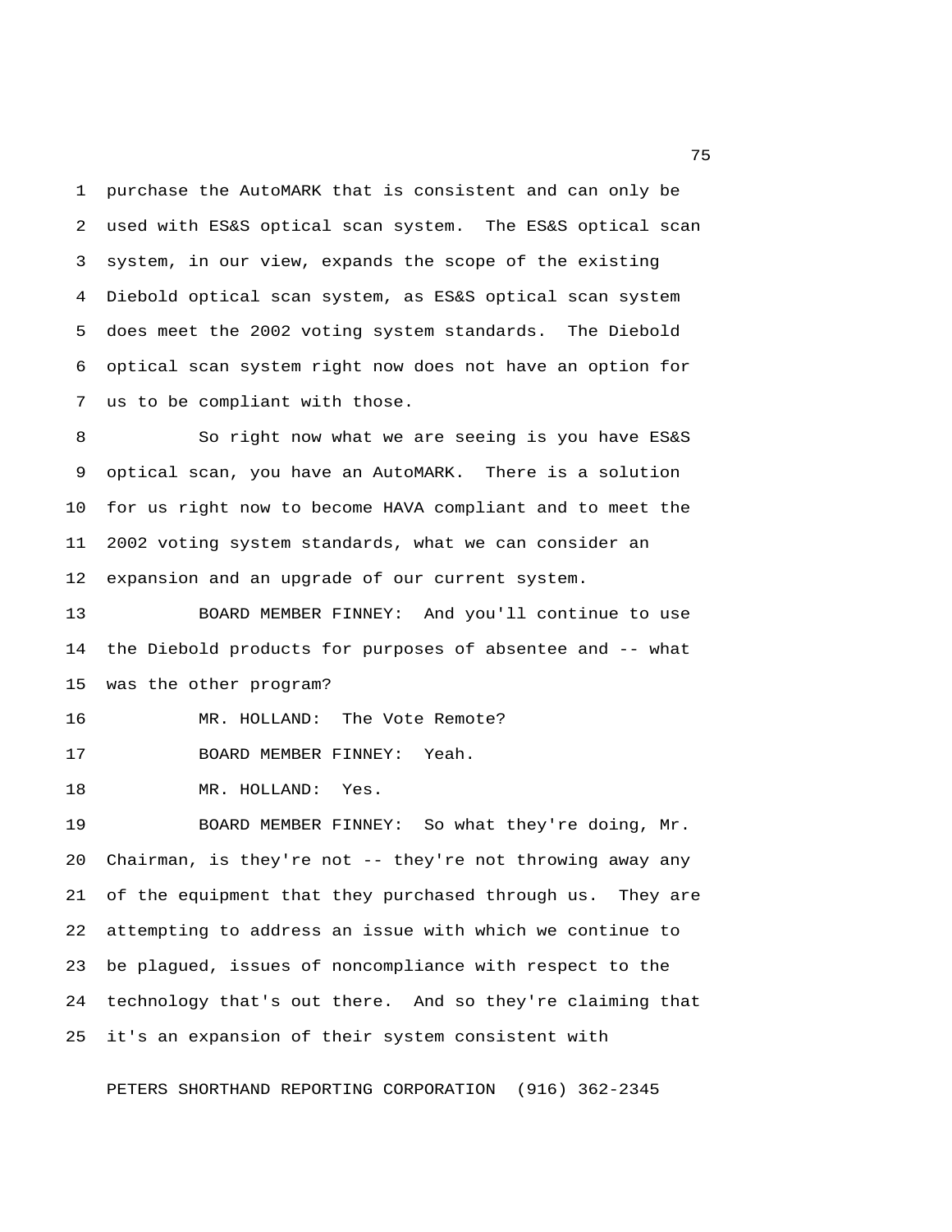purchase the AutoMARK that is consistent and can only be used with ES&S optical scan system. The ES&S optical scan system, in our view, expands the scope of the existing Diebold optical scan system, as ES&S optical scan system does meet the 2002 voting system standards. The Diebold optical scan system right now does not have an option for us to be compliant with those.

So right now what we are seeing is you have ES&S optical scan, you have an AutoMARK. There is a solution for us right now to become HAVA compliant and to meet the 2002 voting system standards, what we can consider an expansion and an upgrade of our current system.

BOARD MEMBER FINNEY: And you'll continue to use the Diebold products for purposes of absentee and -- what was the other program?

MR. HOLLAND: The Vote Remote?

BOARD MEMBER FINNEY: Yeah.

MR. HOLLAND: Yes.

BOARD MEMBER FINNEY: So what they're doing, Mr. Chairman, is they're not -- they're not throwing away any of the equipment that they purchased through us. They are attempting to address an issue with which we continue to be plagued, issues of noncompliance with respect to the technology that's out there. And so they're claiming that it's an expansion of their system consistent with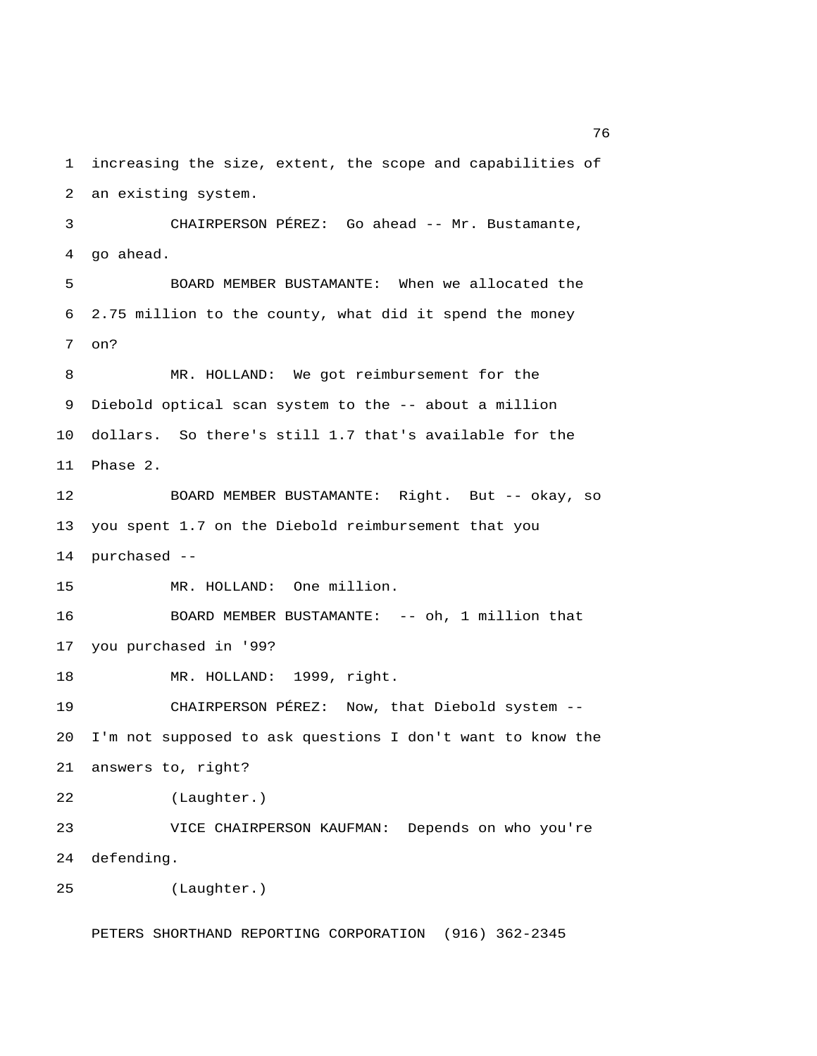increasing the size, extent, the scope and capabilities of an existing system.

CHAIRPERSON PÉREZ: Go ahead -- Mr. Bustamante, go ahead.

BOARD MEMBER BUSTAMANTE: When we allocated the 2.75 million to the county, what did it spend the money on?

MR. HOLLAND: We got reimbursement for the Diebold optical scan system to the -- about a million dollars. So there's still 1.7 that's available for the Phase 2.

BOARD MEMBER BUSTAMANTE: Right. But -- okay, so you spent 1.7 on the Diebold reimbursement that you purchased --

MR. HOLLAND: One million.

BOARD MEMBER BUSTAMANTE: -- oh, 1 million that you purchased in '99?

MR. HOLLAND: 1999, right.

CHAIRPERSON PÉREZ: Now, that Diebold system -- I'm not supposed to ask questions I don't want to know the answers to, right?

(Laughter.)

VICE CHAIRPERSON KAUFMAN: Depends on who you're defending.

(Laughter.)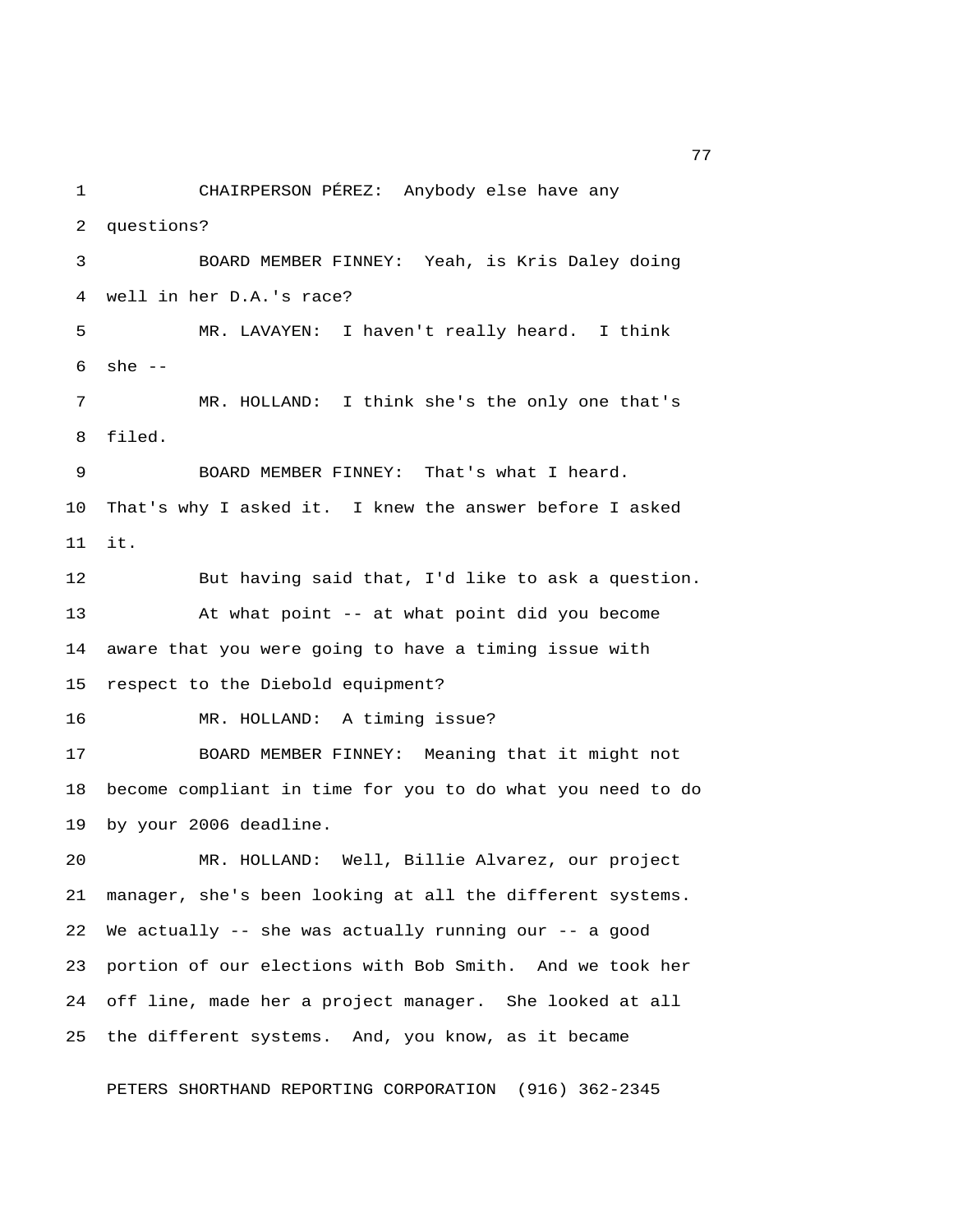CHAIRPERSON PÉREZ: Anybody else have any questions?

BOARD MEMBER FINNEY: Yeah, is Kris Daley doing well in her D.A.'s race?

MR. LAVAYEN: I haven't really heard. I think she --

MR. HOLLAND: I think she's the only one that's filed.

BOARD MEMBER FINNEY: That's what I heard. That's why I asked it. I knew the answer before I asked it.

But having said that, I'd like to ask a question.

At what point -- at what point did you become aware that you were going to have a timing issue with respect to the Diebold equipment?

MR. HOLLAND: A timing issue?

BOARD MEMBER FINNEY: Meaning that it might not become compliant in time for you to do what you need to do by your 2006 deadline.

MR. HOLLAND: Well, Billie Alvarez, our project manager, she's been looking at all the different systems. We actually -- she was actually running our -- a good portion of our elections with Bob Smith. And we took her off line, made her a project manager. She looked at all the different systems. And, you know, as it became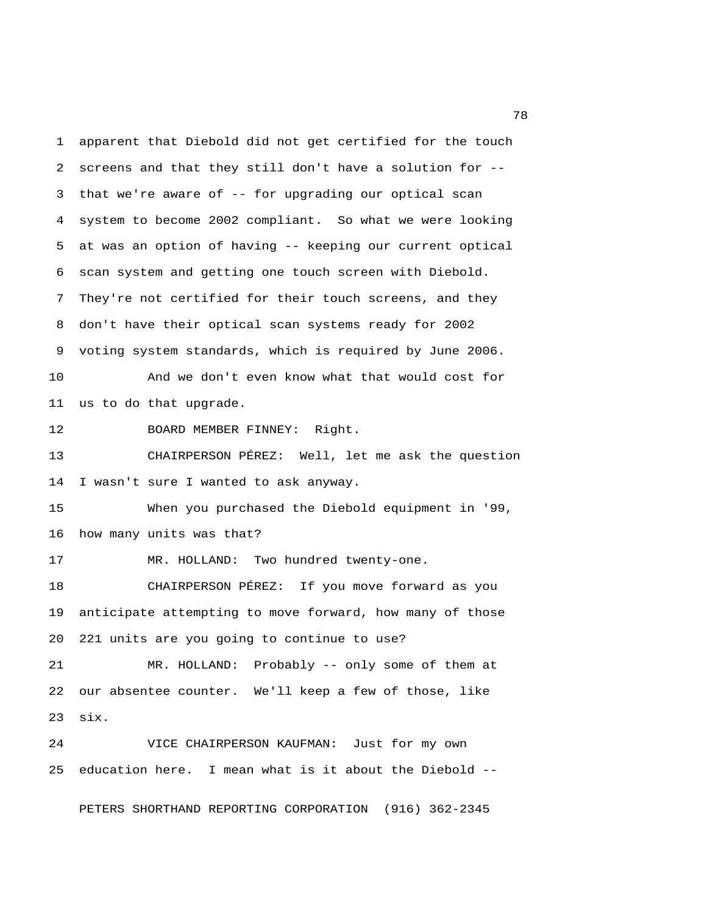apparent that Diebold did not get certified for the touch screens and that they still don't have a solution for -- that we're aware of -- for upgrading our optical scan system to become 2002 compliant. So what we were looking at was an option of having -- keeping our current optical scan system and getting one touch screen with Diebold. They're not certified for their touch screens, and they don't have their optical scan systems ready for 2002 voting system standards, which is required by June 2006.

And we don't even know what that would cost for us to do that upgrade.

BOARD MEMBER FINNEY: Right.

CHAIRPERSON PÉREZ: Well, let me ask the question I wasn't sure I wanted to ask anyway.

When you purchased the Diebold equipment in '99, how many units was that?

MR. HOLLAND: Two hundred twenty-one.

CHAIRPERSON PÉREZ: If you move forward as you anticipate attempting to move forward, how many of those 221 units are you going to continue to use?

MR. HOLLAND: Probably -- only some of them at our absentee counter. We'll keep a few of those, like six.

VICE CHAIRPERSON KAUFMAN: Just for my own education here. I mean what is it about the Diebold --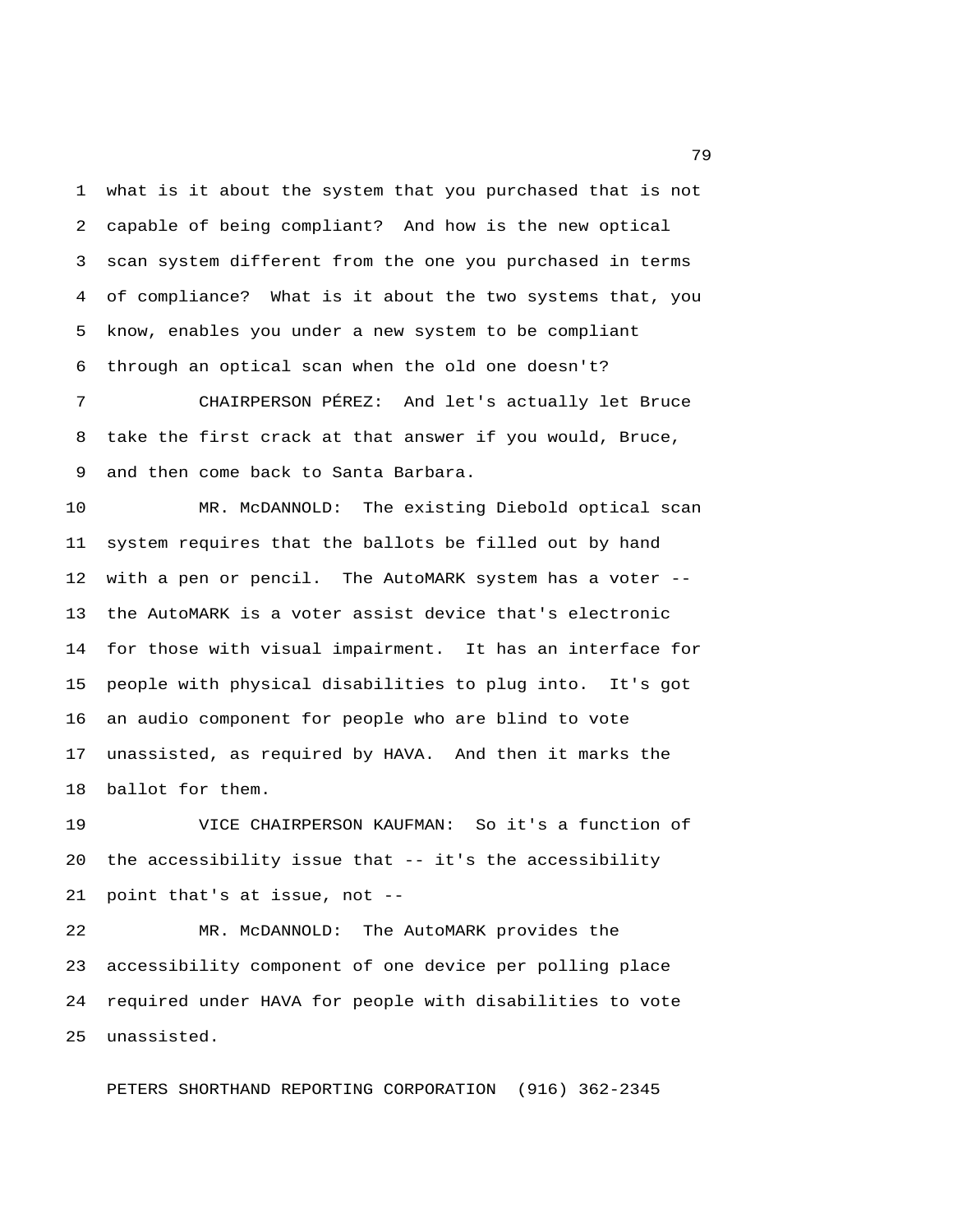what is it about the system that you purchased that is not capable of being compliant? And how is the new optical scan system different from the one you purchased in terms of compliance? What is it about the two systems that, you know, enables you under a new system to be compliant through an optical scan when the old one doesn't?

CHAIRPERSON PÉREZ: And let's actually let Bruce take the first crack at that answer if you would, Bruce, and then come back to Santa Barbara.

MR. McDANNOLD: The existing Diebold optical scan system requires that the ballots be filled out by hand with a pen or pencil. The AutoMARK system has a voter -- the AutoMARK is a voter assist device that's electronic for those with visual impairment. It has an interface for people with physical disabilities to plug into. It's got an audio component for people who are blind to vote unassisted, as required by HAVA. And then it marks the ballot for them.

VICE CHAIRPERSON KAUFMAN: So it's a function of the accessibility issue that -- it's the accessibility point that's at issue, not --

MR. McDANNOLD: The AutoMARK provides the accessibility component of one device per polling place required under HAVA for people with disabilities to vote unassisted.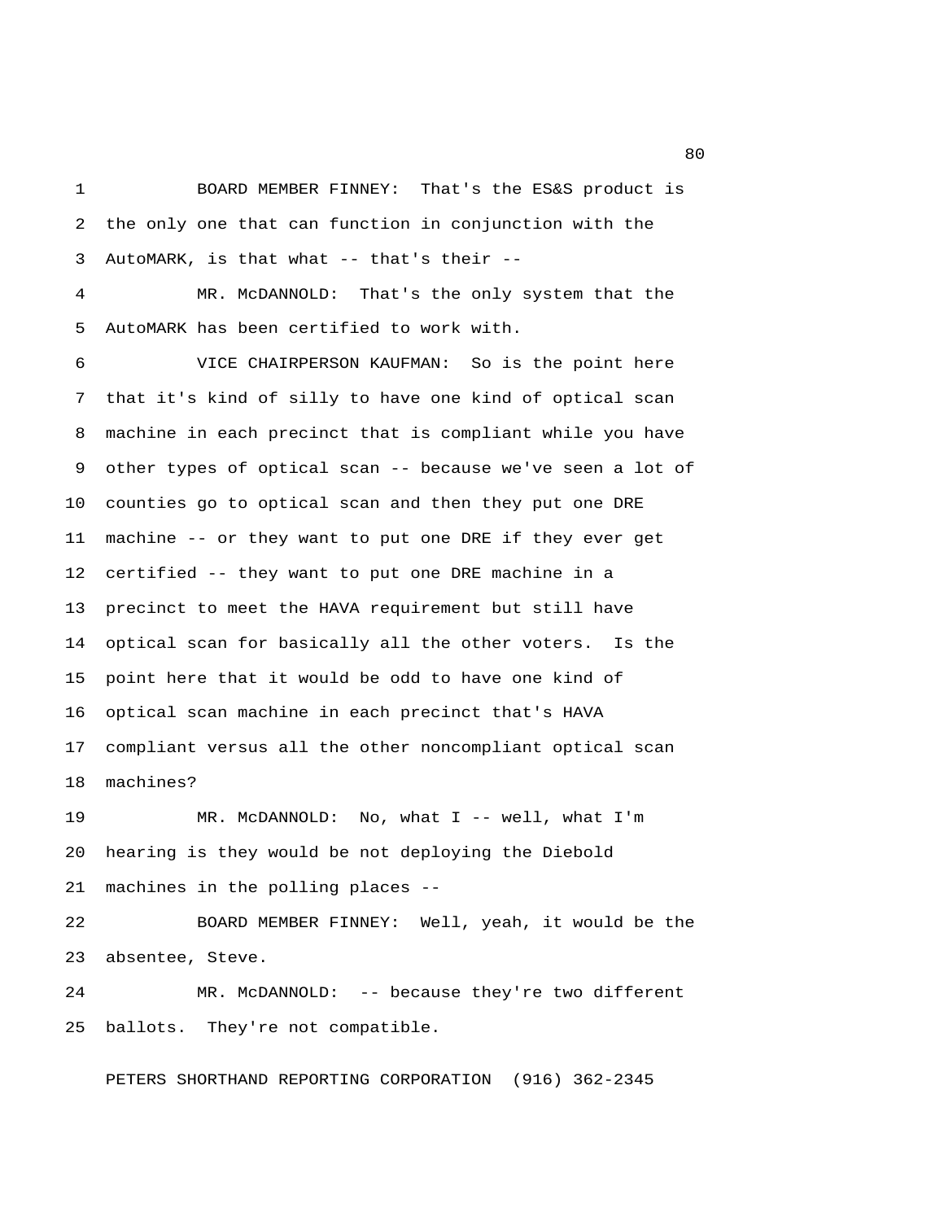BOARD MEMBER FINNEY: That's the ES&S product is the only one that can function in conjunction with the AutoMARK, is that what -- that's their --

MR. McDANNOLD: That's the only system that the AutoMARK has been certified to work with.

VICE CHAIRPERSON KAUFMAN: So is the point here that it's kind of silly to have one kind of optical scan machine in each precinct that is compliant while you have other types of optical scan -- because we've seen a lot of counties go to optical scan and then they put one DRE machine -- or they want to put one DRE if they ever get certified -- they want to put one DRE machine in a precinct to meet the HAVA requirement but still have optical scan for basically all the other voters. Is the point here that it would be odd to have one kind of optical scan machine in each precinct that's HAVA compliant versus all the other noncompliant optical scan machines?

MR. McDANNOLD: No, what I -- well, what I'm hearing is they would be not deploying the Diebold machines in the polling places --

BOARD MEMBER FINNEY: Well, yeah, it would be the absentee, Steve.

MR. McDANNOLD: -- because they're two different ballots. They're not compatible.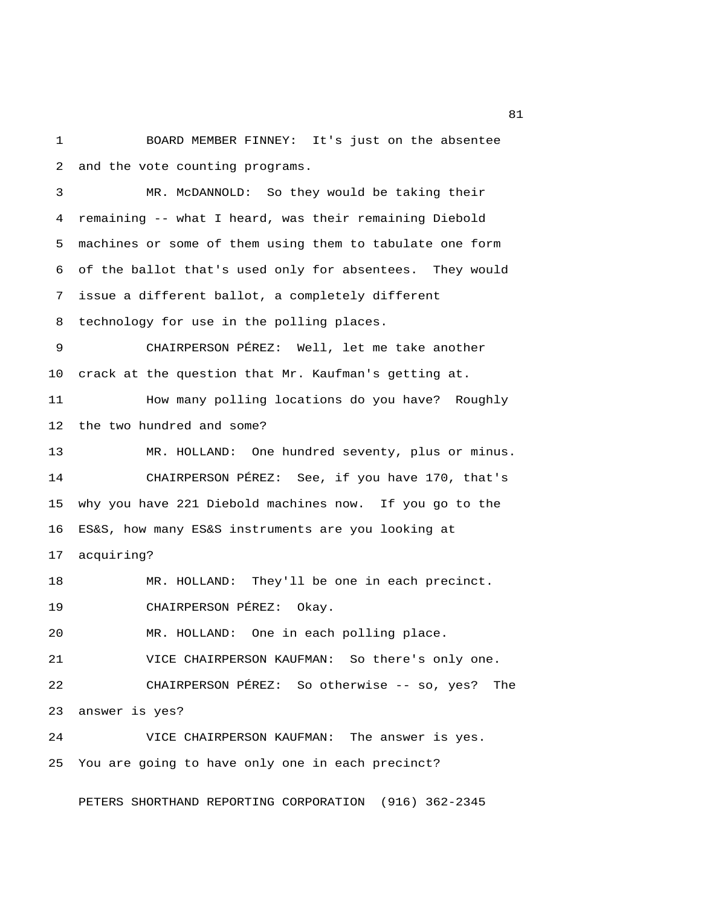BOARD MEMBER FINNEY: It's just on the absentee and the vote counting programs.

MR. McDANNOLD: So they would be taking their remaining -- what I heard, was their remaining Diebold machines or some of them using them to tabulate one form of the ballot that's used only for absentees. They would issue a different ballot, a completely different technology for use in the polling places.

CHAIRPERSON PÉREZ: Well, let me take another crack at the question that Mr. Kaufman's getting at.

How many polling locations do you have? Roughly the two hundred and some?

MR. HOLLAND: One hundred seventy, plus or minus.

CHAIRPERSON PÉREZ: See, if you have 170, that's why you have 221 Diebold machines now. If you go to the ES&S, how many ES&S instruments are you looking at acquiring?

MR. HOLLAND: They'll be one in each precinct.

CHAIRPERSON PÉREZ: Okay.

MR. HOLLAND: One in each polling place.

VICE CHAIRPERSON KAUFMAN: So there's only one.

CHAIRPERSON PÉREZ: So otherwise -- so, yes? The answer is yes?

VICE CHAIRPERSON KAUFMAN: The answer is yes. You are going to have only one in each precinct?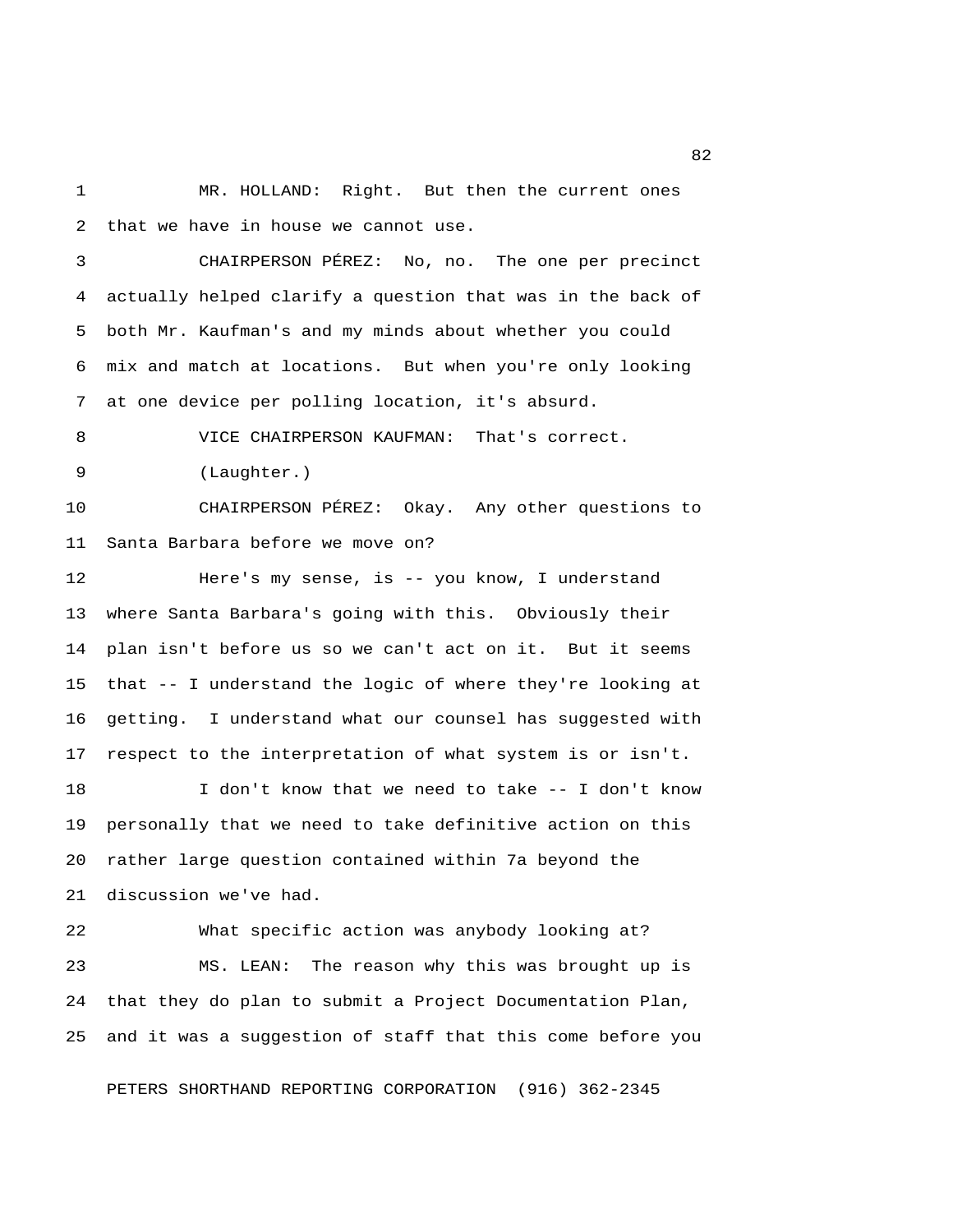MR. HOLLAND: Right. But then the current ones that we have in house we cannot use.

CHAIRPERSON PÉREZ: No, no. The one per precinct actually helped clarify a question that was in the back of both Mr. Kaufman's and my minds about whether you could mix and match at locations. But when you're only looking at one device per polling location, it's absurd.

VICE CHAIRPERSON KAUFMAN: That's correct.

(Laughter.)

CHAIRPERSON PÉREZ: Okay. Any other questions to Santa Barbara before we move on?

Here's my sense, is -- you know, I understand where Santa Barbara's going with this. Obviously their plan isn't before us so we can't act on it. But it seems that -- I understand the logic of where they're looking at getting. I understand what our counsel has suggested with respect to the interpretation of what system is or isn't.

I don't know that we need to take -- I don't know personally that we need to take definitive action on this rather large question contained within 7a beyond the discussion we've had.

What specific action was anybody looking at?

MS. LEAN: The reason why this was brought up is that they do plan to submit a Project Documentation Plan, and it was a suggestion of staff that this come before you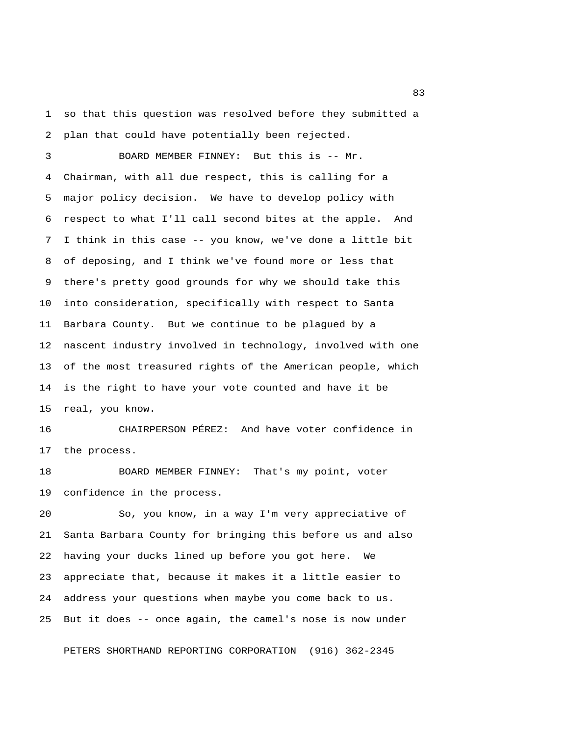so that this question was resolved before they submitted a plan that could have potentially been rejected.

BOARD MEMBER FINNEY: But this is -- Mr. Chairman, with all due respect, this is calling for a major policy decision. We have to develop policy with respect to what I'll call second bites at the apple. And I think in this case -- you know, we've done a little bit of deposing, and I think we've found more or less that there's pretty good grounds for why we should take this into consideration, specifically with respect to Santa Barbara County. But we continue to be plagued by a nascent industry involved in technology, involved with one of the most treasured rights of the American people, which is the right to have your vote counted and have it be real, you know.

CHAIRPERSON PÉREZ: And have voter confidence in the process.

BOARD MEMBER FINNEY: That's my point, voter confidence in the process.

So, you know, in a way I'm very appreciative of Santa Barbara County for bringing this before us and also having your ducks lined up before you got here. We appreciate that, because it makes it a little easier to address your questions when maybe you come back to us. But it does -- once again, the camel's nose is now under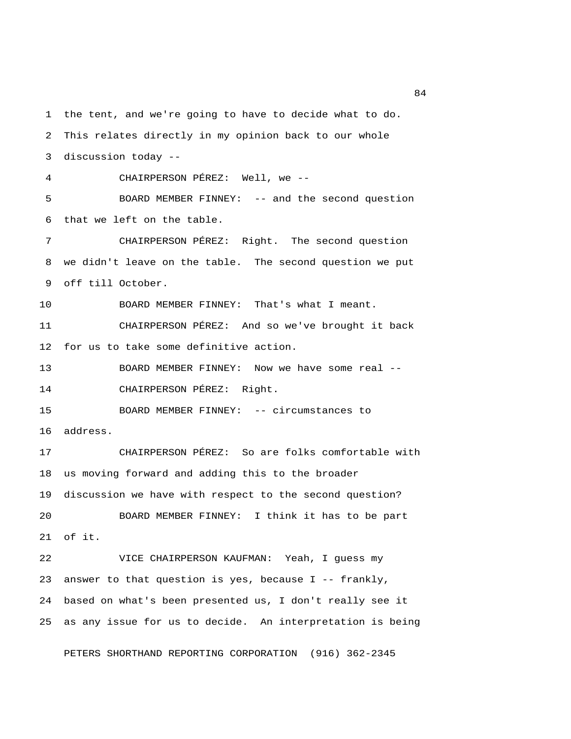the tent, and we're going to have to decide what to do. This relates directly in my opinion back to our whole discussion today --

CHAIRPERSON PÉREZ: Well, we --

BOARD MEMBER FINNEY: -- and the second question that we left on the table.

CHAIRPERSON PÉREZ: Right. The second question we didn't leave on the table. The second question we put off till October.

BOARD MEMBER FINNEY: That's what I meant.

CHAIRPERSON PÉREZ: And so we've brought it back for us to take some definitive action.

BOARD MEMBER FINNEY: Now we have some real --

CHAIRPERSON PÉREZ: Right.

BOARD MEMBER FINNEY: -- circumstances to address.

CHAIRPERSON PÉREZ: So are folks comfortable with us moving forward and adding this to the broader discussion we have with respect to the second question?

BOARD MEMBER FINNEY: I think it has to be part of it.

VICE CHAIRPERSON KAUFMAN: Yeah, I guess my answer to that question is yes, because I -- frankly, based on what's been presented us, I don't really see it as any issue for us to decide. An interpretation is being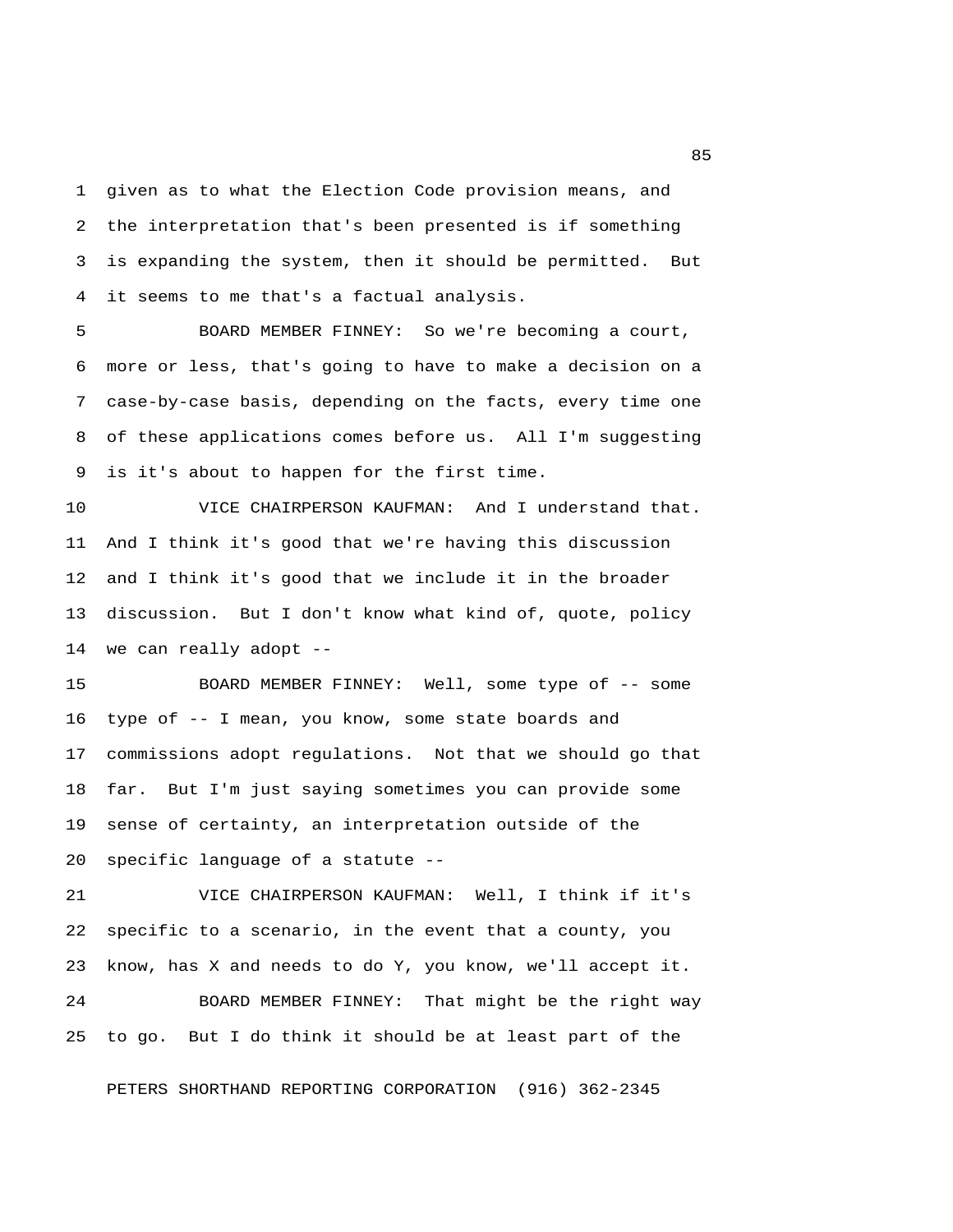given as to what the Election Code provision means, and the interpretation that's been presented is if something is expanding the system, then it should be permitted. But it seems to me that's a factual analysis.

BOARD MEMBER FINNEY: So we're becoming a court, more or less, that's going to have to make a decision on a case-by-case basis, depending on the facts, every time one of these applications comes before us. All I'm suggesting is it's about to happen for the first time.

VICE CHAIRPERSON KAUFMAN: And I understand that. And I think it's good that we're having this discussion and I think it's good that we include it in the broader discussion. But I don't know what kind of, quote, policy we can really adopt --

BOARD MEMBER FINNEY: Well, some type of -- some type of -- I mean, you know, some state boards and commissions adopt regulations. Not that we should go that far. But I'm just saying sometimes you can provide some sense of certainty, an interpretation outside of the specific language of a statute --

VICE CHAIRPERSON KAUFMAN: Well, I think if it's specific to a scenario, in the event that a county, you know, has X and needs to do Y, you know, we'll accept it.

BOARD MEMBER FINNEY: That might be the right way to go. But I do think it should be at least part of the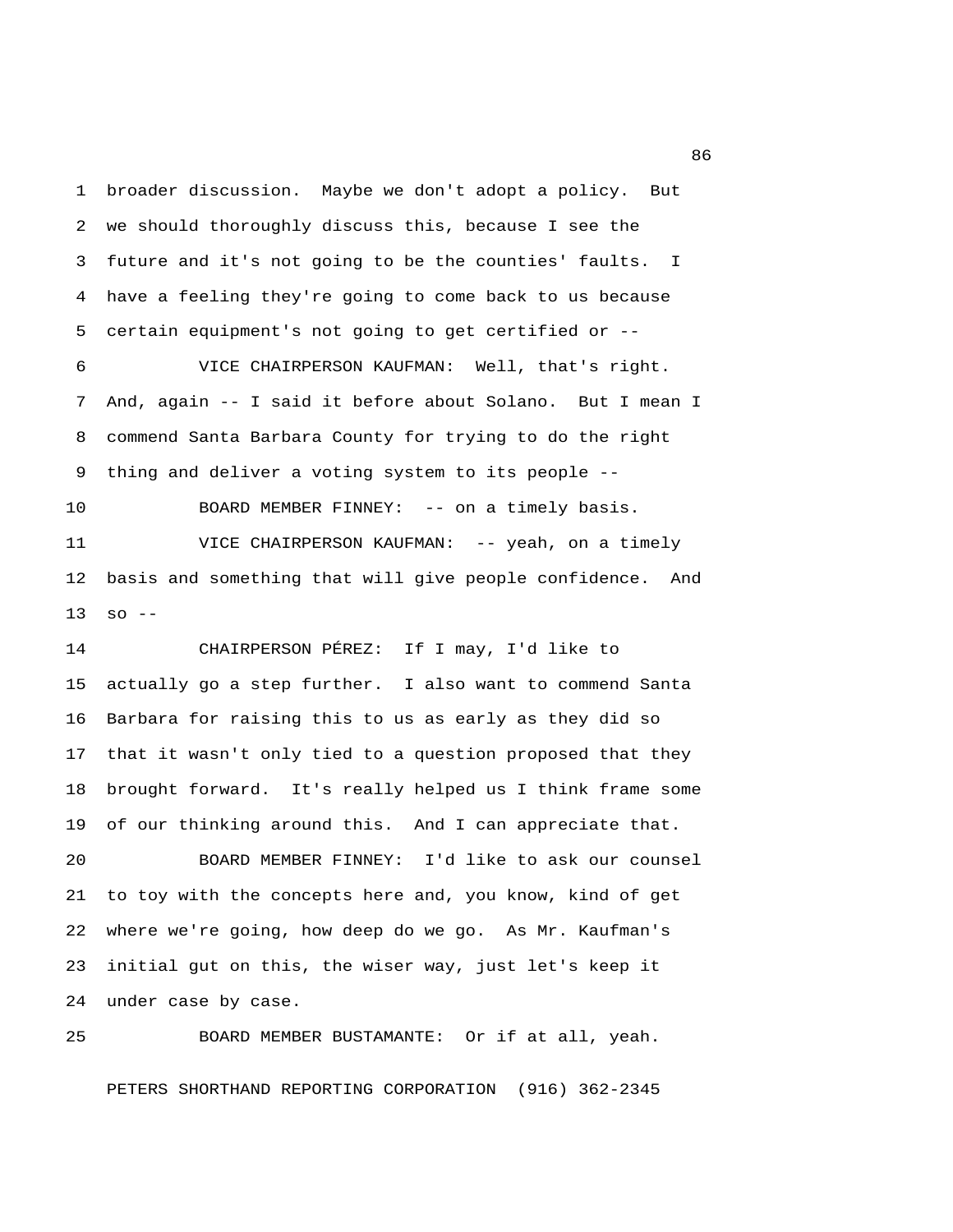broader discussion. Maybe we don't adopt a policy. But we should thoroughly discuss this, because I see the future and it's not going to be the counties' faults. I have a feeling they're going to come back to us because certain equipment's not going to get certified or --

VICE CHAIRPERSON KAUFMAN: Well, that's right. And, again -- I said it before about Solano. But I mean I commend Santa Barbara County for trying to do the right thing and deliver a voting system to its people --

BOARD MEMBER FINNEY: -- on a timely basis.

VICE CHAIRPERSON KAUFMAN: -- yeah, on a timely basis and something that will give people confidence. And so --

CHAIRPERSON PÉREZ: If I may, I'd like to actually go a step further. I also want to commend Santa Barbara for raising this to us as early as they did so that it wasn't only tied to a question proposed that they brought forward. It's really helped us I think frame some of our thinking around this. And I can appreciate that.

BOARD MEMBER FINNEY: I'd like to ask our counsel to toy with the concepts here and, you know, kind of get where we're going, how deep do we go. As Mr. Kaufman's initial gut on this, the wiser way, just let's keep it under case by case.

BOARD MEMBER BUSTAMANTE: Or if at all, yeah.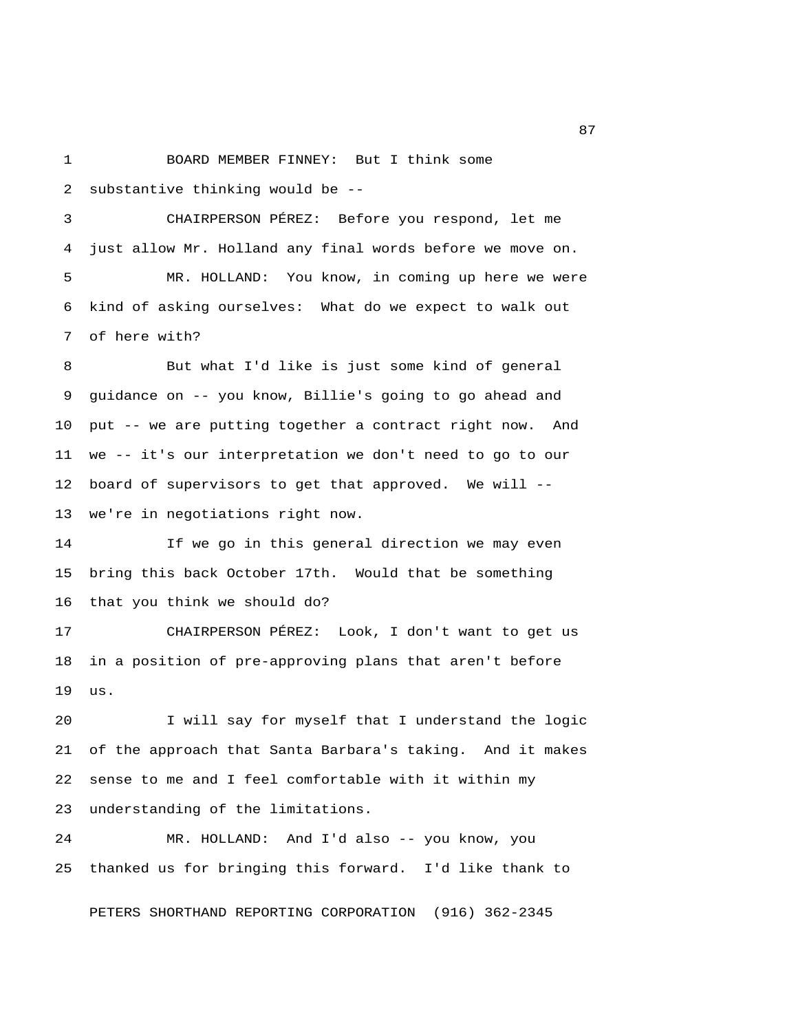BOARD MEMBER FINNEY: But I think some substantive thinking would be --

CHAIRPERSON PÉREZ: Before you respond, let me just allow Mr. Holland any final words before we move on.

MR. HOLLAND: You know, in coming up here we were kind of asking ourselves: What do we expect to walk out of here with?

But what I'd like is just some kind of general guidance on -- you know, Billie's going to go ahead and put -- we are putting together a contract right now. And we -- it's our interpretation we don't need to go to our board of supervisors to get that approved. We will -- we're in negotiations right now.

If we go in this general direction we may even bring this back October 17th. Would that be something that you think we should do?

CHAIRPERSON PÉREZ: Look, I don't want to get us in a position of pre-approving plans that aren't before us.

I will say for myself that I understand the logic of the approach that Santa Barbara's taking. And it makes sense to me and I feel comfortable with it within my understanding of the limitations.

MR. HOLLAND: And I'd also -- you know, you thanked us for bringing this forward. I'd like thank to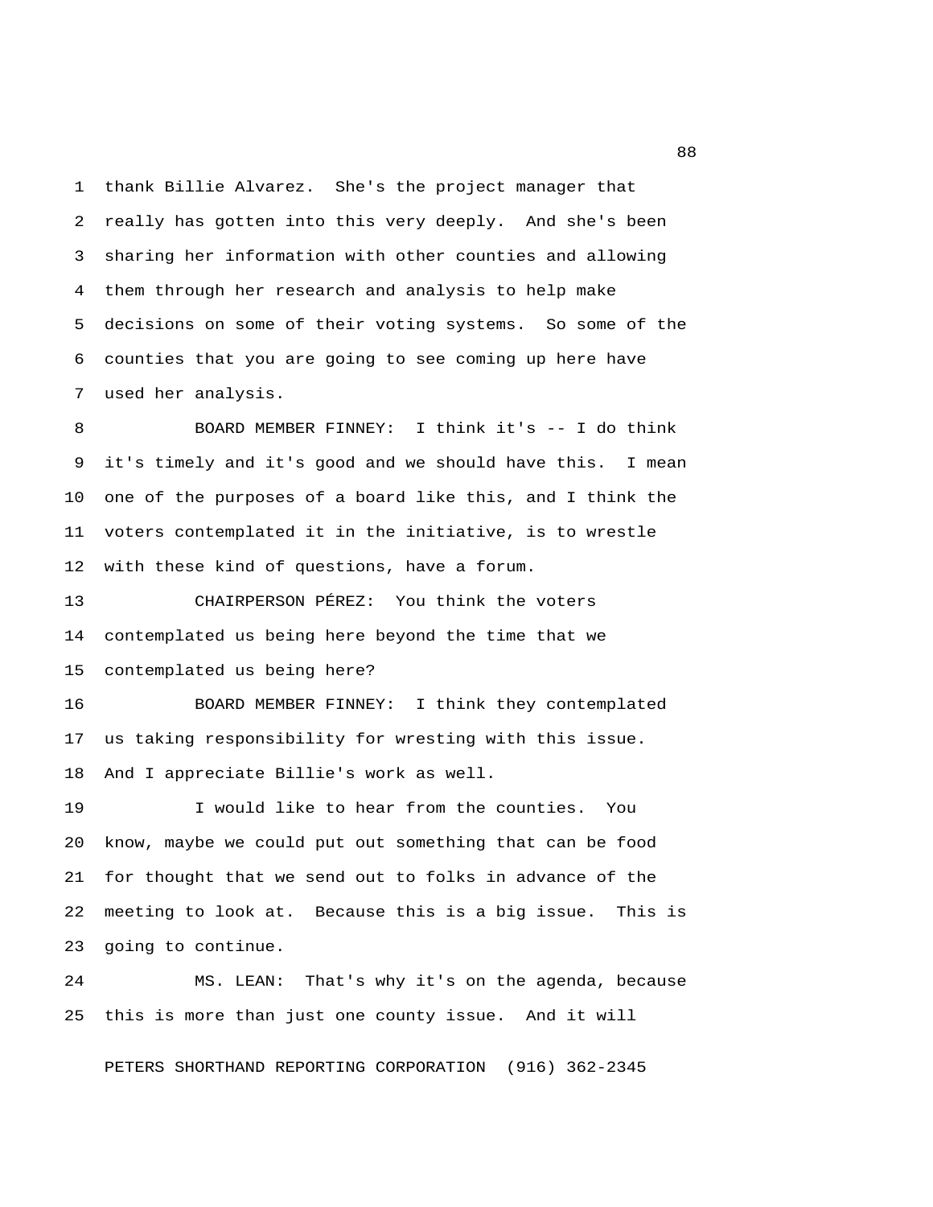thank Billie Alvarez. She's the project manager that really has gotten into this very deeply. And she's been sharing her information with other counties and allowing them through her research and analysis to help make decisions on some of their voting systems. So some of the counties that you are going to see coming up here have used her analysis.

BOARD MEMBER FINNEY: I think it's -- I do think it's timely and it's good and we should have this. I mean one of the purposes of a board like this, and I think the voters contemplated it in the initiative, is to wrestle with these kind of questions, have a forum.

CHAIRPERSON PÉREZ: You think the voters contemplated us being here beyond the time that we contemplated us being here?

BOARD MEMBER FINNEY: I think they contemplated us taking responsibility for wresting with this issue. And I appreciate Billie's work as well.

I would like to hear from the counties. You know, maybe we could put out something that can be food for thought that we send out to folks in advance of the meeting to look at. Because this is a big issue. This is going to continue.

MS. LEAN: That's why it's on the agenda, because this is more than just one county issue. And it will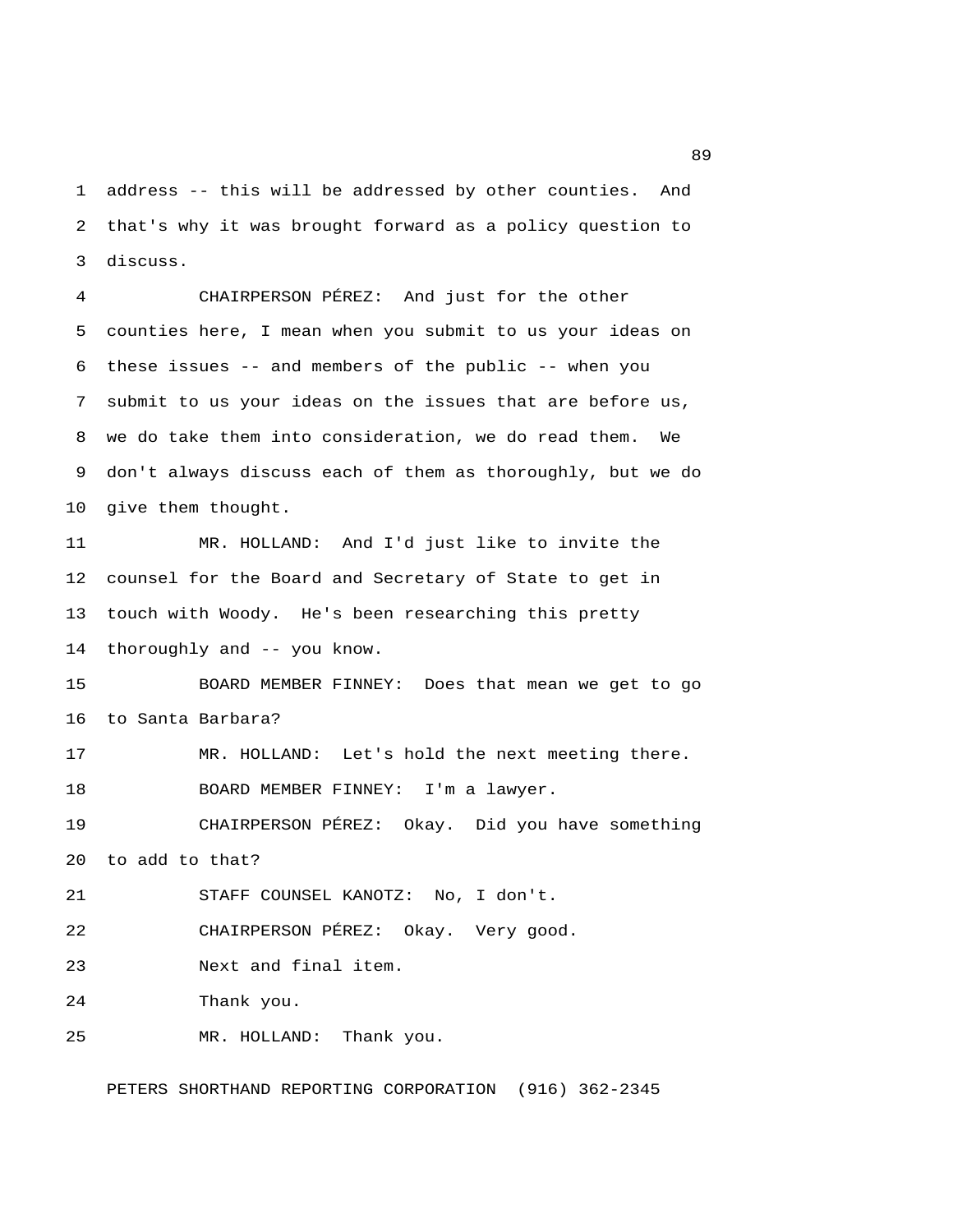address -- this will be addressed by other counties. And that's why it was brought forward as a policy question to discuss.

CHAIRPERSON PÉREZ: And just for the other counties here, I mean when you submit to us your ideas on these issues -- and members of the public -- when you submit to us your ideas on the issues that are before us, we do take them into consideration, we do read them. We don't always discuss each of them as thoroughly, but we do give them thought.

MR. HOLLAND: And I'd just like to invite the counsel for the Board and Secretary of State to get in touch with Woody. He's been researching this pretty thoroughly and -- you know.

BOARD MEMBER FINNEY: Does that mean we get to go to Santa Barbara?

MR. HOLLAND: Let's hold the next meeting there.

BOARD MEMBER FINNEY: I'm a lawyer.

CHAIRPERSON PÉREZ: Okay. Did you have something to add to that?

STAFF COUNSEL KANOTZ: No, I don't.

CHAIRPERSON PÉREZ: Okay. Very good.

Next and final item.

Thank you.

MR. HOLLAND: Thank you.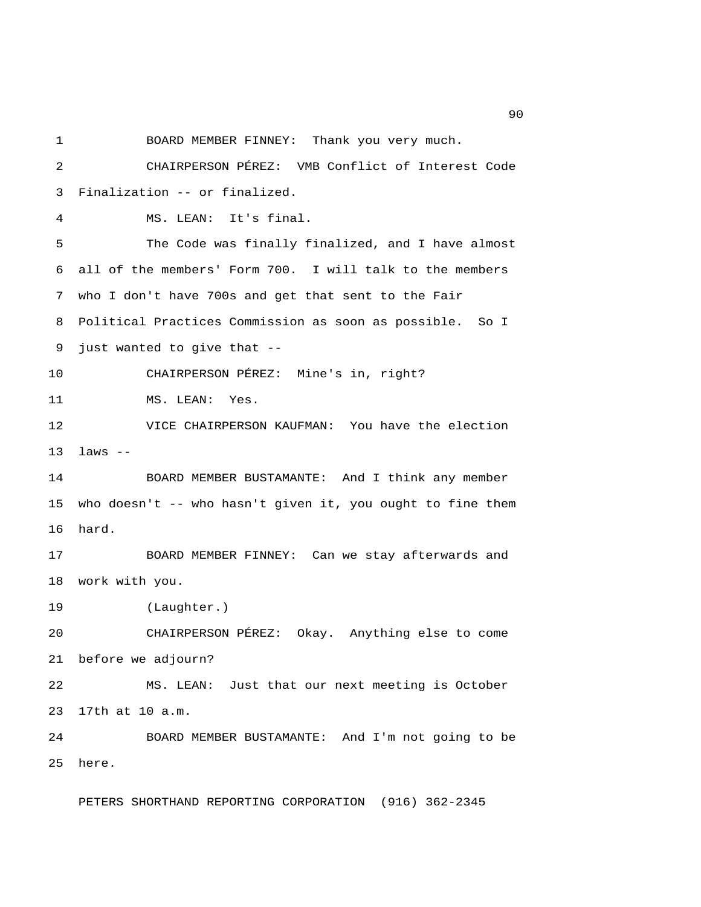1 BOARD MEMBER FINNEY: Thank you very much.

2 CHAIRPERSON PÉREZ: VMB Conflict of Interest Code

3 Finalization -- or finalized.

4 MS. LEAN: It's final.

5 The Code was finally finalized, and I have almost

6 all of the members' Form 700. I will talk to the members

7 who I don't have 700s and get that sent to the Fair

8 Political Practices Commission as soon as possible. So I

9 just wanted to give that --

10 CHAIRPERSON PÉREZ: Mine's in, right?

11 MS. LEAN: Yes.

12 VICE CHAIRPERSON KAUFMAN: You have the election

13 laws --

14 BOARD MEMBER BUSTAMANTE: And I think any member

15 who doesn't -- who hasn't given it, you ought to fine them

16 hard.

17 BOARD MEMBER FINNEY: Can we stay afterwards and

18 work with you.

19 (Laughter.)

20 CHAIRPERSON PÉREZ: Okay. Anything else to come

21 before we adjourn?

22 MS. LEAN: Just that our next meeting is October

23 17th at 10 a.m.

24 BOARD MEMBER BUSTAMANTE: And I'm not going to be

25 here.

PETERS SHORTHAND REPORTING CORPORATION (916) 362-2345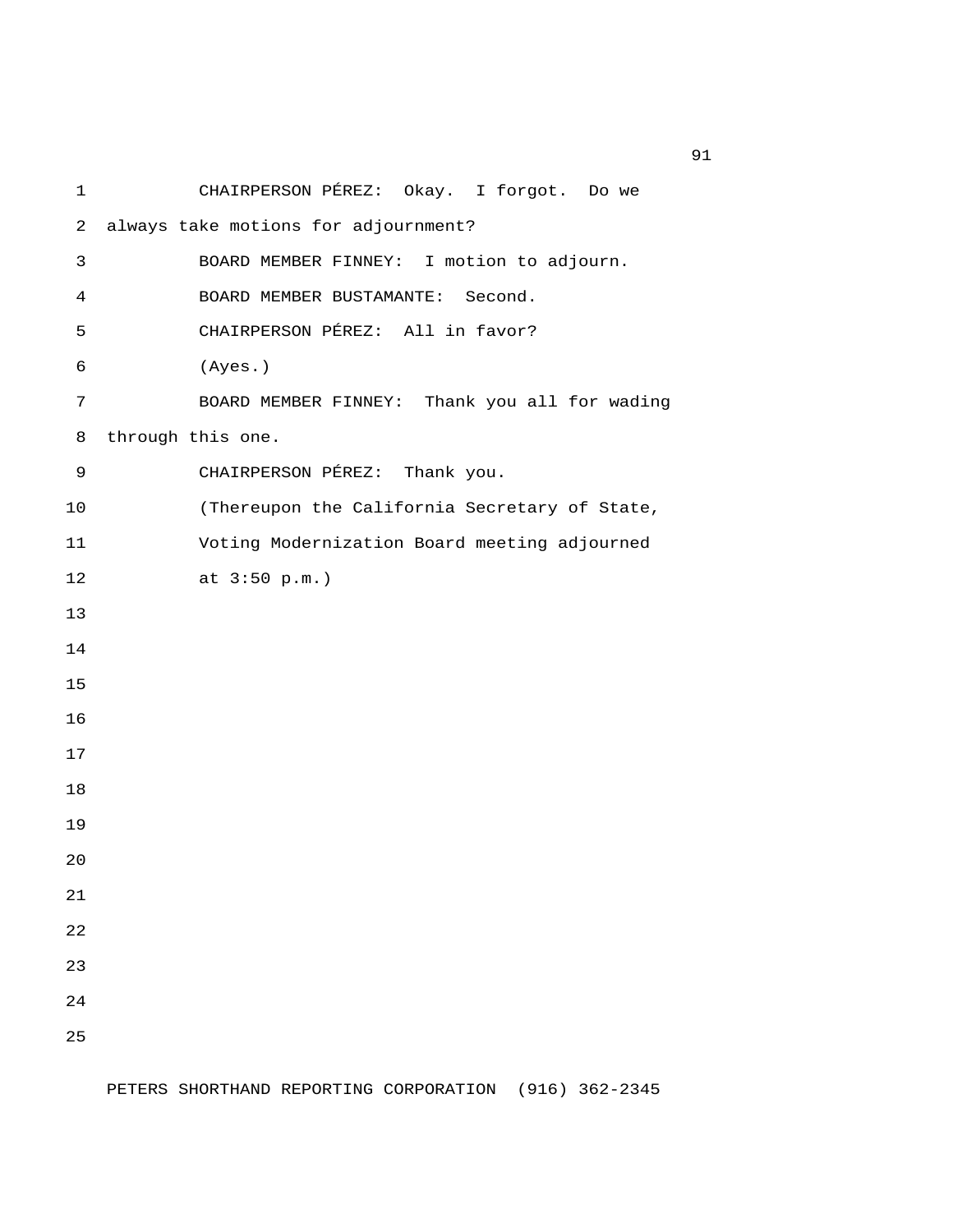CHAIRPERSON PÉREZ: Okay. I forgot. Do we always take motions for adjournment?

BOARD MEMBER FINNEY: I motion to adjourn.

BOARD MEMBER BUSTAMANTE: Second.

CHAIRPERSON PÉREZ: All in favor?

(Ayes.)

BOARD MEMBER FINNEY: Thank you all for wading through this one.

CHAIRPERSON PÉREZ: Thank you.

(Thereupon the California Secretary of State, Voting Modernization Board meeting adjourned at 3:50 p.m.)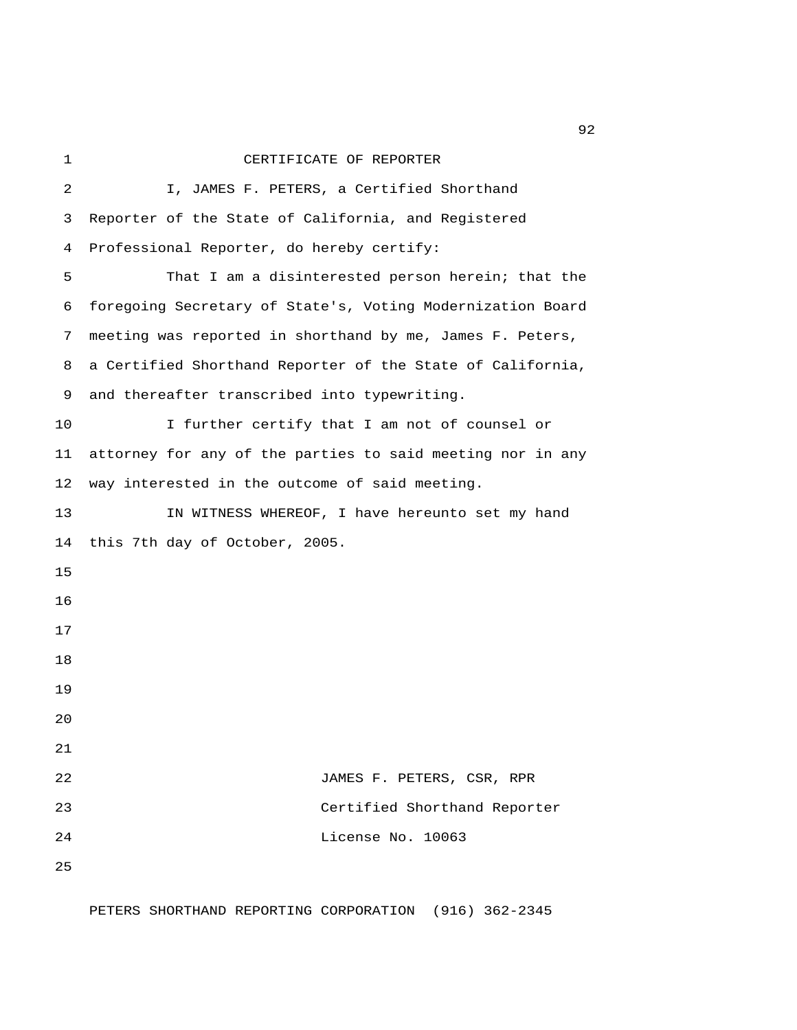# CERTIFICATE OF REPORTER

I, JAMES F. PETERS, a Certified Shorthand Reporter of the State of California, and Registered Professional Reporter, do hereby certify:

That I am a disinterested person herein; that the foregoing Secretary of State's, Voting Modernization Board meeting was reported in shorthand by me, James F. Peters, a Certified Shorthand Reporter of the State of California, and thereafter transcribed into typewriting.

I further certify that I am not of counsel or attorney for any of the parties to said meeting nor in any way interested in the outcome of said meeting.

IN WITNESS WHEREOF, I have hereunto set my hand this 7th day of October, 2005.

JAMES F. PETERS, CSR, RPR
Certified Shorthand Reporter
License No. 10063